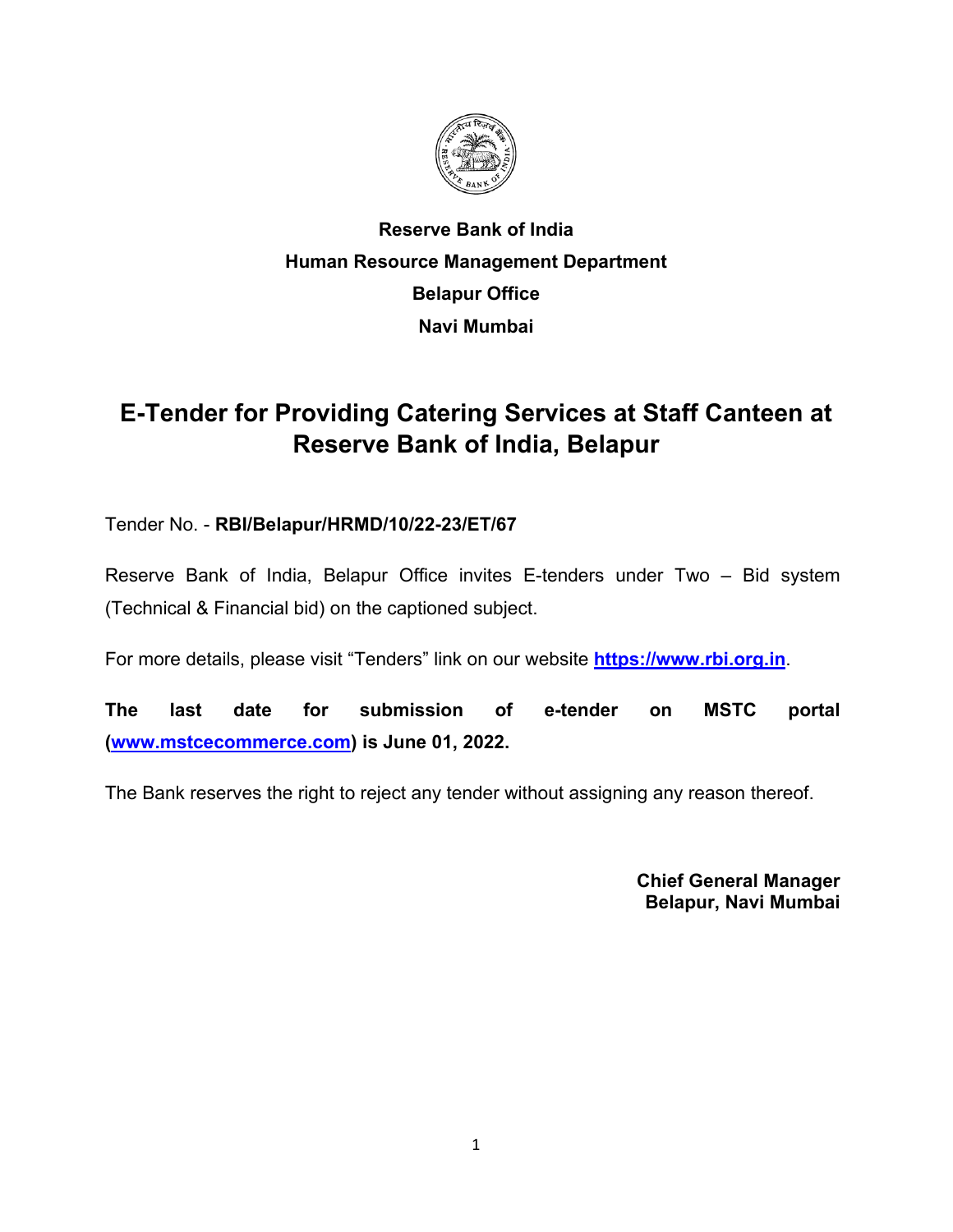**Reserve Bank of India**

**Human Resource Management Department**

**Belapur Office**

**Navi Mumbai**

# E-Tender for Providing Catering Services at Staff Canteen at Reserve Bank of India, Belapur

Tender No. - **RBI/Belapur/HRMD/10/22-23/ET/67**

Reserve Bank of India, Belapur Office invites E-tenders under Two – Bid system (Technical & Financial bid) on the captioned subject.

For more details, please visit "Tenders" link on our website **https://www.rbi.org.in**.

**The last date for submission of e-tender on MSTC portal (www.mstcecommerce.com) is June 01, 2022.**

The Bank reserves the right to reject any tender without assigning any reason thereof.

**Chief General Manager**
**Belapur, Navi Mumbai**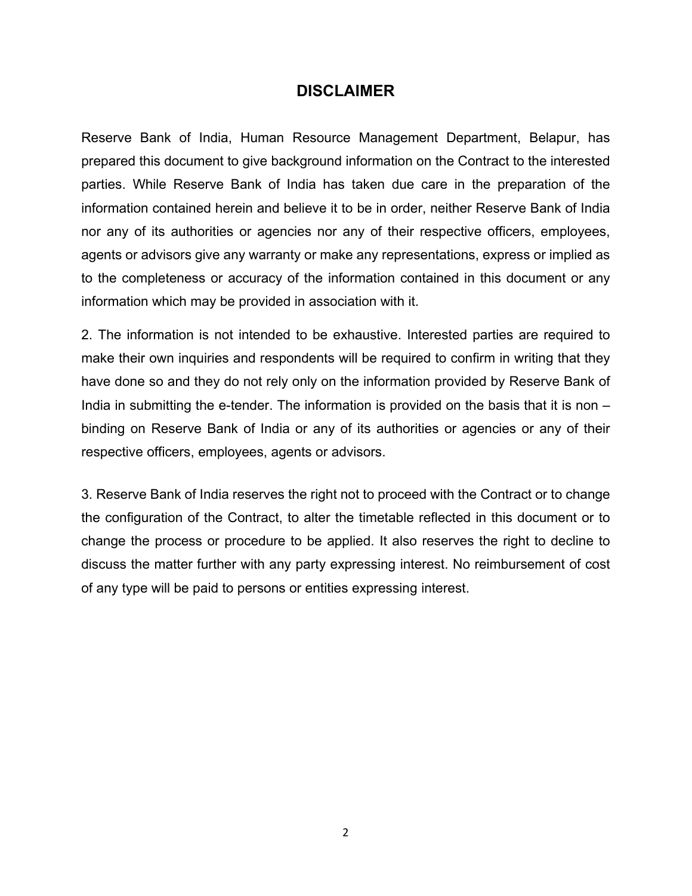# DISCLAIMER

Reserve Bank of India, Human Resource Management Department, Belapur, has prepared this document to give background information on the Contract to the interested parties. While Reserve Bank of India has taken due care in the preparation of the information contained herein and believe it to be in order, neither Reserve Bank of India nor any of its authorities or agencies nor any of their respective officers, employees, agents or advisors give any warranty or make any representations, express or implied as to the completeness or accuracy of the information contained in this document or any information which may be provided in association with it.

2. The information is not intended to be exhaustive. Interested parties are required to make their own inquiries and respondents will be required to confirm in writing that they have done so and they do not rely only on the information provided by Reserve Bank of India in submitting the e-tender. The information is provided on the basis that it is non – binding on Reserve Bank of India or any of its authorities or agencies or any of their respective officers, employees, agents or advisors.

3. Reserve Bank of India reserves the right not to proceed with the Contract or to change the configuration of the Contract, to alter the timetable reflected in this document or to change the process or procedure to be applied. It also reserves the right to decline to discuss the matter further with any party expressing interest. No reimbursement of cost of any type will be paid to persons or entities expressing interest.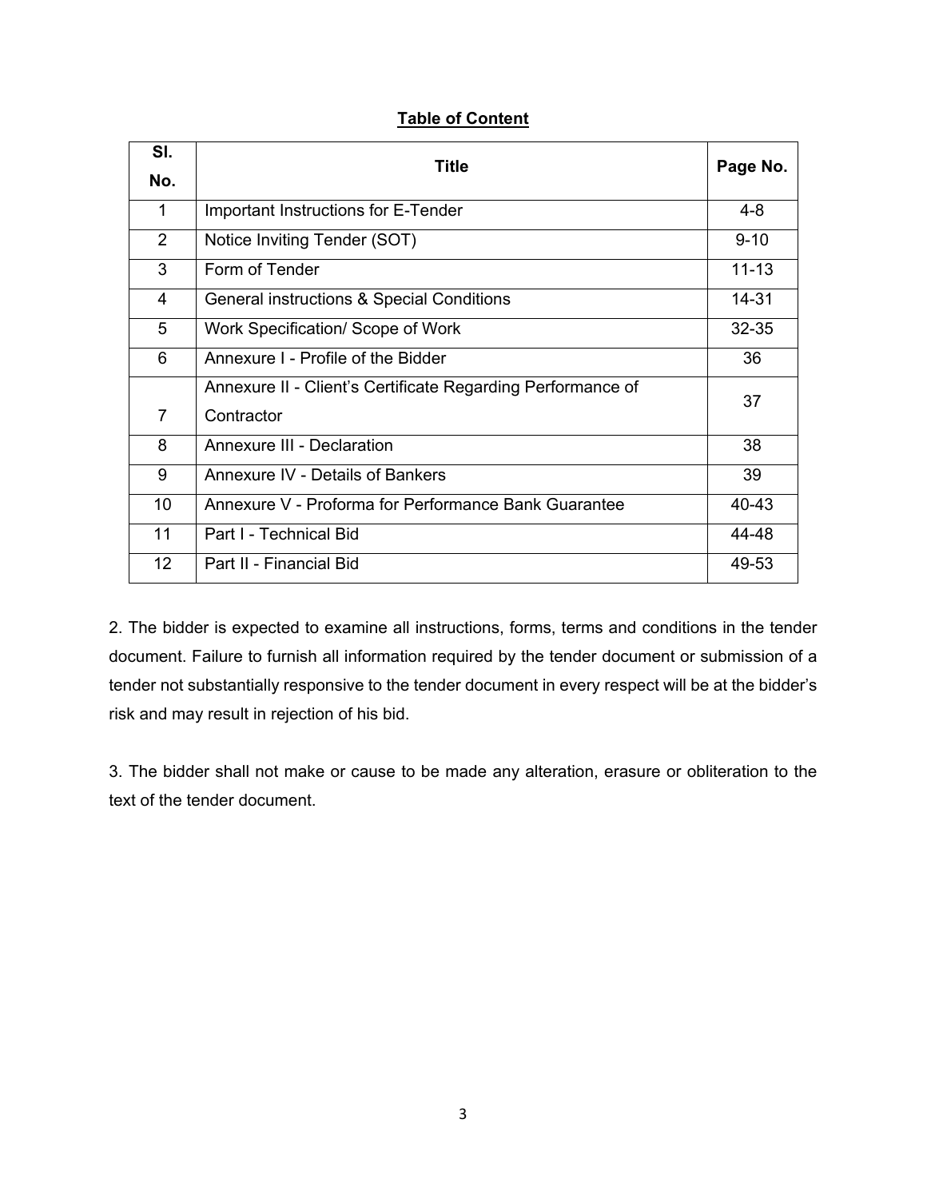**Table of Content**

| Sl. No. | Title | Page No. |
|---|---|---|
| 1 | Important Instructions for E-Tender | 4-8 |
| 2 | Notice Inviting Tender (SOT) | 9-10 |
| 3 | Form of Tender | 11-13 |
| 4 | General instructions & Special Conditions | 14-31 |
| 5 | Work Specification/ Scope of Work | 32-35 |
| 6 | Annexure I - Profile of the Bidder | 36 |
| 7 | Annexure II - Client's Certificate Regarding Performance of Contractor | 37 |
| 8 | Annexure III - Declaration | 38 |
| 9 | Annexure IV - Details of Bankers | 39 |
| 10 | Annexure V - Proforma for Performance Bank Guarantee | 40-43 |
| 11 | Part I - Technical Bid | 44-48 |
| 12 | Part II - Financial Bid | 49-53 |

2. The bidder is expected to examine all instructions, forms, terms and conditions in the tender document. Failure to furnish all information required by the tender document or submission of a tender not substantially responsive to the tender document in every respect will be at the bidder's risk and may result in rejection of his bid.

3. The bidder shall not make or cause to be made any alteration, erasure or obliteration to the text of the tender document.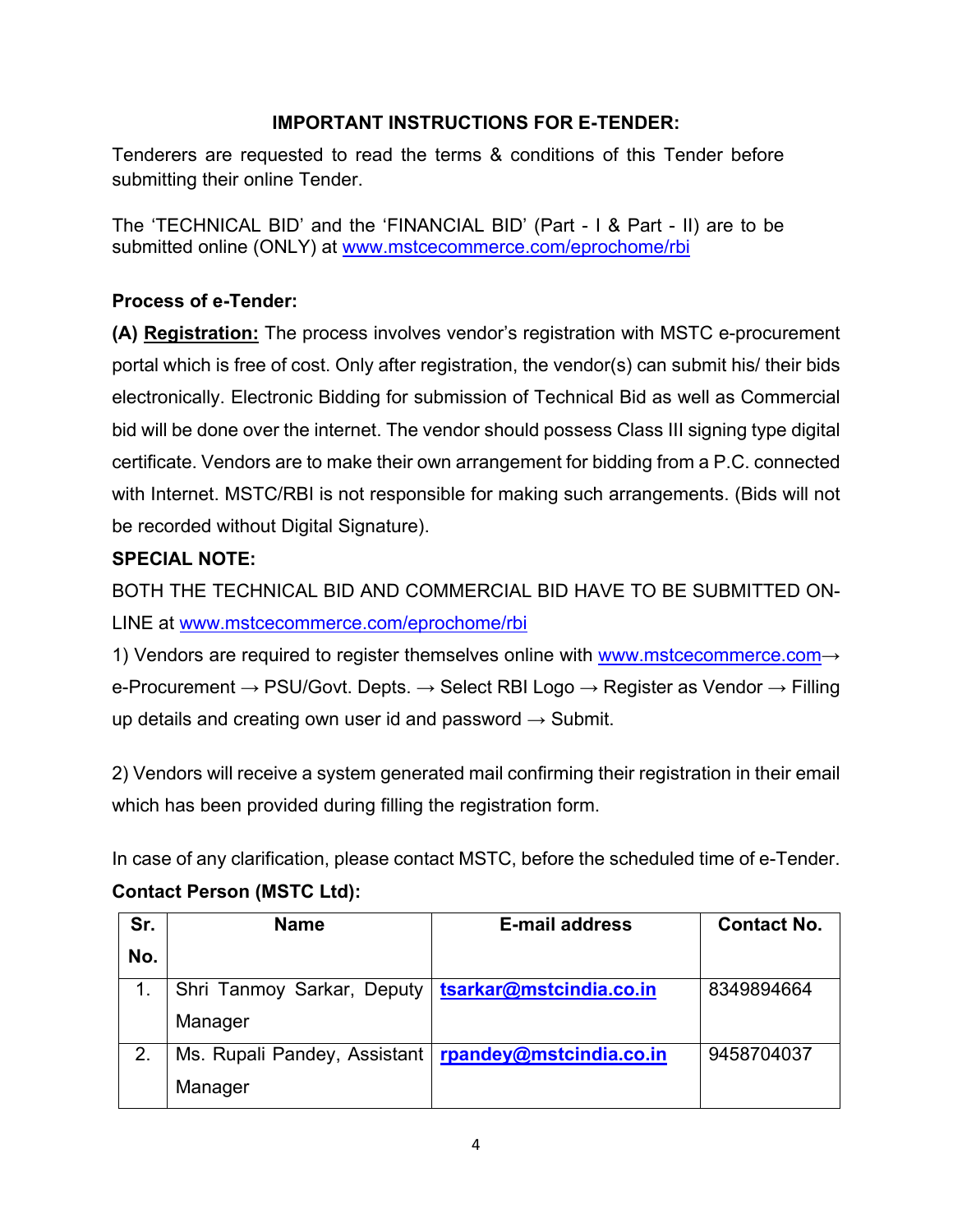## IMPORTANT INSTRUCTIONS FOR E-TENDER:

Tenderers are requested to read the terms & conditions of this Tender before submitting their online Tender.

The 'TECHNICAL BID' and the 'FINANCIAL BID' (Part - I & Part - II) are to be submitted online (ONLY) at www.mstcecommerce.com/eprochome/rbi

**Process of e-Tender:**

**(A) Registration:** The process involves vendor's registration with MSTC e-procurement portal which is free of cost. Only after registration, the vendor(s) can submit his/ their bids electronically. Electronic Bidding for submission of Technical Bid as well as Commercial bid will be done over the internet. The vendor should possess Class III signing type digital certificate. Vendors are to make their own arrangement for bidding from a P.C. connected with Internet. MSTC/RBI is not responsible for making such arrangements. (Bids will not be recorded without Digital Signature).

**SPECIAL NOTE:**

BOTH THE TECHNICAL BID AND COMMERCIAL BID HAVE TO BE SUBMITTED ON-LINE at www.mstcecommerce.com/eprochome/rbi

1) Vendors are required to register themselves online with www.mstcecommerce.com→ e-Procurement → PSU/Govt. Depts. → Select RBI Logo → Register as Vendor → Filling up details and creating own user id and password → Submit.

2) Vendors will receive a system generated mail confirming their registration in their email which has been provided during filling the registration form.

In case of any clarification, please contact MSTC, before the scheduled time of e-Tender.

**Contact Person (MSTC Ltd):**

| Sr. No. | Name | E-mail address | Contact No. |
|---|---|---|---|
| 1. | Shri Tanmoy Sarkar, Deputy Manager | tsarkar@mstcindia.co.in | 8349894664 |
| 2. | Ms. Rupali Pandey, Assistant Manager | rpandey@mstcindia.co.in | 9458704037 |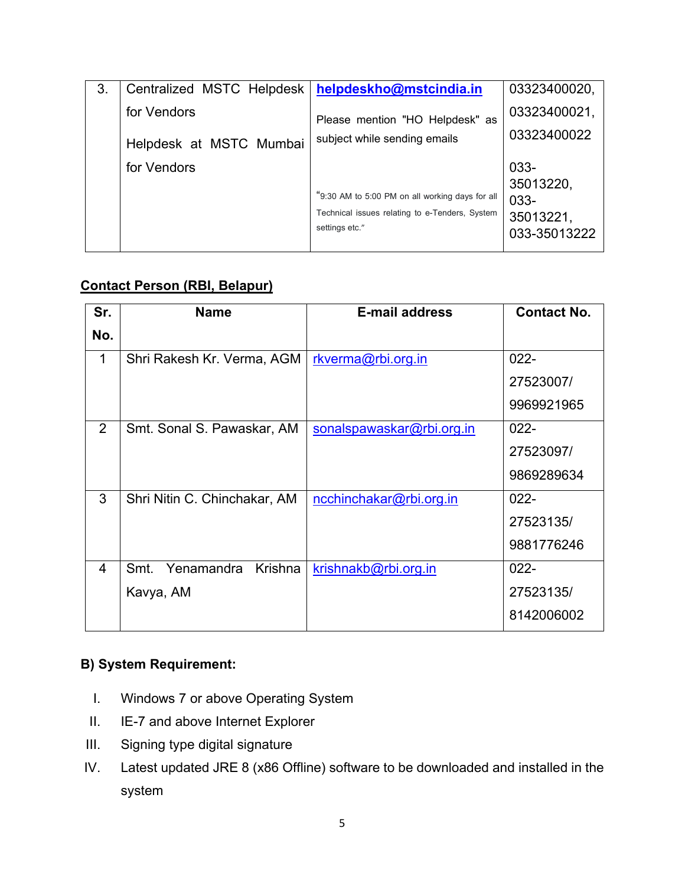| 3. | Centralized MSTC Helpdesk for Vendors<br><br>Helpdesk at MSTC Mumbai for Vendors | helpdeskho@mstcindia.in<br><br>Please mention "HO Helpdesk" as subject while sending emails<br><br>"9:30 AM to 5:00 PM on all working days for all Technical issues relating to e-Tenders, System settings etc." | 03323400020, 03323400021, 03323400022<br><br>033-35013220, 033-35013221, 033-35013222 |
|---|---|---|---|

**Contact Person (RBI, Belapur)**

| Sr. No. | Name | E-mail address | Contact No. |
|---|---|---|---|
| 1 | Shri Rakesh Kr. Verma, AGM | rkverma@rbi.org.in | 022-27523007/ 9969921965 |
| 2 | Smt. Sonal S. Pawaskar, AM | sonalspawaskar@rbi.org.in | 022-27523097/ 9869289634 |
| 3 | Shri Nitin C. Chinchakar, AM | ncchinchakar@rbi.org.in | 022-27523135/ 9881776246 |
| 4 | Smt. Yenamandra Krishna Kavya, AM | krishnakb@rbi.org.in | 022-27523135/ 8142006002 |

**B) System Requirement:**

I. Windows 7 or above Operating System
II. IE-7 and above Internet Explorer
III. Signing type digital signature
IV. Latest updated JRE 8 (x86 Offline) software to be downloaded and installed in the system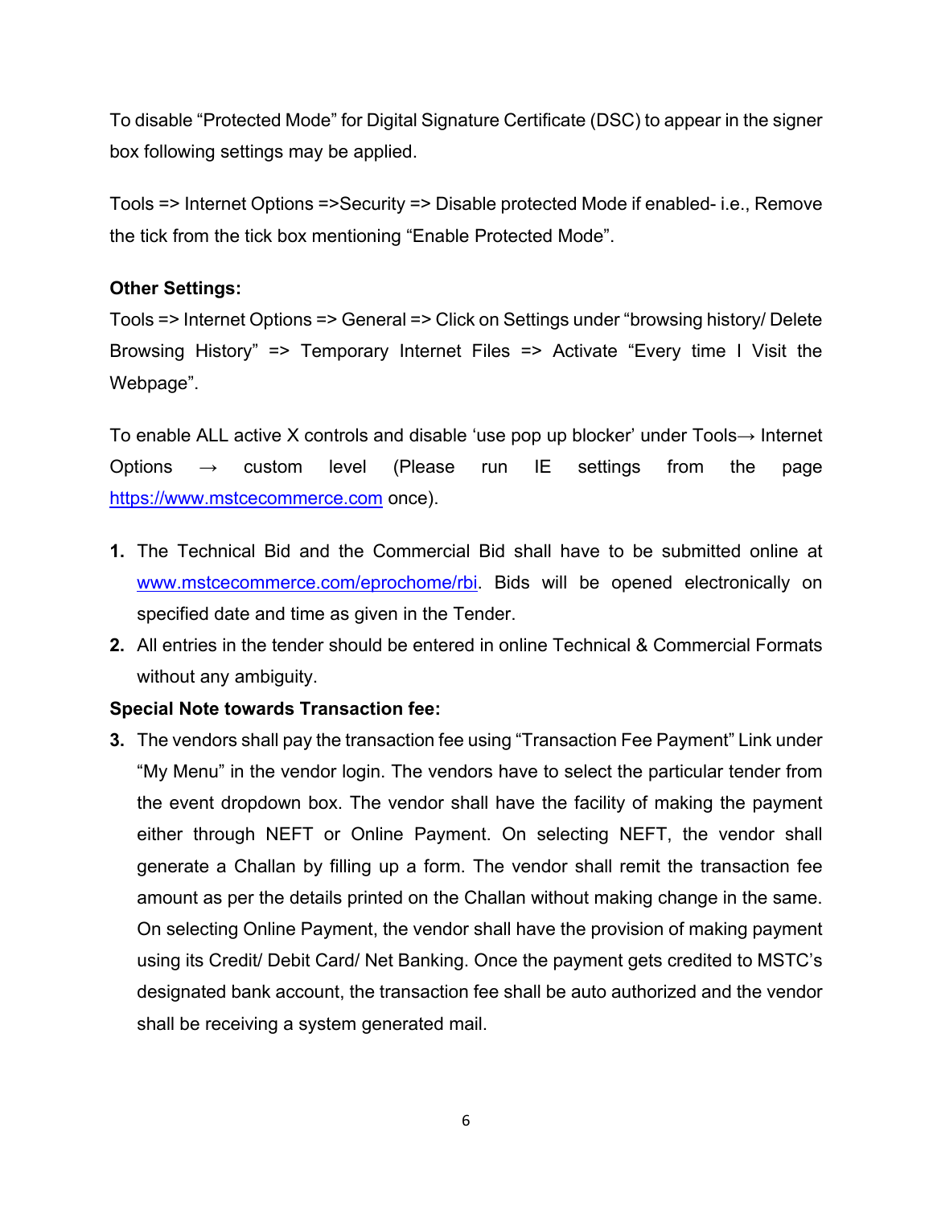To disable “Protected Mode” for Digital Signature Certificate (DSC) to appear in the signer box following settings may be applied.

Tools => Internet Options =>Security => Disable protected Mode if enabled- i.e., Remove the tick from the tick box mentioning “Enable Protected Mode”.

**Other Settings:**

Tools => Internet Options => General => Click on Settings under “browsing history/ Delete Browsing History” => Temporary Internet Files => Activate “Every time I Visit the Webpage”.

To enable ALL active X controls and disable ‘use pop up blocker’ under Tools→ Internet Options → custom level (Please run IE settings from the page https://www.mstcecommerce.com once).

1. The Technical Bid and the Commercial Bid shall have to be submitted online at www.mstcecommerce.com/eprochome/rbi. Bids will be opened electronically on specified date and time as given in the Tender.
2. All entries in the tender should be entered in online Technical & Commercial Formats without any ambiguity.

**Special Note towards Transaction fee:**

3. The vendors shall pay the transaction fee using “Transaction Fee Payment” Link under “My Menu” in the vendor login. The vendors have to select the particular tender from the event dropdown box. The vendor shall have the facility of making the payment either through NEFT or Online Payment. On selecting NEFT, the vendor shall generate a Challan by filling up a form. The vendor shall remit the transaction fee amount as per the details printed on the Challan without making change in the same. On selecting Online Payment, the vendor shall have the provision of making payment using its Credit/ Debit Card/ Net Banking. Once the payment gets credited to MSTC’s designated bank account, the transaction fee shall be auto authorized and the vendor shall be receiving a system generated mail.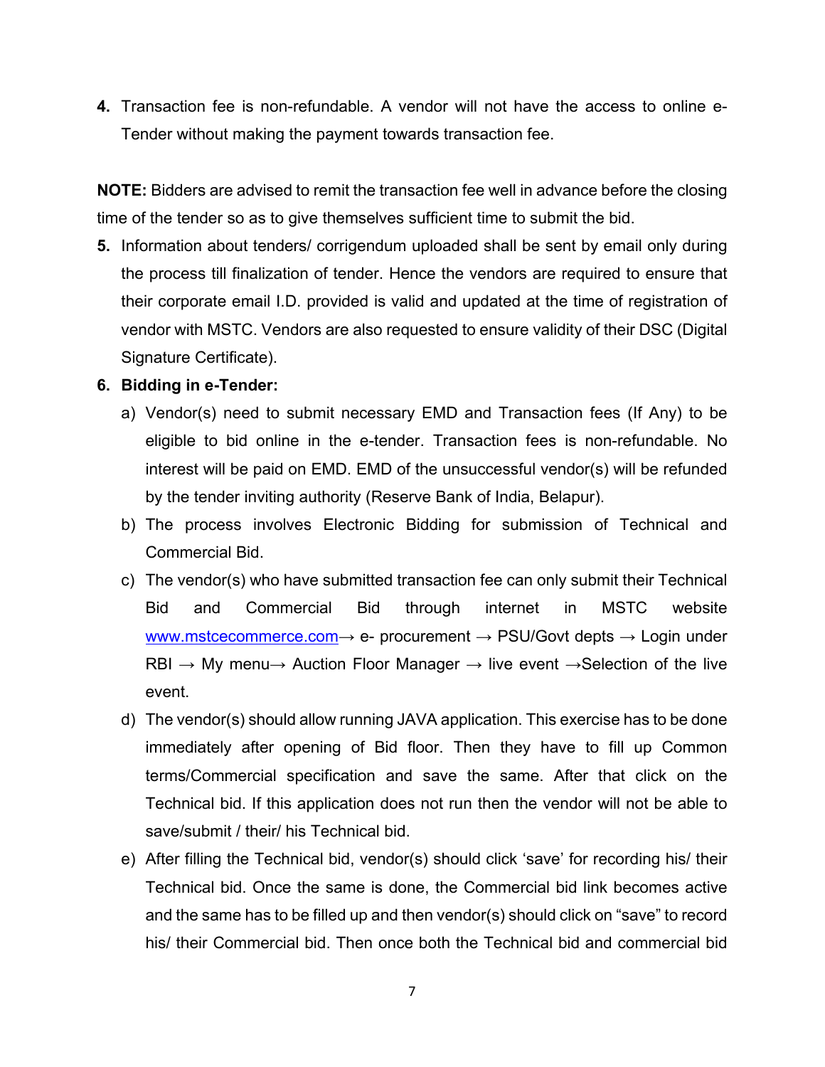4. Transaction fee is non-refundable. A vendor will not have the access to online e-Tender without making the payment towards transaction fee.

**NOTE:** Bidders are advised to remit the transaction fee well in advance before the closing time of the tender so as to give themselves sufficient time to submit the bid.

5. Information about tenders/ corrigendum uploaded shall be sent by email only during the process till finalization of tender. Hence the vendors are required to ensure that their corporate email I.D. provided is valid and updated at the time of registration of vendor with MSTC. Vendors are also requested to ensure validity of their DSC (Digital Signature Certificate).

6. **Bidding in e-Tender:**
   a) Vendor(s) need to submit necessary EMD and Transaction fees (If Any) to be eligible to bid online in the e-tender. Transaction fees is non-refundable. No interest will be paid on EMD. EMD of the unsuccessful vendor(s) will be refunded by the tender inviting authority (Reserve Bank of India, Belapur).
   b) The process involves Electronic Bidding for submission of Technical and Commercial Bid.
   c) The vendor(s) who have submitted transaction fee can only submit their Technical Bid and Commercial Bid through internet in MSTC website www.mstcecommerce.com→ e- procurement → PSU/Govt depts → Login under RBI → My menu→ Auction Floor Manager → live event →Selection of the live event.
   d) The vendor(s) should allow running JAVA application. This exercise has to be done immediately after opening of Bid floor. Then they have to fill up Common terms/Commercial specification and save the same. After that click on the Technical bid. If this application does not run then the vendor will not be able to save/submit / their/ his Technical bid.
   e) After filling the Technical bid, vendor(s) should click 'save' for recording his/ their Technical bid. Once the same is done, the Commercial bid link becomes active and the same has to be filled up and then vendor(s) should click on "save" to record his/ their Commercial bid. Then once both the Technical bid and commercial bid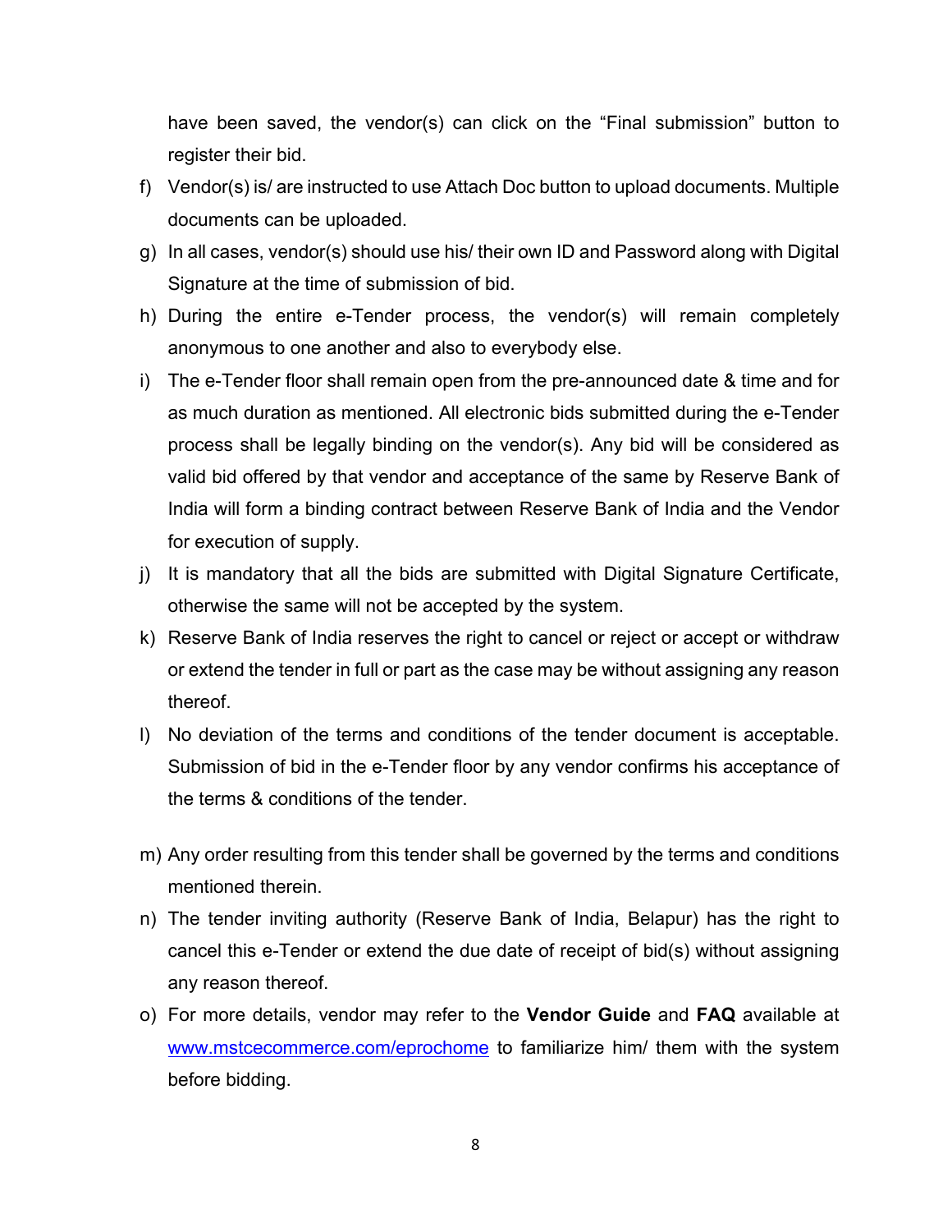have been saved, the vendor(s) can click on the "Final submission" button to register their bid.

f) Vendor(s) is/ are instructed to use Attach Doc button to upload documents. Multiple documents can be uploaded.

g) In all cases, vendor(s) should use his/ their own ID and Password along with Digital Signature at the time of submission of bid.

h) During the entire e-Tender process, the vendor(s) will remain completely anonymous to one another and also to everybody else.

i) The e-Tender floor shall remain open from the pre-announced date & time and for as much duration as mentioned. All electronic bids submitted during the e-Tender process shall be legally binding on the vendor(s). Any bid will be considered as valid bid offered by that vendor and acceptance of the same by Reserve Bank of India will form a binding contract between Reserve Bank of India and the Vendor for execution of supply.

j) It is mandatory that all the bids are submitted with Digital Signature Certificate, otherwise the same will not be accepted by the system.

k) Reserve Bank of India reserves the right to cancel or reject or accept or withdraw or extend the tender in full or part as the case may be without assigning any reason thereof.

l) No deviation of the terms and conditions of the tender document is acceptable. Submission of bid in the e-Tender floor by any vendor confirms his acceptance of the terms & conditions of the tender.

m) Any order resulting from this tender shall be governed by the terms and conditions mentioned therein.

n) The tender inviting authority (Reserve Bank of India, Belapur) has the right to cancel this e-Tender or extend the due date of receipt of bid(s) without assigning any reason thereof.

o) For more details, vendor may refer to the **Vendor Guide** and **FAQ** available at [www.mstcecommerce.com/eprochome](www.mstcecommerce.com/eprochome) to familiarize him/ them with the system before bidding.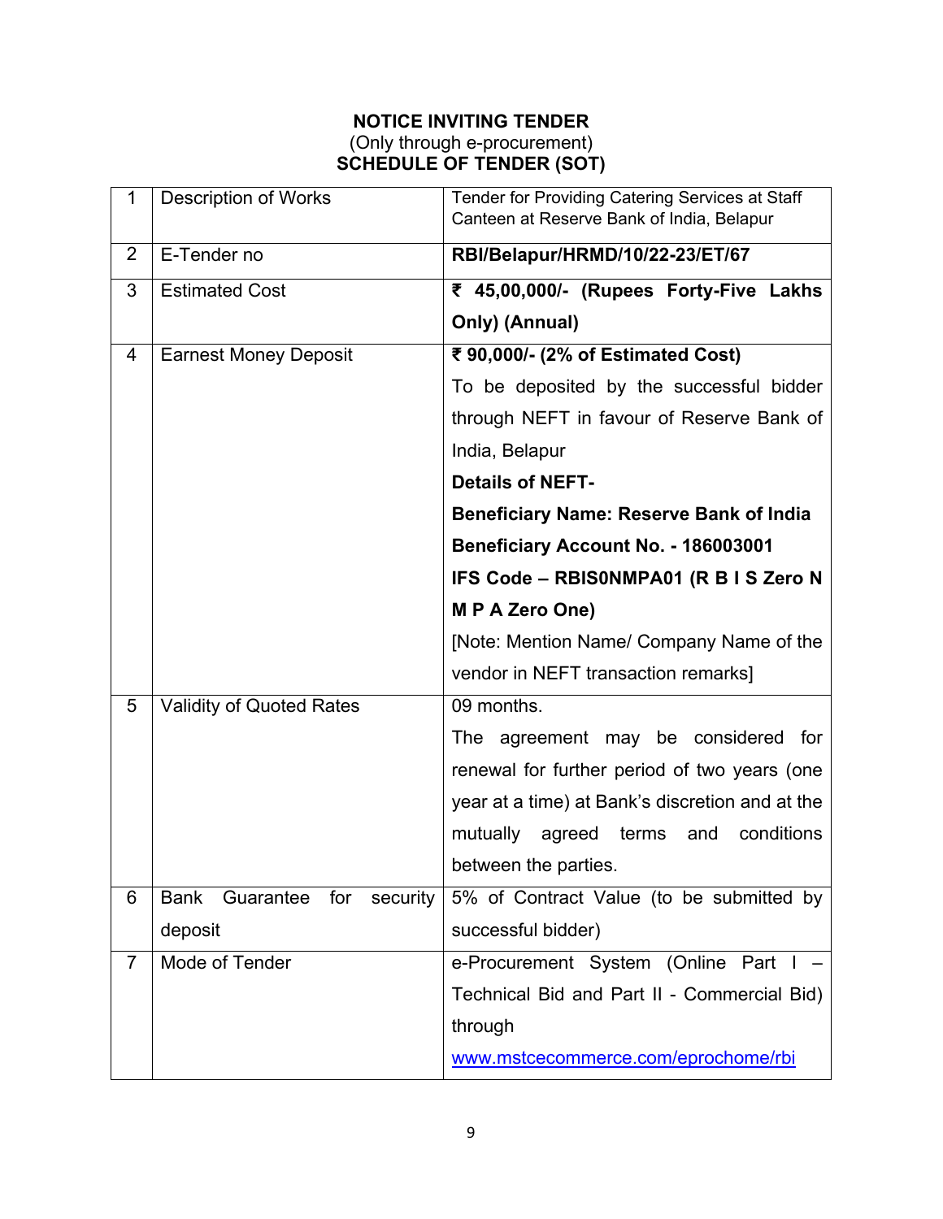**NOTICE INVITING TENDER**
(Only through e-procurement)
**SCHEDULE OF TENDER (SOT)**

| 1 | Description of Works | Tender for Providing Catering Services at Staff Canteen at Reserve Bank of India, Belapur |
|---|---|---|
| 2 | E-Tender no | **RBI/Belapur/HRMD/10/22-23/ET/67** |
| 3 | Estimated Cost | **₹ 45,00,000/- (Rupees Forty-Five Lakhs Only) (Annual)** |
| 4 | Earnest Money Deposit | **₹ 90,000/- (2% of Estimated Cost)** To be deposited by the successful bidder through NEFT in favour of Reserve Bank of India, Belapur **Details of NEFT-** **Beneficiary Name: Reserve Bank of India** **Beneficiary Account No. - 186003001** **IFS Code – RBIS0NMPA01 (R B I S Zero N M P A Zero One)** [Note: Mention Name/ Company Name of the vendor in NEFT transaction remarks] |
| 5 | Validity of Quoted Rates | 09 months. The agreement may be considered for renewal for further period of two years (one year at a time) at Bank's discretion and at the mutually agreed terms and conditions between the parties. |
| 6 | Bank Guarantee for security deposit | 5% of Contract Value (to be submitted by successful bidder) |
| 7 | Mode of Tender | e-Procurement System (Online Part I – Technical Bid and Part II - Commercial Bid) through www.mstcecommerce.com/eprochome/rbi |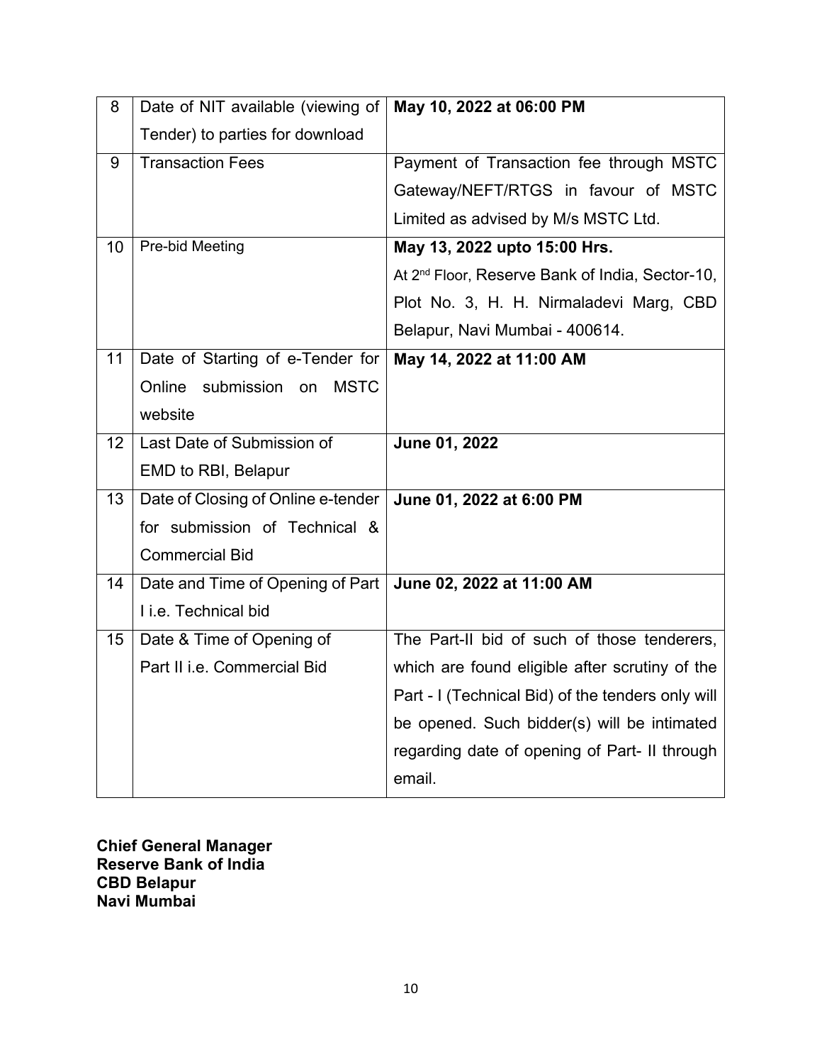| 8 | Date of NIT available (viewing of Tender) to parties for download | **May 10, 2022 at 06:00 PM** |
|---|---|---|
| 9 | Transaction Fees | Payment of Transaction fee through MSTC Gateway/NEFT/RTGS in favour of MSTC Limited as advised by M/s MSTC Ltd. |
| 10 | Pre-bid Meeting | **May 13, 2022 upto 15:00 Hrs.** At 2nd Floor, Reserve Bank of India, Sector-10, Plot No. 3, H. H. Nirmaladevi Marg, CBD Belapur, Navi Mumbai - 400614. |
| 11 | Date of Starting of e-Tender for Online submission on MSTC website | **May 14, 2022 at 11:00 AM** |
| 12 | Last Date of Submission of EMD to RBI, Belapur | **June 01, 2022** |
| 13 | Date of Closing of Online e-tender for submission of Technical & Commercial Bid | **June 01, 2022 at 6:00 PM** |
| 14 | Date and Time of Opening of Part I i.e. Technical bid | **June 02, 2022 at 11:00 AM** |
| 15 | Date & Time of Opening of Part II i.e. Commercial Bid | The Part-II bid of such of those tenderers, which are found eligible after scrutiny of the Part - I (Technical Bid) of the tenders only will be opened. Such bidder(s) will be intimated regarding date of opening of Part- II through email. |

**Chief General Manager**
**Reserve Bank of India**
**CBD Belapur**
**Navi Mumbai**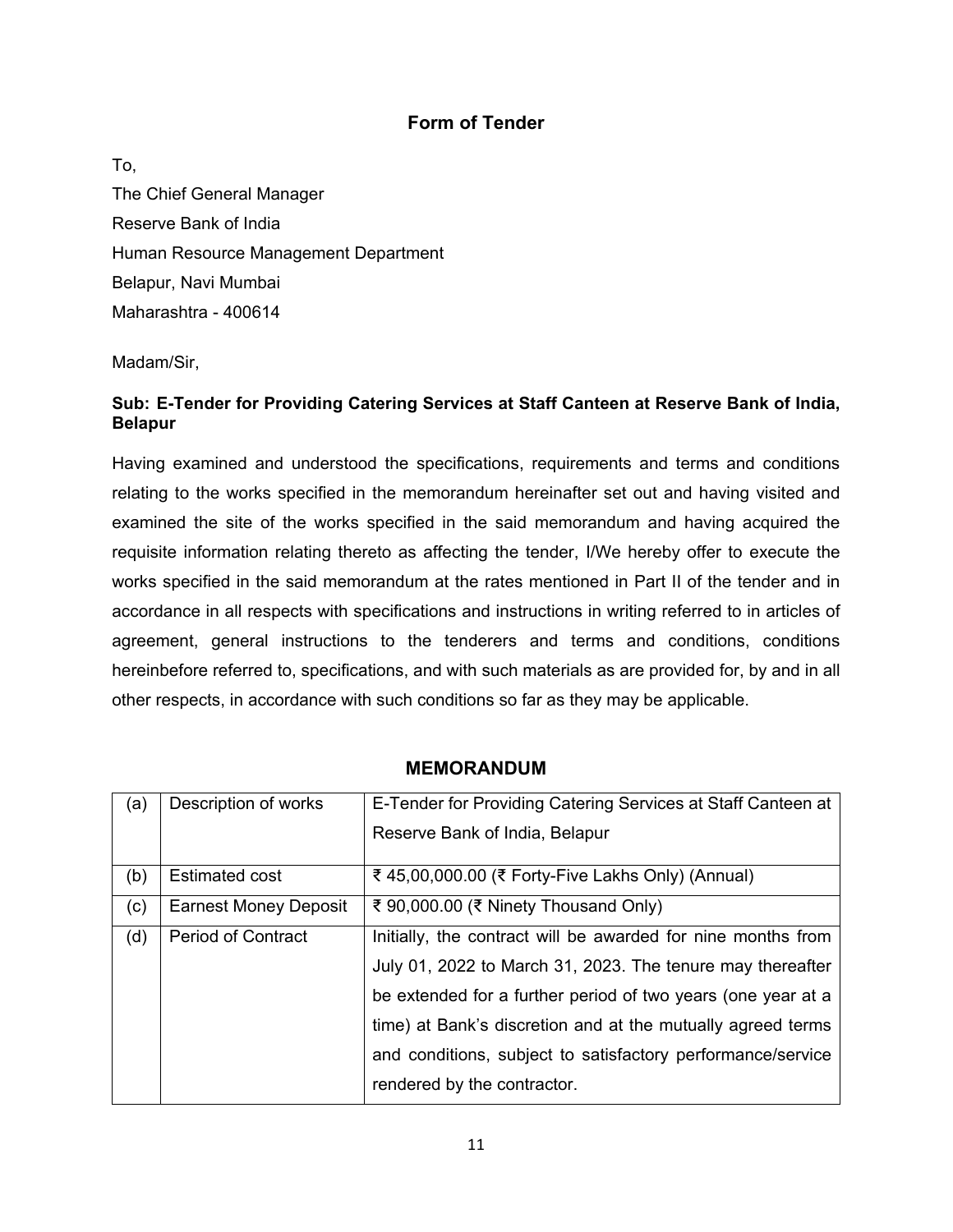## Form of Tender

To,

The Chief General Manager

Reserve Bank of India

Human Resource Management Department

Belapur, Navi Mumbai

Maharashtra - 400614

Madam/Sir,

**Sub: E-Tender for Providing Catering Services at Staff Canteen at Reserve Bank of India, Belapur**

Having examined and understood the specifications, requirements and terms and conditions relating to the works specified in the memorandum hereinafter set out and having visited and examined the site of the works specified in the said memorandum and having acquired the requisite information relating thereto as affecting the tender, I/We hereby offer to execute the works specified in the said memorandum at the rates mentioned in Part II of the tender and in accordance in all respects with specifications and instructions in writing referred to in articles of agreement, general instructions to the tenderers and terms and conditions, conditions hereinbefore referred to, specifications, and with such materials as are provided for, by and in all other respects, in accordance with such conditions so far as they may be applicable.

### MEMORANDUM

| | | |
|---|---|---|
| (a) | Description of works | E-Tender for Providing Catering Services at Staff Canteen at Reserve Bank of India, Belapur |
| (b) | Estimated cost | ₹ 45,00,000.00 (₹ Forty-Five Lakhs Only) (Annual) |
| (c) | Earnest Money Deposit | ₹ 90,000.00 (₹ Ninety Thousand Only) |
| (d) | Period of Contract | Initially, the contract will be awarded for nine months from July 01, 2022 to March 31, 2023. The tenure may thereafter be extended for a further period of two years (one year at a time) at Bank's discretion and at the mutually agreed terms and conditions, subject to satisfactory performance/service rendered by the contractor. |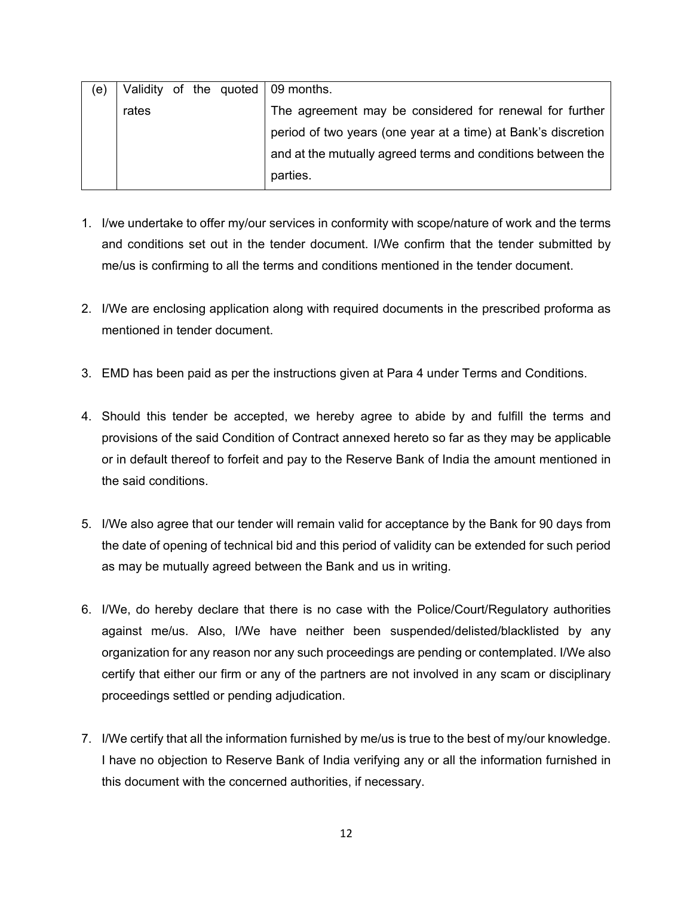| (e) | Validity of the quoted rates | 09 months.<br>The agreement may be considered for renewal for further period of two years (one year at a time) at Bank's discretion and at the mutually agreed terms and conditions between the parties. |
|---|---|---|

1. I/we undertake to offer my/our services in conformity with scope/nature of work and the terms and conditions set out in the tender document. I/We confirm that the tender submitted by me/us is confirming to all the terms and conditions mentioned in the tender document.

2. I/We are enclosing application along with required documents in the prescribed proforma as mentioned in tender document.

3. EMD has been paid as per the instructions given at Para 4 under Terms and Conditions.

4. Should this tender be accepted, we hereby agree to abide by and fulfill the terms and provisions of the said Condition of Contract annexed hereto so far as they may be applicable or in default thereof to forfeit and pay to the Reserve Bank of India the amount mentioned in the said conditions.

5. I/We also agree that our tender will remain valid for acceptance by the Bank for 90 days from the date of opening of technical bid and this period of validity can be extended for such period as may be mutually agreed between the Bank and us in writing.

6. I/We, do hereby declare that there is no case with the Police/Court/Regulatory authorities against me/us. Also, I/We have neither been suspended/delisted/blacklisted by any organization for any reason nor any such proceedings are pending or contemplated. I/We also certify that either our firm or any of the partners are not involved in any scam or disciplinary proceedings settled or pending adjudication.

7. I/We certify that all the information furnished by me/us is true to the best of my/our knowledge. I have no objection to Reserve Bank of India verifying any or all the information furnished in this document with the concerned authorities, if necessary.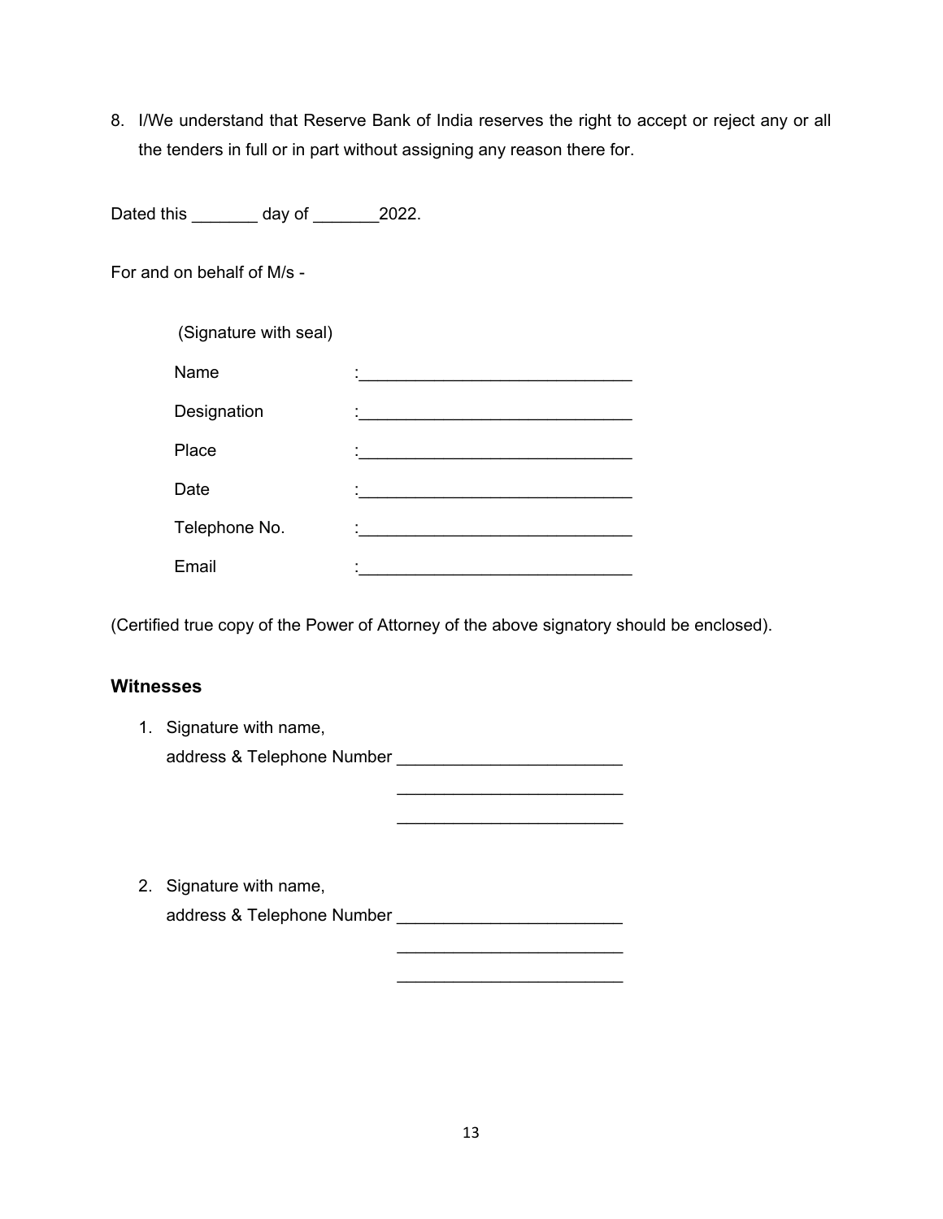8. I/We understand that Reserve Bank of India reserves the right to accept or reject any or all the tenders in full or in part without assigning any reason there for.

Dated this _______ day of _______2022.

For and on behalf of M/s -

(Signature with seal)

Name :_____________________________

Designation :_____________________________

Place :_____________________________

Date :_____________________________

Telephone No. :_____________________________

Email :_____________________________

(Certified true copy of the Power of Attorney of the above signatory should be enclosed).

### Witnesses

1. Signature with name, address & Telephone Number ________________________
________________________
________________________

2. Signature with name, address & Telephone Number ________________________
________________________
________________________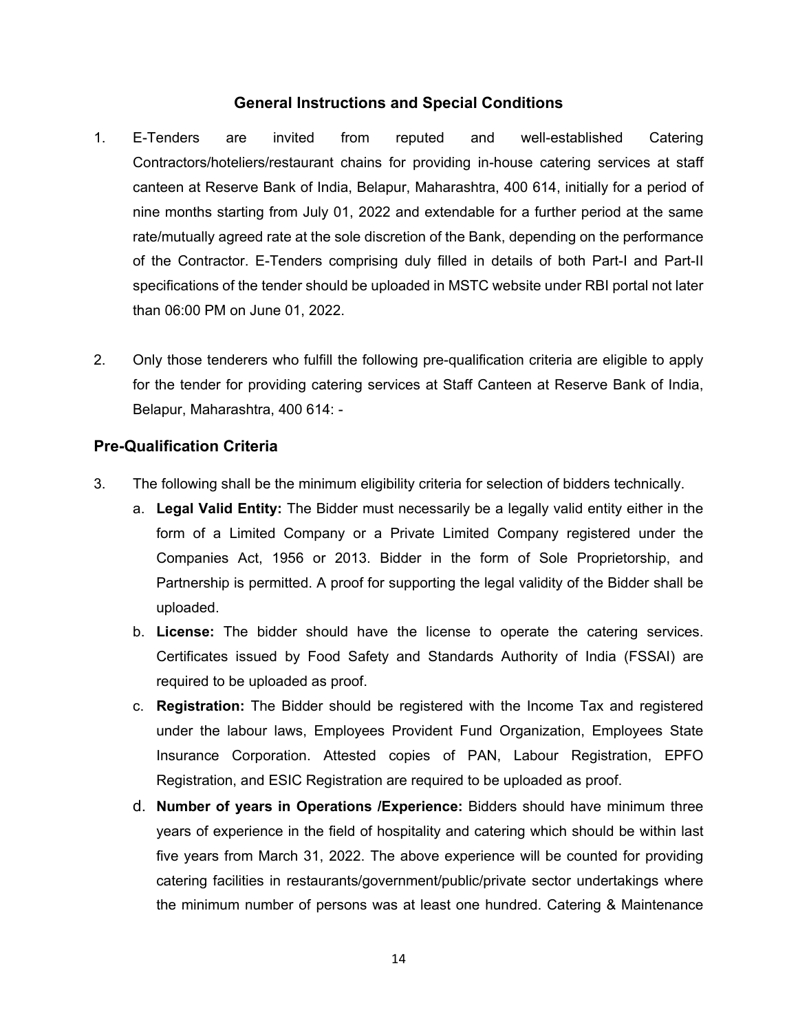## General Instructions and Special Conditions

1. E-Tenders are invited from reputed and well-established Catering Contractors/hoteliers/restaurant chains for providing in-house catering services at staff canteen at Reserve Bank of India, Belapur, Maharashtra, 400 614, initially for a period of nine months starting from July 01, 2022 and extendable for a further period at the same rate/mutually agreed rate at the sole discretion of the Bank, depending on the performance of the Contractor. E-Tenders comprising duly filled in details of both Part-I and Part-II specifications of the tender should be uploaded in MSTC website under RBI portal not later than 06:00 PM on June 01, 2022.

2. Only those tenderers who fulfill the following pre-qualification criteria are eligible to apply for the tender for providing catering services at Staff Canteen at Reserve Bank of India, Belapur, Maharashtra, 400 614: -

### Pre-Qualification Criteria

3. The following shall be the minimum eligibility criteria for selection of bidders technically.
   a. **Legal Valid Entity:** The Bidder must necessarily be a legally valid entity either in the form of a Limited Company or a Private Limited Company registered under the Companies Act, 1956 or 2013. Bidder in the form of Sole Proprietorship, and Partnership is permitted. A proof for supporting the legal validity of the Bidder shall be uploaded.
   b. **License:** The bidder should have the license to operate the catering services. Certificates issued by Food Safety and Standards Authority of India (FSSAI) are required to be uploaded as proof.
   c. **Registration:** The Bidder should be registered with the Income Tax and registered under the labour laws, Employees Provident Fund Organization, Employees State Insurance Corporation. Attested copies of PAN, Labour Registration, EPFO Registration, and ESIC Registration are required to be uploaded as proof.
   d. **Number of years in Operations /Experience:** Bidders should have minimum three years of experience in the field of hospitality and catering which should be within last five years from March 31, 2022. The above experience will be counted for providing catering facilities in restaurants/government/public/private sector undertakings where the minimum number of persons was at least one hundred. Catering & Maintenance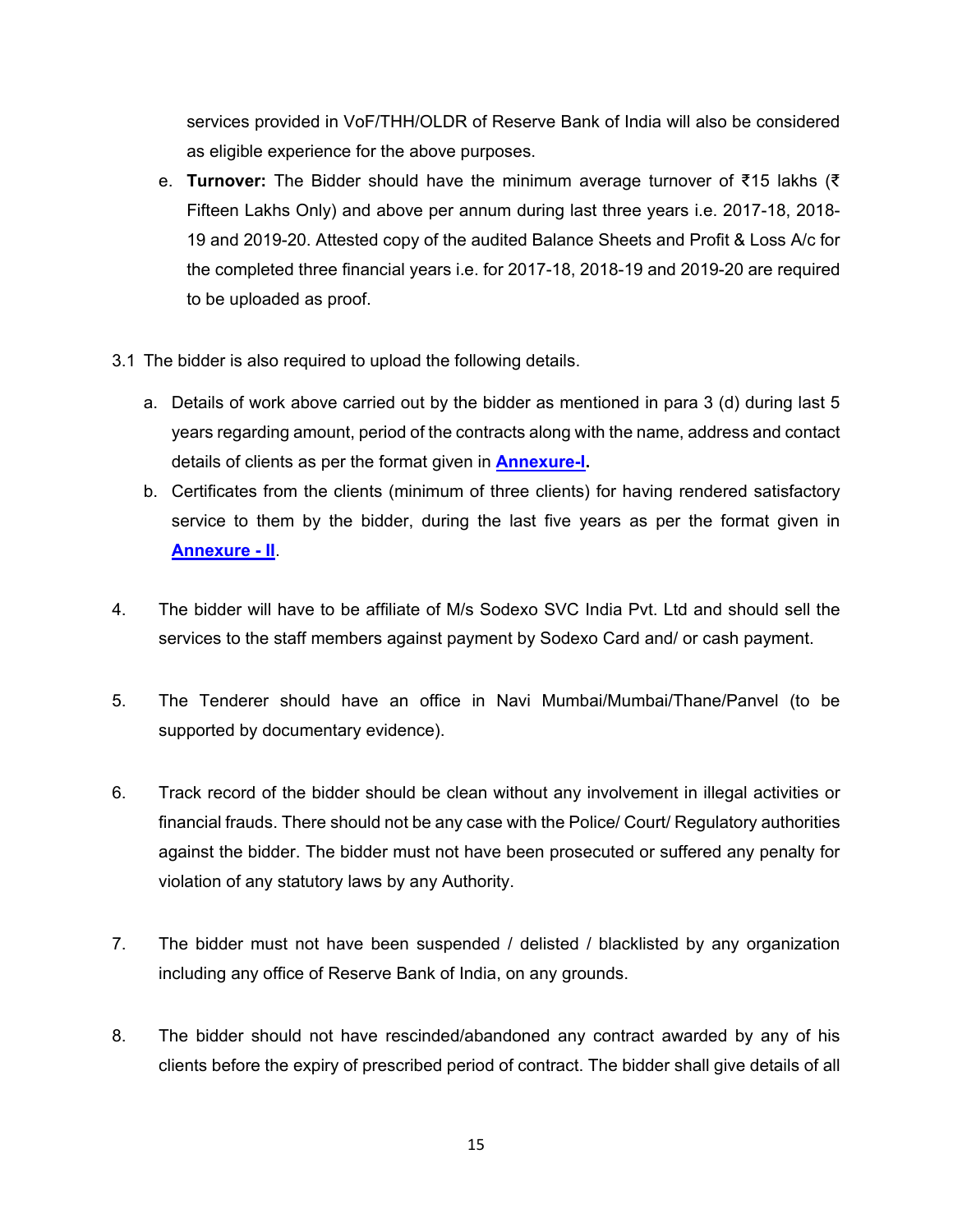services provided in VoF/THH/OLDR of Reserve Bank of India will also be considered as eligible experience for the above purposes.

e. **Turnover:** The Bidder should have the minimum average turnover of ₹15 lakhs (₹ Fifteen Lakhs Only) and above per annum during last three years i.e. 2017-18, 2018-19 and 2019-20. Attested copy of the audited Balance Sheets and Profit & Loss A/c for the completed three financial years i.e. for 2017-18, 2018-19 and 2019-20 are required to be uploaded as proof.

3.1 The bidder is also required to upload the following details.

a. Details of work above carried out by the bidder as mentioned in para 3 (d) during last 5 years regarding amount, period of the contracts along with the name, address and contact details of clients as per the format given in **Annexure-I.**

b. Certificates from the clients (minimum of three clients) for having rendered satisfactory service to them by the bidder, during the last five years as per the format given in **Annexure - II**.

4. The bidder will have to be affiliate of M/s Sodexo SVC India Pvt. Ltd and should sell the services to the staff members against payment by Sodexo Card and/ or cash payment.

5. The Tenderer should have an office in Navi Mumbai/Mumbai/Thane/Panvel (to be supported by documentary evidence).

6. Track record of the bidder should be clean without any involvement in illegal activities or financial frauds. There should not be any case with the Police/ Court/ Regulatory authorities against the bidder. The bidder must not have been prosecuted or suffered any penalty for violation of any statutory laws by any Authority.

7. The bidder must not have been suspended / delisted / blacklisted by any organization including any office of Reserve Bank of India, on any grounds.

8. The bidder should not have rescinded/abandoned any contract awarded by any of his clients before the expiry of prescribed period of contract. The bidder shall give details of all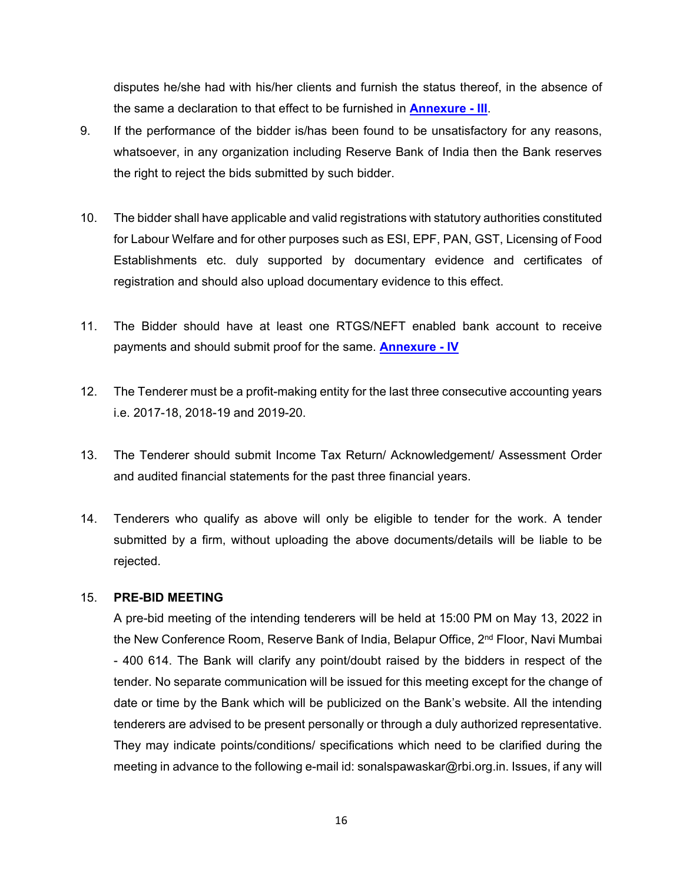disputes he/she had with his/her clients and furnish the status thereof, in the absence of the same a declaration to that effect to be furnished in **Annexure - III**.

9. If the performance of the bidder is/has been found to be unsatisfactory for any reasons, whatsoever, in any organization including Reserve Bank of India then the Bank reserves the right to reject the bids submitted by such bidder.

10. The bidder shall have applicable and valid registrations with statutory authorities constituted for Labour Welfare and for other purposes such as ESI, EPF, PAN, GST, Licensing of Food Establishments etc. duly supported by documentary evidence and certificates of registration and should also upload documentary evidence to this effect.

11. The Bidder should have at least one RTGS/NEFT enabled bank account to receive payments and should submit proof for the same. **Annexure - IV**

12. The Tenderer must be a profit-making entity for the last three consecutive accounting years i.e. 2017-18, 2018-19 and 2019-20.

13. The Tenderer should submit Income Tax Return/ Acknowledgement/ Assessment Order and audited financial statements for the past three financial years.

14. Tenderers who qualify as above will only be eligible to tender for the work. A tender submitted by a firm, without uploading the above documents/details will be liable to be rejected.

15. **PRE-BID MEETING**

    A pre-bid meeting of the intending tenderers will be held at 15:00 PM on May 13, 2022 in the New Conference Room, Reserve Bank of India, Belapur Office, 2nd Floor, Navi Mumbai - 400 614. The Bank will clarify any point/doubt raised by the bidders in respect of the tender. No separate communication will be issued for this meeting except for the change of date or time by the Bank which will be publicized on the Bank's website. All the intending tenderers are advised to be present personally or through a duly authorized representative. They may indicate points/conditions/ specifications which need to be clarified during the meeting in advance to the following e-mail id: sonalspawaskar@rbi.org.in. Issues, if any will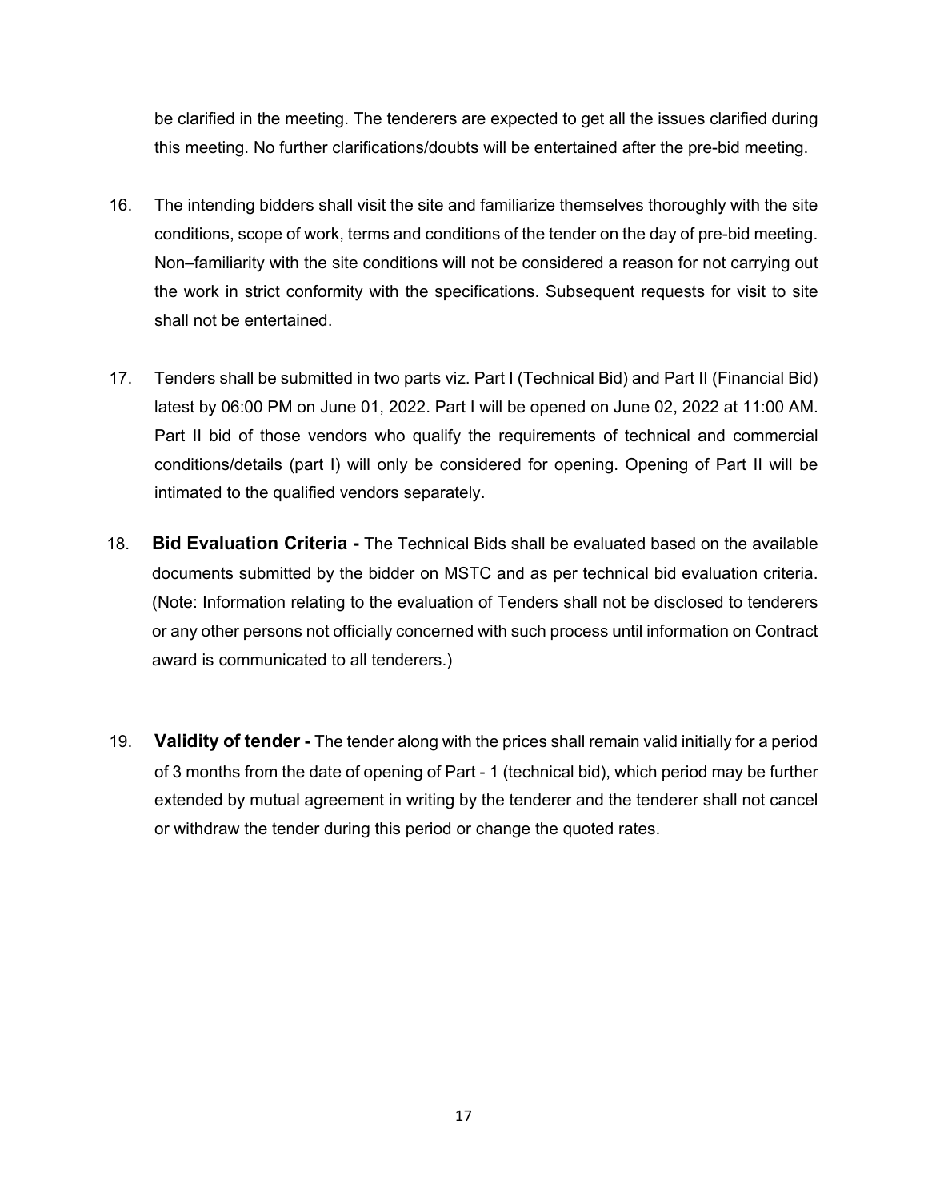be clarified in the meeting. The tenderers are expected to get all the issues clarified during this meeting. No further clarifications/doubts will be entertained after the pre-bid meeting.

16. The intending bidders shall visit the site and familiarize themselves thoroughly with the site conditions, scope of work, terms and conditions of the tender on the day of pre-bid meeting. Non–familiarity with the site conditions will not be considered a reason for not carrying out the work in strict conformity with the specifications. Subsequent requests for visit to site shall not be entertained.

17. Tenders shall be submitted in two parts viz. Part I (Technical Bid) and Part II (Financial Bid) latest by 06:00 PM on June 01, 2022. Part I will be opened on June 02, 2022 at 11:00 AM. Part II bid of those vendors who qualify the requirements of technical and commercial conditions/details (part I) will only be considered for opening. Opening of Part II will be intimated to the qualified vendors separately.

18. **Bid Evaluation Criteria -** The Technical Bids shall be evaluated based on the available documents submitted by the bidder on MSTC and as per technical bid evaluation criteria. (Note: Information relating to the evaluation of Tenders shall not be disclosed to tenderers or any other persons not officially concerned with such process until information on Contract award is communicated to all tenderers.)

19. **Validity of tender -** The tender along with the prices shall remain valid initially for a period of 3 months from the date of opening of Part - 1 (technical bid), which period may be further extended by mutual agreement in writing by the tenderer and the tenderer shall not cancel or withdraw the tender during this period or change the quoted rates.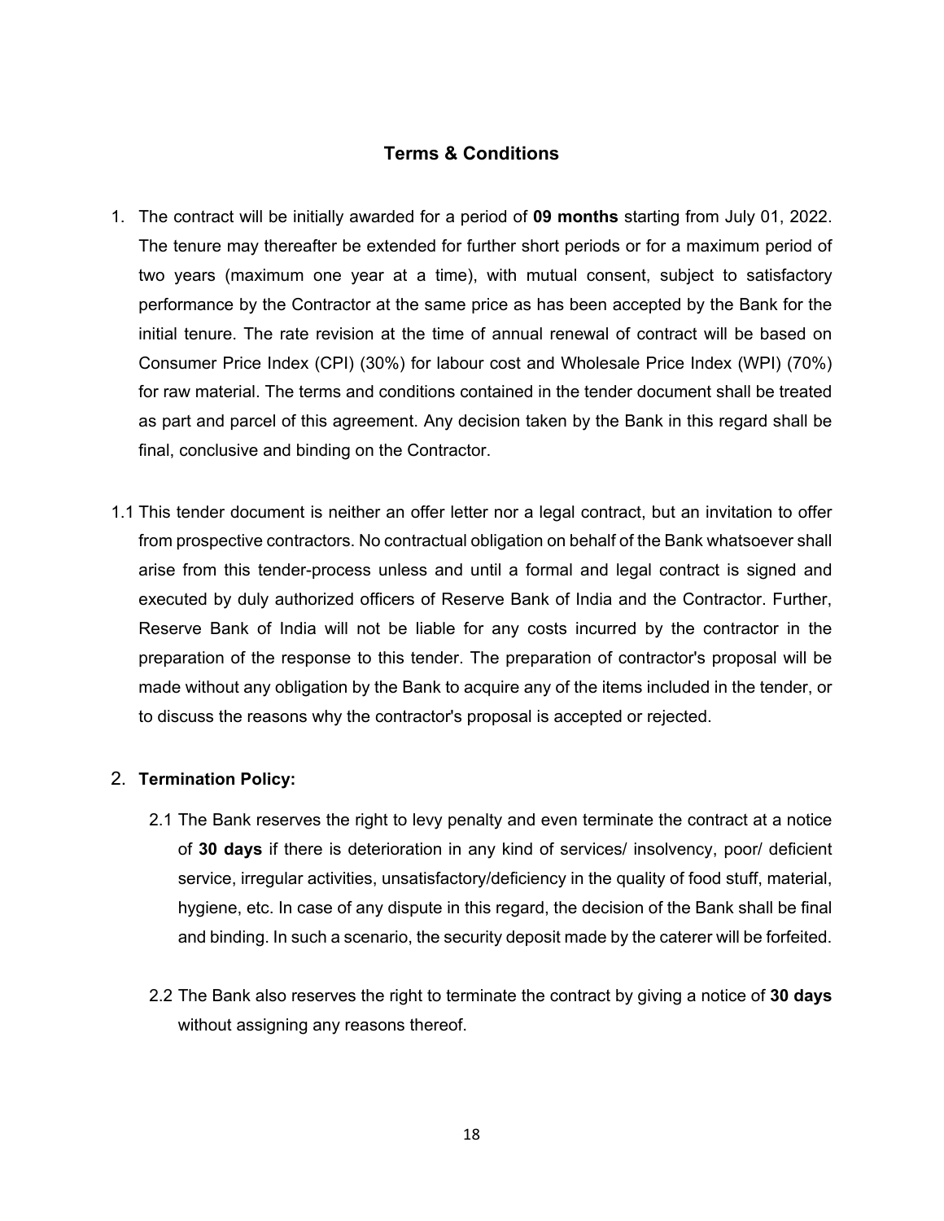## Terms & Conditions

1. The contract will be initially awarded for a period of **09 months** starting from July 01, 2022. The tenure may thereafter be extended for further short periods or for a maximum period of two years (maximum one year at a time), with mutual consent, subject to satisfactory performance by the Contractor at the same price as has been accepted by the Bank for the initial tenure. The rate revision at the time of annual renewal of contract will be based on Consumer Price Index (CPI) (30%) for labour cost and Wholesale Price Index (WPI) (70%) for raw material. The terms and conditions contained in the tender document shall be treated as part and parcel of this agreement. Any decision taken by the Bank in this regard shall be final, conclusive and binding on the Contractor.

1.1 This tender document is neither an offer letter nor a legal contract, but an invitation to offer from prospective contractors. No contractual obligation on behalf of the Bank whatsoever shall arise from this tender-process unless and until a formal and legal contract is signed and executed by duly authorized officers of Reserve Bank of India and the Contractor. Further, Reserve Bank of India will not be liable for any costs incurred by the contractor in the preparation of the response to this tender. The preparation of contractor's proposal will be made without any obligation by the Bank to acquire any of the items included in the tender, or to discuss the reasons why the contractor's proposal is accepted or rejected.

2. **Termination Policy:**

   2.1 The Bank reserves the right to levy penalty and even terminate the contract at a notice of **30 days** if there is deterioration in any kind of services/ insolvency, poor/ deficient service, irregular activities, unsatisfactory/deficiency in the quality of food stuff, material, hygiene, etc. In case of any dispute in this regard, the decision of the Bank shall be final and binding. In such a scenario, the security deposit made by the caterer will be forfeited.

   2.2 The Bank also reserves the right to terminate the contract by giving a notice of **30 days** without assigning any reasons thereof.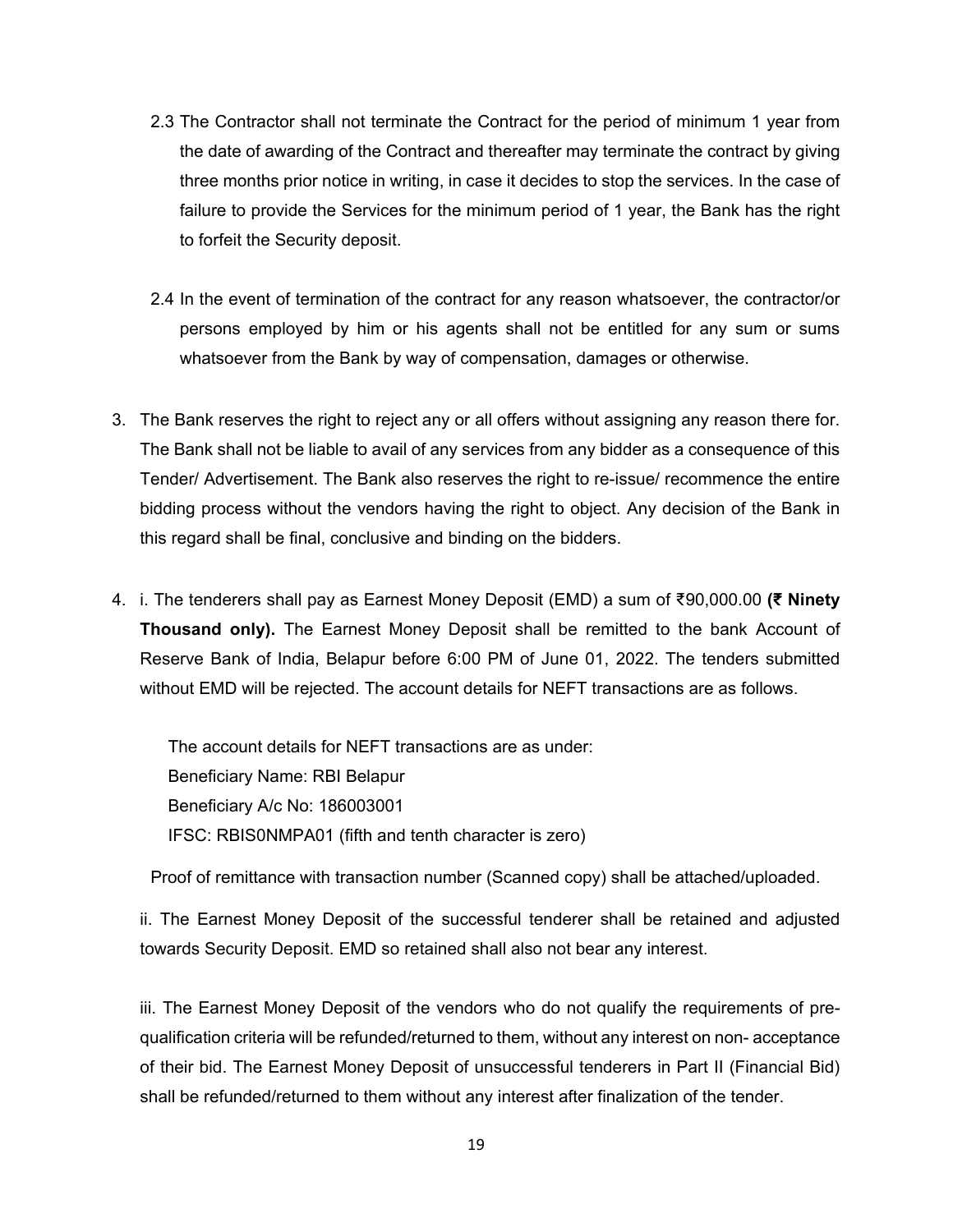2.3 The Contractor shall not terminate the Contract for the period of minimum 1 year from the date of awarding of the Contract and thereafter may terminate the contract by giving three months prior notice in writing, in case it decides to stop the services. In the case of failure to provide the Services for the minimum period of 1 year, the Bank has the right to forfeit the Security deposit.

2.4 In the event of termination of the contract for any reason whatsoever, the contractor/or persons employed by him or his agents shall not be entitled for any sum or sums whatsoever from the Bank by way of compensation, damages or otherwise.

3. The Bank reserves the right to reject any or all offers without assigning any reason there for. The Bank shall not be liable to avail of any services from any bidder as a consequence of this Tender/ Advertisement. The Bank also reserves the right to re-issue/ recommence the entire bidding process without the vendors having the right to object. Any decision of the Bank in this regard shall be final, conclusive and binding on the bidders.

4. i. The tenderers shall pay as Earnest Money Deposit (EMD) a sum of ₹90,000.00 **(₹ Ninety Thousand only).** The Earnest Money Deposit shall be remitted to the bank Account of Reserve Bank of India, Belapur before 6:00 PM of June 01, 2022. The tenders submitted without EMD will be rejected. The account details for NEFT transactions are as follows.

   The account details for NEFT transactions are as under:
   Beneficiary Name: RBI Belapur
   Beneficiary A/c No: 186003001
   IFSC: RBIS0NMPA01 (fifth and tenth character is zero)

   Proof of remittance with transaction number (Scanned copy) shall be attached/uploaded.

   ii. The Earnest Money Deposit of the successful tenderer shall be retained and adjusted towards Security Deposit. EMD so retained shall also not bear any interest.

   iii. The Earnest Money Deposit of the vendors who do not qualify the requirements of pre-qualification criteria will be refunded/returned to them, without any interest on non- acceptance of their bid. The Earnest Money Deposit of unsuccessful tenderers in Part II (Financial Bid) shall be refunded/returned to them without any interest after finalization of the tender.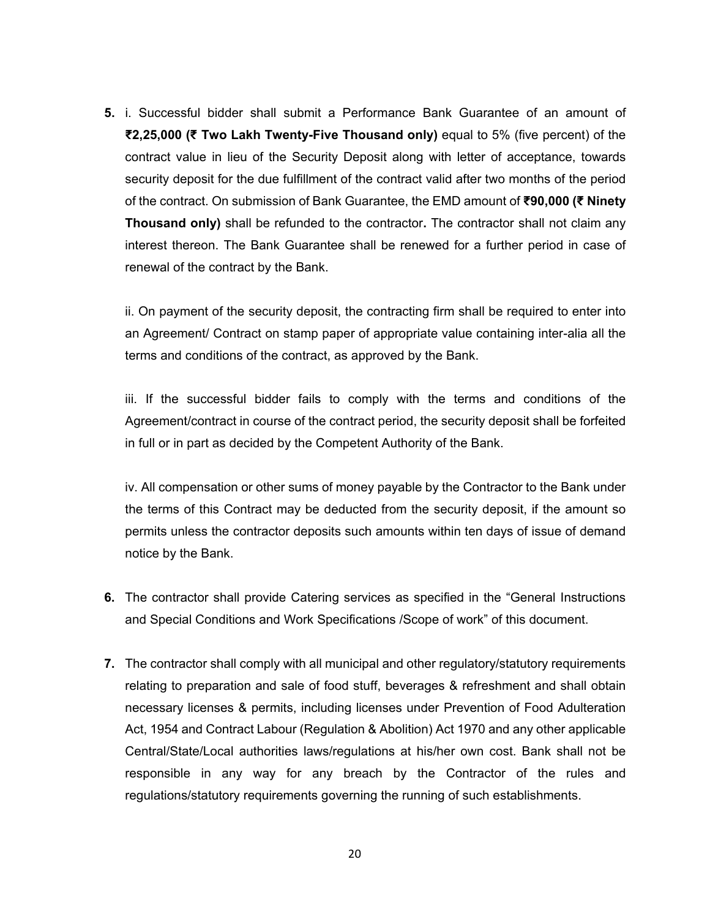**5.** i. Successful bidder shall submit a Performance Bank Guarantee of an amount of **₹2,25,000 (₹ Two Lakh Twenty-Five Thousand only)** equal to 5% (five percent) of the contract value in lieu of the Security Deposit along with letter of acceptance, towards security deposit for the due fulfillment of the contract valid after two months of the period of the contract. On submission of Bank Guarantee, the EMD amount of **₹90,000 (₹ Ninety Thousand only)** shall be refunded to the contractor**.** The contractor shall not claim any interest thereon. The Bank Guarantee shall be renewed for a further period in case of renewal of the contract by the Bank.

ii. On payment of the security deposit, the contracting firm shall be required to enter into an Agreement/ Contract on stamp paper of appropriate value containing inter-alia all the terms and conditions of the contract, as approved by the Bank.

iii. If the successful bidder fails to comply with the terms and conditions of the Agreement/contract in course of the contract period, the security deposit shall be forfeited in full or in part as decided by the Competent Authority of the Bank.

iv. All compensation or other sums of money payable by the Contractor to the Bank under the terms of this Contract may be deducted from the security deposit, if the amount so permits unless the contractor deposits such amounts within ten days of issue of demand notice by the Bank.

**6.** The contractor shall provide Catering services as specified in the "General Instructions and Special Conditions and Work Specifications /Scope of work" of this document.

**7.** The contractor shall comply with all municipal and other regulatory/statutory requirements relating to preparation and sale of food stuff, beverages & refreshment and shall obtain necessary licenses & permits, including licenses under Prevention of Food Adulteration Act, 1954 and Contract Labour (Regulation & Abolition) Act 1970 and any other applicable Central/State/Local authorities laws/regulations at his/her own cost. Bank shall not be responsible in any way for any breach by the Contractor of the rules and regulations/statutory requirements governing the running of such establishments.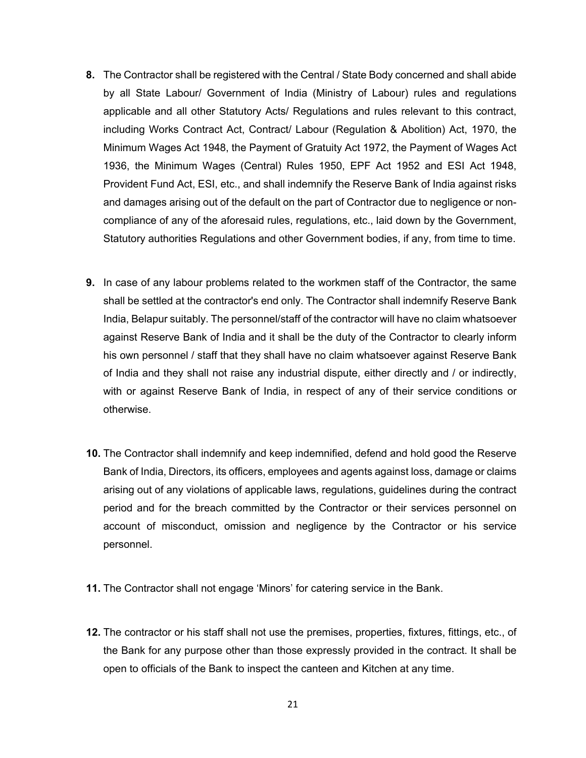**8.** The Contractor shall be registered with the Central / State Body concerned and shall abide by all State Labour/ Government of India (Ministry of Labour) rules and regulations applicable and all other Statutory Acts/ Regulations and rules relevant to this contract, including Works Contract Act, Contract/ Labour (Regulation & Abolition) Act, 1970, the Minimum Wages Act 1948, the Payment of Gratuity Act 1972, the Payment of Wages Act 1936, the Minimum Wages (Central) Rules 1950, EPF Act 1952 and ESI Act 1948, Provident Fund Act, ESI, etc., and shall indemnify the Reserve Bank of India against risks and damages arising out of the default on the part of Contractor due to negligence or non-compliance of any of the aforesaid rules, regulations, etc., laid down by the Government, Statutory authorities Regulations and other Government bodies, if any, from time to time.

**9.** In case of any labour problems related to the workmen staff of the Contractor, the same shall be settled at the contractor's end only. The Contractor shall indemnify Reserve Bank India, Belapur suitably. The personnel/staff of the contractor will have no claim whatsoever against Reserve Bank of India and it shall be the duty of the Contractor to clearly inform his own personnel / staff that they shall have no claim whatsoever against Reserve Bank of India and they shall not raise any industrial dispute, either directly and / or indirectly, with or against Reserve Bank of India, in respect of any of their service conditions or otherwise.

**10.** The Contractor shall indemnify and keep indemnified, defend and hold good the Reserve Bank of India, Directors, its officers, employees and agents against loss, damage or claims arising out of any violations of applicable laws, regulations, guidelines during the contract period and for the breach committed by the Contractor or their services personnel on account of misconduct, omission and negligence by the Contractor or his service personnel.

**11.** The Contractor shall not engage 'Minors' for catering service in the Bank.

**12.** The contractor or his staff shall not use the premises, properties, fixtures, fittings, etc., of the Bank for any purpose other than those expressly provided in the contract. It shall be open to officials of the Bank to inspect the canteen and Kitchen at any time.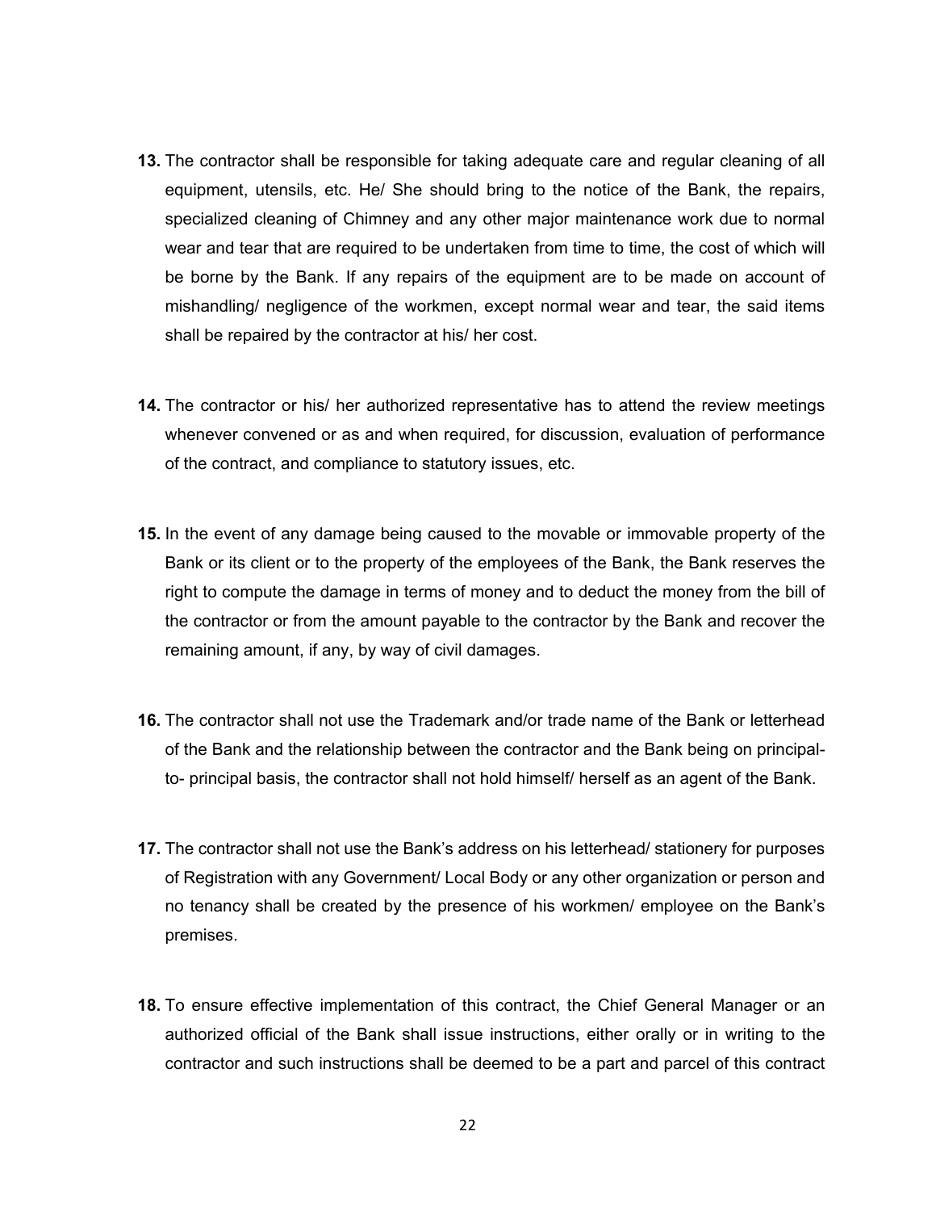**13.** The contractor shall be responsible for taking adequate care and regular cleaning of all equipment, utensils, etc. He/ She should bring to the notice of the Bank, the repairs, specialized cleaning of Chimney and any other major maintenance work due to normal wear and tear that are required to be undertaken from time to time, the cost of which will be borne by the Bank. If any repairs of the equipment are to be made on account of mishandling/ negligence of the workmen, except normal wear and tear, the said items shall be repaired by the contractor at his/ her cost.

**14.** The contractor or his/ her authorized representative has to attend the review meetings whenever convened or as and when required, for discussion, evaluation of performance of the contract, and compliance to statutory issues, etc.

**15.** In the event of any damage being caused to the movable or immovable property of the Bank or its client or to the property of the employees of the Bank, the Bank reserves the right to compute the damage in terms of money and to deduct the money from the bill of the contractor or from the amount payable to the contractor by the Bank and recover the remaining amount, if any, by way of civil damages.

**16.** The contractor shall not use the Trademark and/or trade name of the Bank or letterhead of the Bank and the relationship between the contractor and the Bank being on principal-to- principal basis, the contractor shall not hold himself/ herself as an agent of the Bank.

**17.** The contractor shall not use the Bank's address on his letterhead/ stationery for purposes of Registration with any Government/ Local Body or any other organization or person and no tenancy shall be created by the presence of his workmen/ employee on the Bank's premises.

**18.** To ensure effective implementation of this contract, the Chief General Manager or an authorized official of the Bank shall issue instructions, either orally or in writing to the contractor and such instructions shall be deemed to be a part and parcel of this contract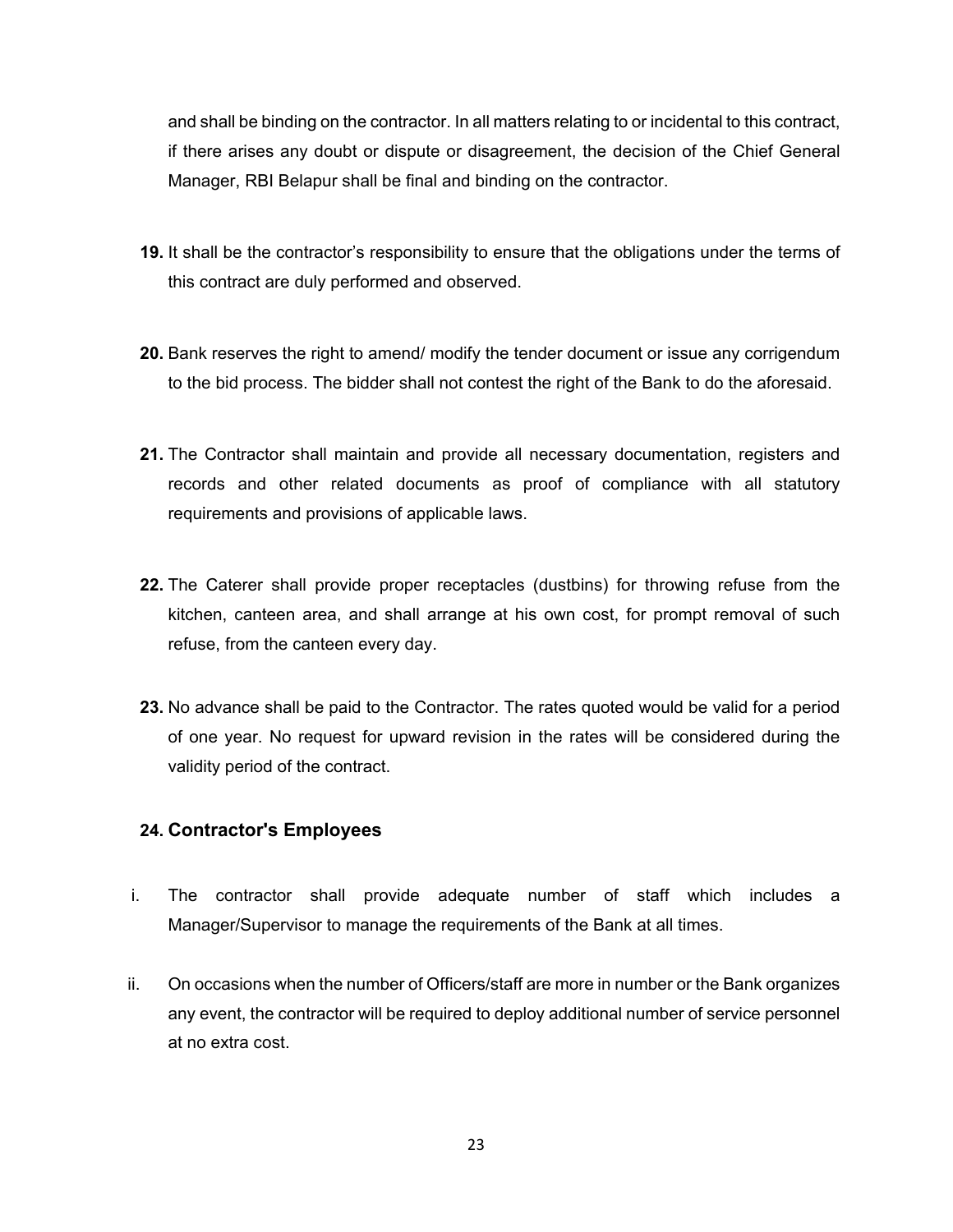and shall be binding on the contractor. In all matters relating to or incidental to this contract, if there arises any doubt or dispute or disagreement, the decision of the Chief General Manager, RBI Belapur shall be final and binding on the contractor.

**19.** It shall be the contractor's responsibility to ensure that the obligations under the terms of this contract are duly performed and observed.

**20.** Bank reserves the right to amend/ modify the tender document or issue any corrigendum to the bid process. The bidder shall not contest the right of the Bank to do the aforesaid.

**21.** The Contractor shall maintain and provide all necessary documentation, registers and records and other related documents as proof of compliance with all statutory requirements and provisions of applicable laws.

**22.** The Caterer shall provide proper receptacles (dustbins) for throwing refuse from the kitchen, canteen area, and shall arrange at his own cost, for prompt removal of such refuse, from the canteen every day.

**23.** No advance shall be paid to the Contractor. The rates quoted would be valid for a period of one year. No request for upward revision in the rates will be considered during the validity period of the contract.

**24. Contractor's Employees**

i. The contractor shall provide adequate number of staff which includes a Manager/Supervisor to manage the requirements of the Bank at all times.

ii. On occasions when the number of Officers/staff are more in number or the Bank organizes any event, the contractor will be required to deploy additional number of service personnel at no extra cost.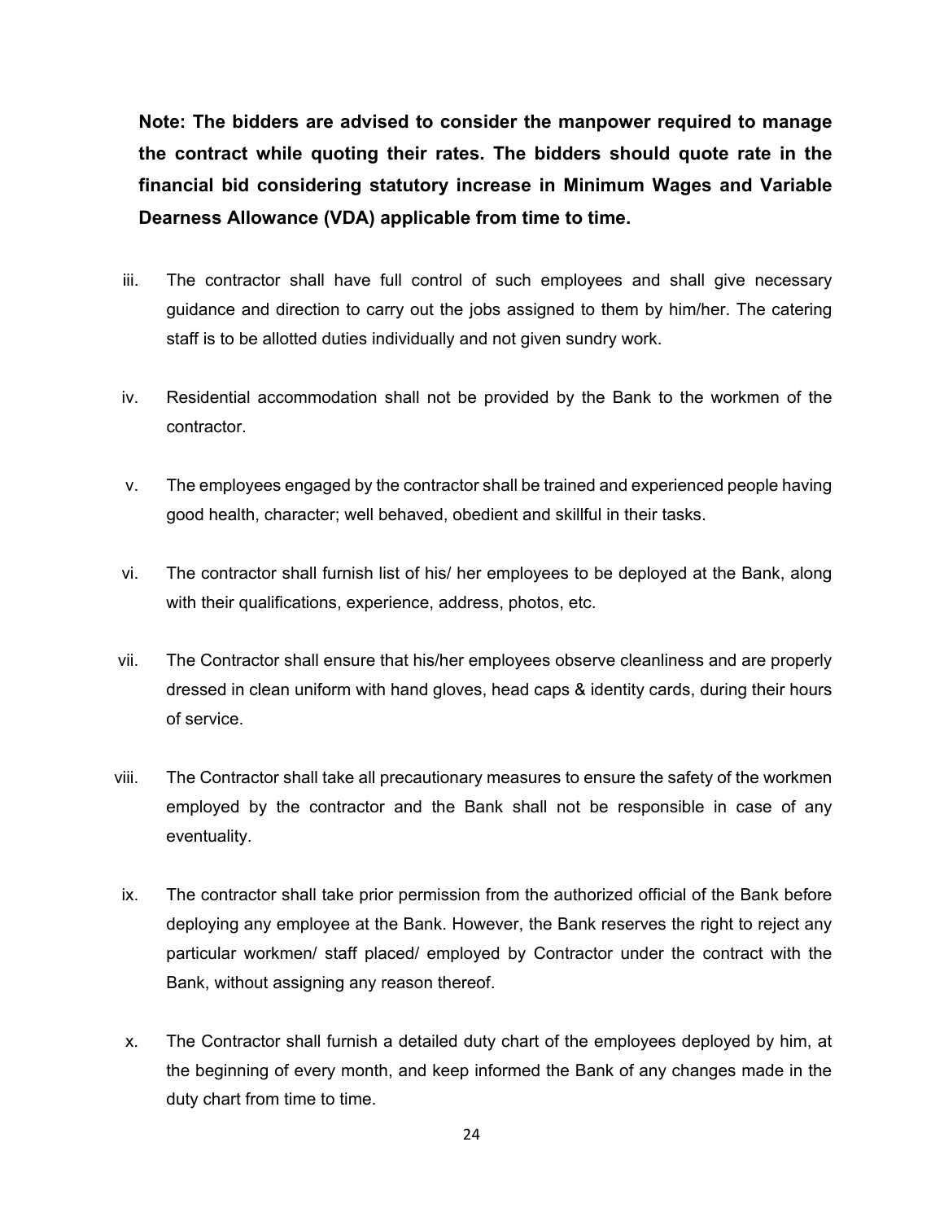**Note: The bidders are advised to consider the manpower required to manage the contract while quoting their rates. The bidders should quote rate in the financial bid considering statutory increase in Minimum Wages and Variable Dearness Allowance (VDA) applicable from time to time.**

iii. The contractor shall have full control of such employees and shall give necessary guidance and direction to carry out the jobs assigned to them by him/her. The catering staff is to be allotted duties individually and not given sundry work.

iv. Residential accommodation shall not be provided by the Bank to the workmen of the contractor.

v. The employees engaged by the contractor shall be trained and experienced people having good health, character; well behaved, obedient and skillful in their tasks.

vi. The contractor shall furnish list of his/ her employees to be deployed at the Bank, along with their qualifications, experience, address, photos, etc.

vii. The Contractor shall ensure that his/her employees observe cleanliness and are properly dressed in clean uniform with hand gloves, head caps & identity cards, during their hours of service.

viii. The Contractor shall take all precautionary measures to ensure the safety of the workmen employed by the contractor and the Bank shall not be responsible in case of any eventuality.

ix. The contractor shall take prior permission from the authorized official of the Bank before deploying any employee at the Bank. However, the Bank reserves the right to reject any particular workmen/ staff placed/ employed by Contractor under the contract with the Bank, without assigning any reason thereof.

x. The Contractor shall furnish a detailed duty chart of the employees deployed by him, at the beginning of every month, and keep informed the Bank of any changes made in the duty chart from time to time.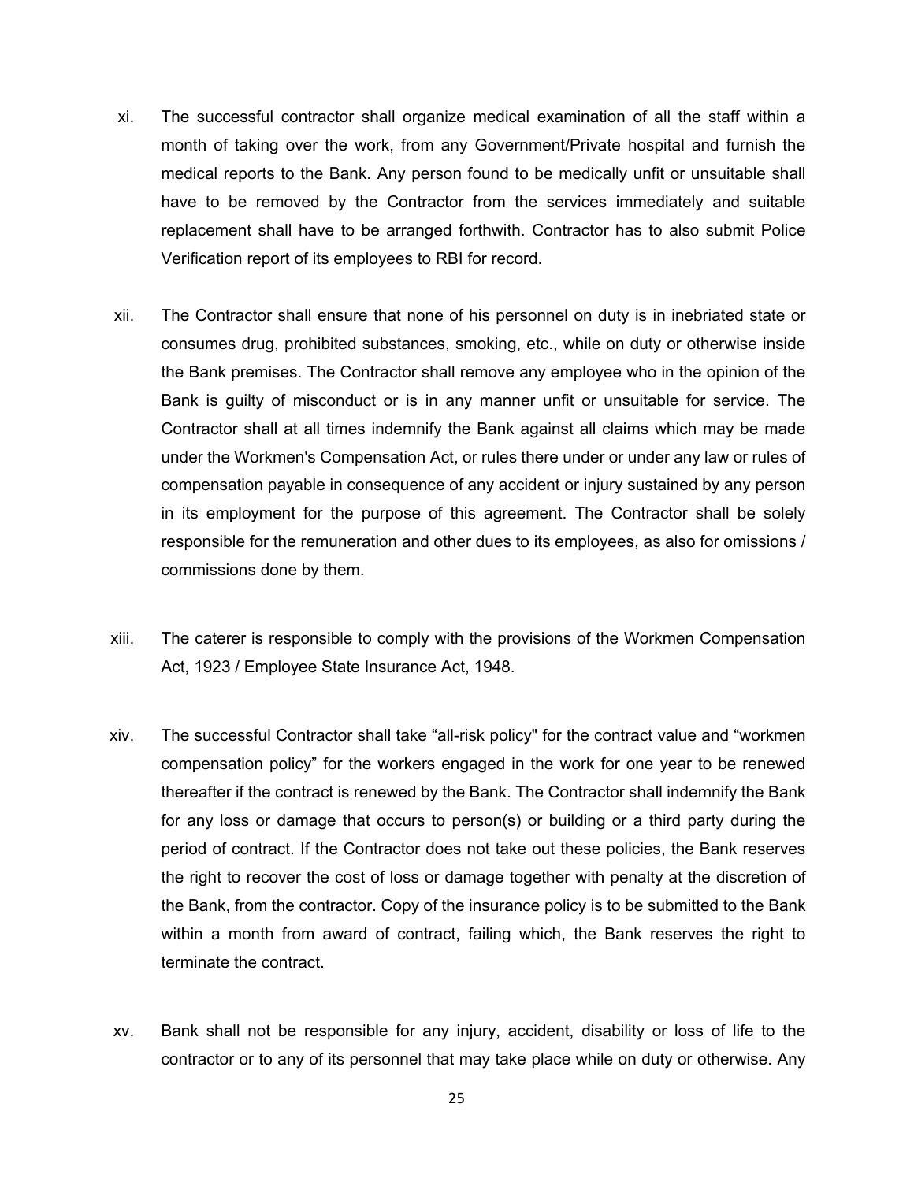xi. The successful contractor shall organize medical examination of all the staff within a month of taking over the work, from any Government/Private hospital and furnish the medical reports to the Bank. Any person found to be medically unfit or unsuitable shall have to be removed by the Contractor from the services immediately and suitable replacement shall have to be arranged forthwith. Contractor has to also submit Police Verification report of its employees to RBI for record.

xii. The Contractor shall ensure that none of his personnel on duty is in inebriated state or consumes drug, prohibited substances, smoking, etc., while on duty or otherwise inside the Bank premises. The Contractor shall remove any employee who in the opinion of the Bank is guilty of misconduct or is in any manner unfit or unsuitable for service. The Contractor shall at all times indemnify the Bank against all claims which may be made under the Workmen's Compensation Act, or rules there under or under any law or rules of compensation payable in consequence of any accident or injury sustained by any person in its employment for the purpose of this agreement. The Contractor shall be solely responsible for the remuneration and other dues to its employees, as also for omissions / commissions done by them.

xiii. The caterer is responsible to comply with the provisions of the Workmen Compensation Act, 1923 / Employee State Insurance Act, 1948.

xiv. The successful Contractor shall take “all-risk policy" for the contract value and “workmen compensation policy” for the workers engaged in the work for one year to be renewed thereafter if the contract is renewed by the Bank. The Contractor shall indemnify the Bank for any loss or damage that occurs to person(s) or building or a third party during the period of contract. If the Contractor does not take out these policies, the Bank reserves the right to recover the cost of loss or damage together with penalty at the discretion of the Bank, from the contractor. Copy of the insurance policy is to be submitted to the Bank within a month from award of contract, failing which, the Bank reserves the right to terminate the contract.

xv. Bank shall not be responsible for any injury, accident, disability or loss of life to the contractor or to any of its personnel that may take place while on duty or otherwise. Any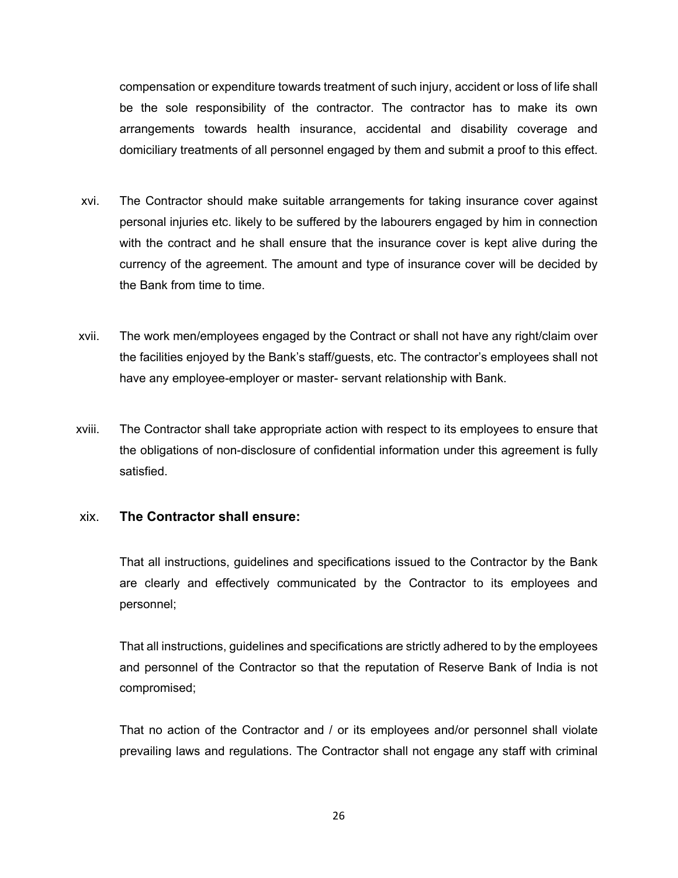compensation or expenditure towards treatment of such injury, accident or loss of life shall be the sole responsibility of the contractor. The contractor has to make its own arrangements towards health insurance, accidental and disability coverage and domiciliary treatments of all personnel engaged by them and submit a proof to this effect.

xvi. The Contractor should make suitable arrangements for taking insurance cover against personal injuries etc. likely to be suffered by the labourers engaged by him in connection with the contract and he shall ensure that the insurance cover is kept alive during the currency of the agreement. The amount and type of insurance cover will be decided by the Bank from time to time.

xvii. The work men/employees engaged by the Contract or shall not have any right/claim over the facilities enjoyed by the Bank's staff/guests, etc. The contractor's employees shall not have any employee-employer or master- servant relationship with Bank.

xviii. The Contractor shall take appropriate action with respect to its employees to ensure that the obligations of non-disclosure of confidential information under this agreement is fully satisfied.

xix. **The Contractor shall ensure:**

That all instructions, guidelines and specifications issued to the Contractor by the Bank are clearly and effectively communicated by the Contractor to its employees and personnel;

That all instructions, guidelines and specifications are strictly adhered to by the employees and personnel of the Contractor so that the reputation of Reserve Bank of India is not compromised;

That no action of the Contractor and / or its employees and/or personnel shall violate prevailing laws and regulations. The Contractor shall not engage any staff with criminal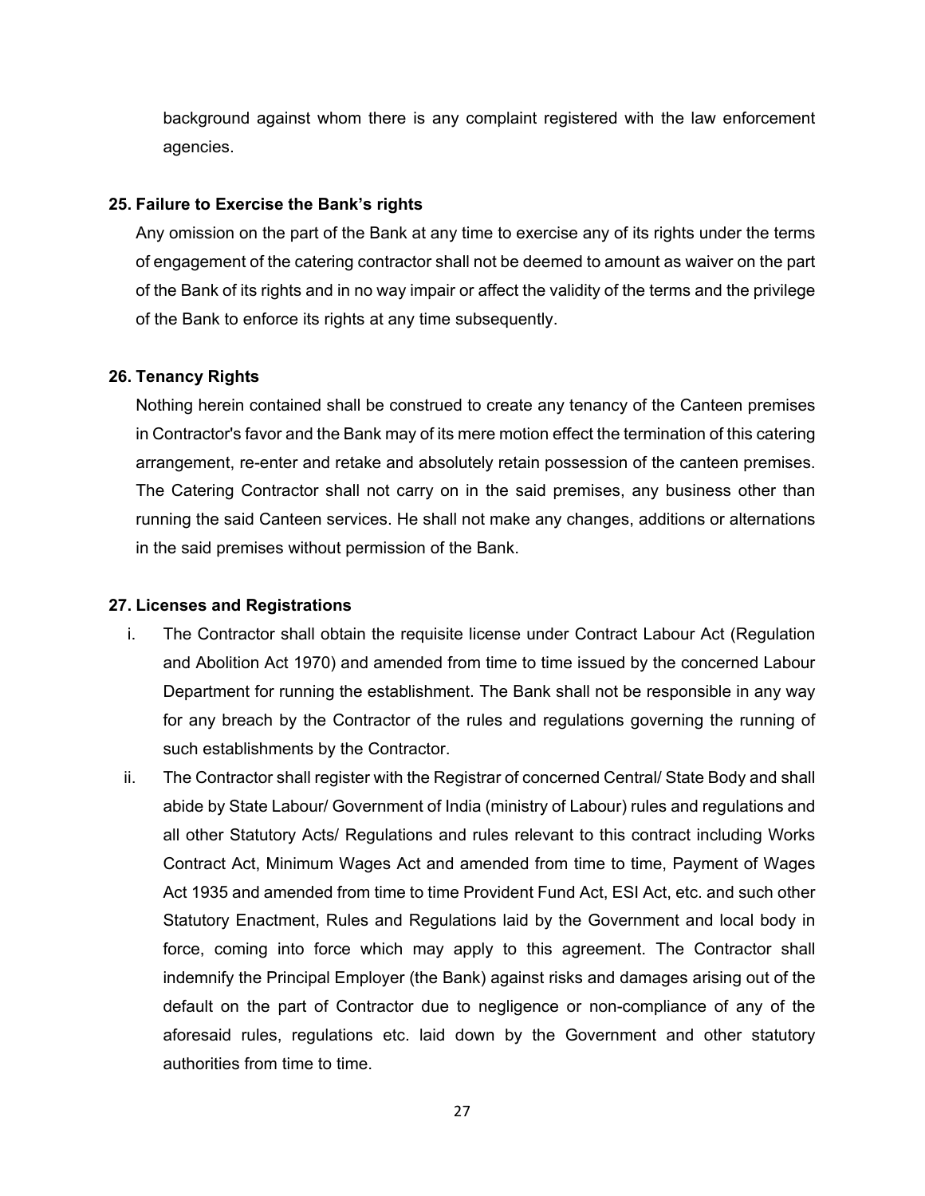background against whom there is any complaint registered with the law enforcement agencies.

**25. Failure to Exercise the Bank's rights**

Any omission on the part of the Bank at any time to exercise any of its rights under the terms of engagement of the catering contractor shall not be deemed to amount as waiver on the part of the Bank of its rights and in no way impair or affect the validity of the terms and the privilege of the Bank to enforce its rights at any time subsequently.

**26. Tenancy Rights**

Nothing herein contained shall be construed to create any tenancy of the Canteen premises in Contractor's favor and the Bank may of its mere motion effect the termination of this catering arrangement, re-enter and retake and absolutely retain possession of the canteen premises. The Catering Contractor shall not carry on in the said premises, any business other than running the said Canteen services. He shall not make any changes, additions or alternations in the said premises without permission of the Bank.

**27. Licenses and Registrations**

i. The Contractor shall obtain the requisite license under Contract Labour Act (Regulation and Abolition Act 1970) and amended from time to time issued by the concerned Labour Department for running the establishment. The Bank shall not be responsible in any way for any breach by the Contractor of the rules and regulations governing the running of such establishments by the Contractor.

ii. The Contractor shall register with the Registrar of concerned Central/ State Body and shall abide by State Labour/ Government of India (ministry of Labour) rules and regulations and all other Statutory Acts/ Regulations and rules relevant to this contract including Works Contract Act, Minimum Wages Act and amended from time to time, Payment of Wages Act 1935 and amended from time to time Provident Fund Act, ESI Act, etc. and such other Statutory Enactment, Rules and Regulations laid by the Government and local body in force, coming into force which may apply to this agreement. The Contractor shall indemnify the Principal Employer (the Bank) against risks and damages arising out of the default on the part of Contractor due to negligence or non-compliance of any of the aforesaid rules, regulations etc. laid down by the Government and other statutory authorities from time to time.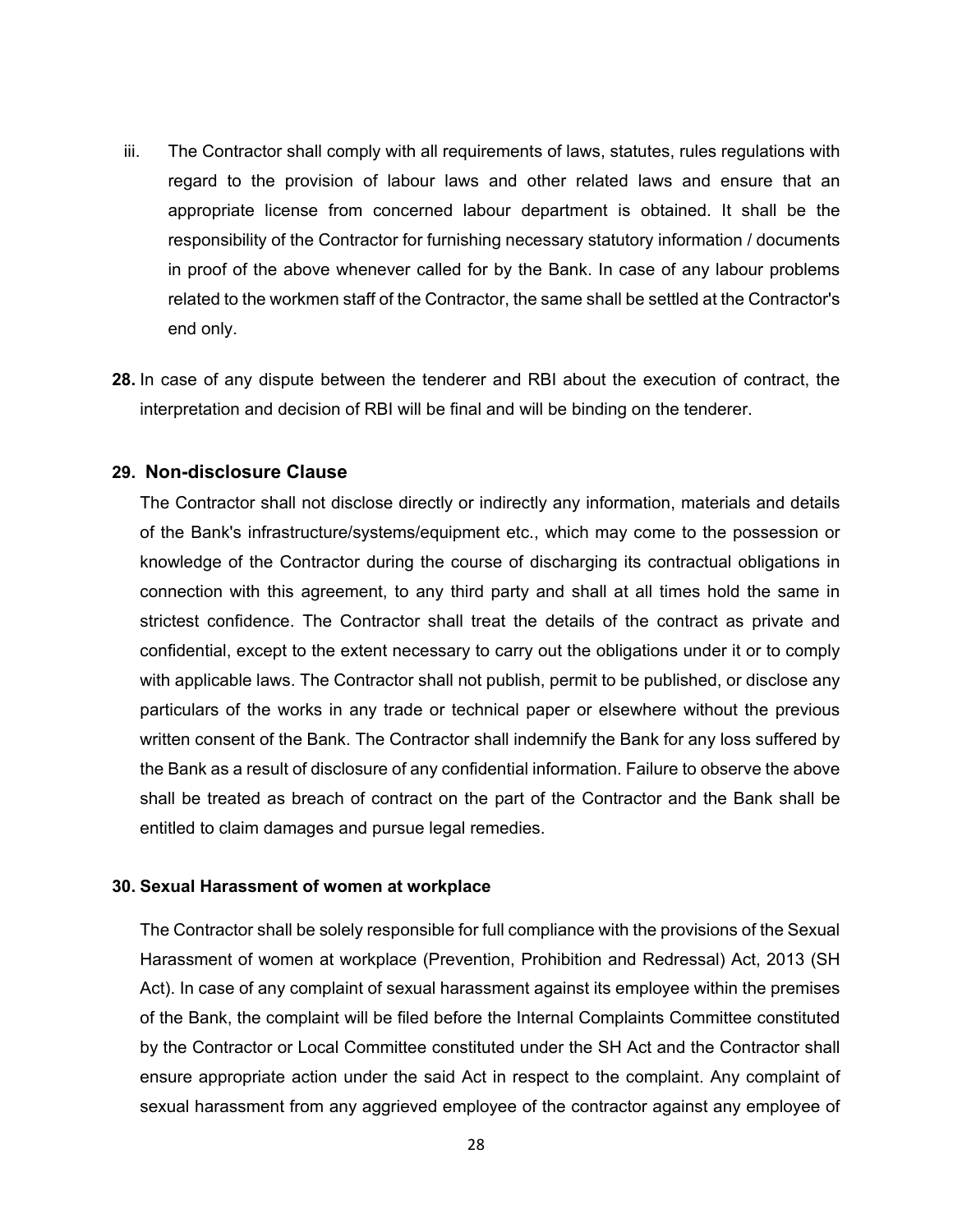iii. The Contractor shall comply with all requirements of laws, statutes, rules regulations with regard to the provision of labour laws and other related laws and ensure that an appropriate license from concerned labour department is obtained. It shall be the responsibility of the Contractor for furnishing necessary statutory information / documents in proof of the above whenever called for by the Bank. In case of any labour problems related to the workmen staff of the Contractor, the same shall be settled at the Contractor's end only.

**28.** In case of any dispute between the tenderer and RBI about the execution of contract, the interpretation and decision of RBI will be final and will be binding on the tenderer.

### 29. Non-disclosure Clause

The Contractor shall not disclose directly or indirectly any information, materials and details of the Bank's infrastructure/systems/equipment etc., which may come to the possession or knowledge of the Contractor during the course of discharging its contractual obligations in connection with this agreement, to any third party and shall at all times hold the same in strictest confidence. The Contractor shall treat the details of the contract as private and confidential, except to the extent necessary to carry out the obligations under it or to comply with applicable laws. The Contractor shall not publish, permit to be published, or disclose any particulars of the works in any trade or technical paper or elsewhere without the previous written consent of the Bank. The Contractor shall indemnify the Bank for any loss suffered by the Bank as a result of disclosure of any confidential information. Failure to observe the above shall be treated as breach of contract on the part of the Contractor and the Bank shall be entitled to claim damages and pursue legal remedies.

**30. Sexual Harassment of women at workplace**

The Contractor shall be solely responsible for full compliance with the provisions of the Sexual Harassment of women at workplace (Prevention, Prohibition and Redressal) Act, 2013 (SH Act). In case of any complaint of sexual harassment against its employee within the premises of the Bank, the complaint will be filed before the Internal Complaints Committee constituted by the Contractor or Local Committee constituted under the SH Act and the Contractor shall ensure appropriate action under the said Act in respect to the complaint. Any complaint of sexual harassment from any aggrieved employee of the contractor against any employee of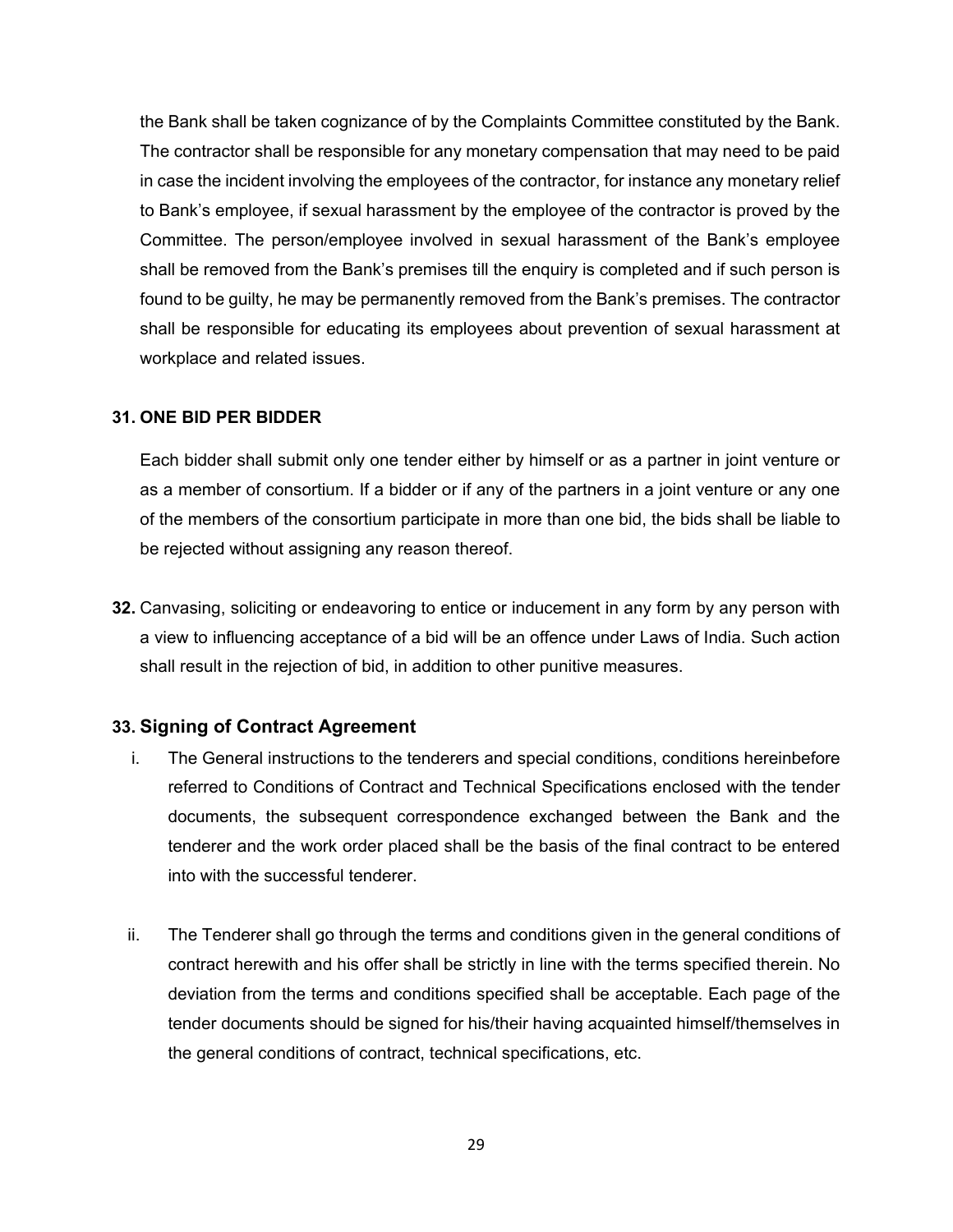the Bank shall be taken cognizance of by the Complaints Committee constituted by the Bank. The contractor shall be responsible for any monetary compensation that may need to be paid in case the incident involving the employees of the contractor, for instance any monetary relief to Bank's employee, if sexual harassment by the employee of the contractor is proved by the Committee. The person/employee involved in sexual harassment of the Bank's employee shall be removed from the Bank's premises till the enquiry is completed and if such person is found to be guilty, he may be permanently removed from the Bank's premises. The contractor shall be responsible for educating its employees about prevention of sexual harassment at workplace and related issues.

**31. ONE BID PER BIDDER**

Each bidder shall submit only one tender either by himself or as a partner in joint venture or as a member of consortium. If a bidder or if any of the partners in a joint venture or any one of the members of the consortium participate in more than one bid, the bids shall be liable to be rejected without assigning any reason thereof.

**32.** Canvasing, soliciting or endeavoring to entice or inducement in any form by any person with a view to influencing acceptance of a bid will be an offence under Laws of India. Such action shall result in the rejection of bid, in addition to other punitive measures.

**33. Signing of Contract Agreement**

i. The General instructions to the tenderers and special conditions, conditions hereinbefore referred to Conditions of Contract and Technical Specifications enclosed with the tender documents, the subsequent correspondence exchanged between the Bank and the tenderer and the work order placed shall be the basis of the final contract to be entered into with the successful tenderer.

ii. The Tenderer shall go through the terms and conditions given in the general conditions of contract herewith and his offer shall be strictly in line with the terms specified therein. No deviation from the terms and conditions specified shall be acceptable. Each page of the tender documents should be signed for his/their having acquainted himself/themselves in the general conditions of contract, technical specifications, etc.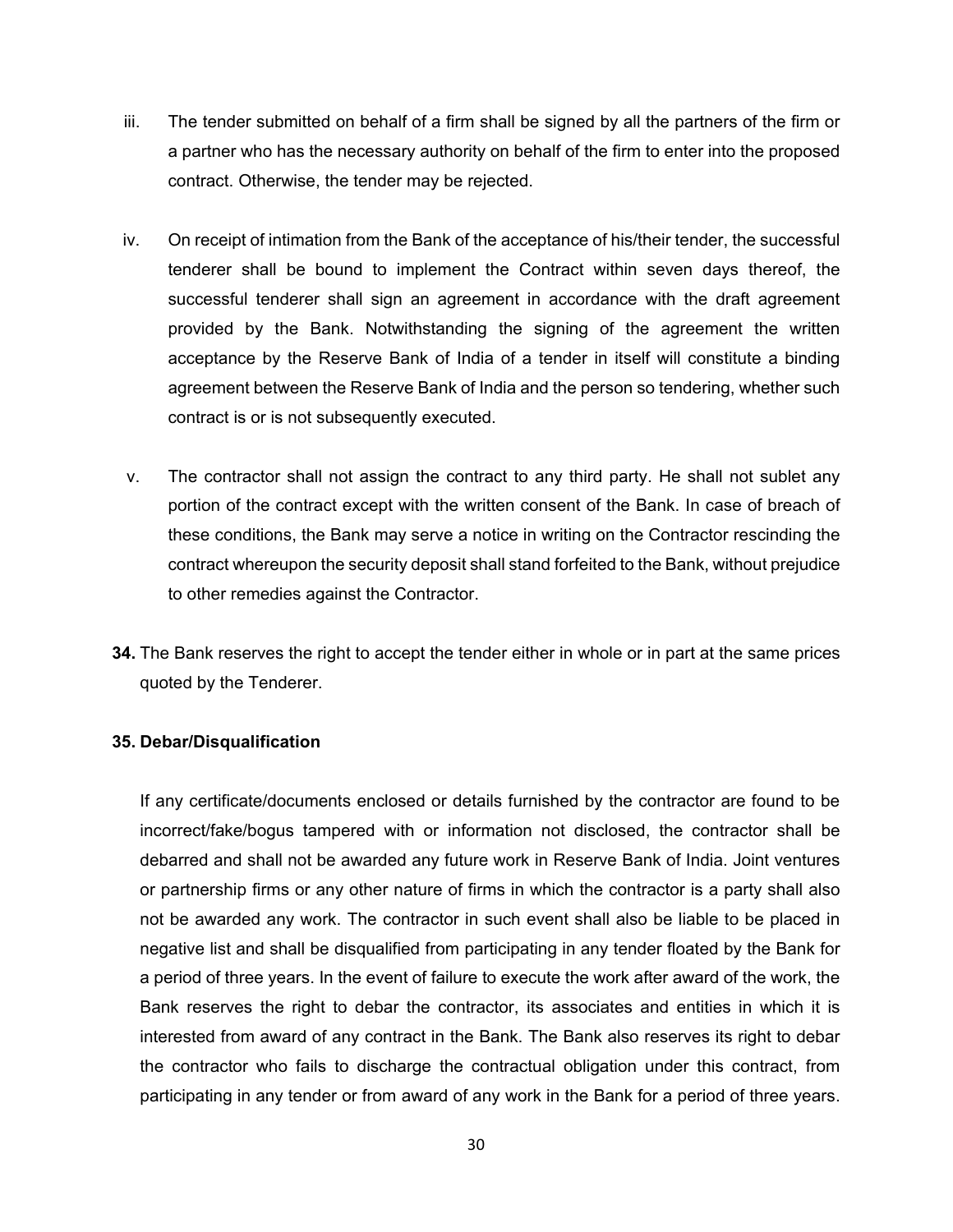iii. The tender submitted on behalf of a firm shall be signed by all the partners of the firm or a partner who has the necessary authority on behalf of the firm to enter into the proposed contract. Otherwise, the tender may be rejected.

iv. On receipt of intimation from the Bank of the acceptance of his/their tender, the successful tenderer shall be bound to implement the Contract within seven days thereof, the successful tenderer shall sign an agreement in accordance with the draft agreement provided by the Bank. Notwithstanding the signing of the agreement the written acceptance by the Reserve Bank of India of a tender in itself will constitute a binding agreement between the Reserve Bank of India and the person so tendering, whether such contract is or is not subsequently executed.

v. The contractor shall not assign the contract to any third party. He shall not sublet any portion of the contract except with the written consent of the Bank. In case of breach of these conditions, the Bank may serve a notice in writing on the Contractor rescinding the contract whereupon the security deposit shall stand forfeited to the Bank, without prejudice to other remedies against the Contractor.

**34.** The Bank reserves the right to accept the tender either in whole or in part at the same prices quoted by the Tenderer.

**35. Debar/Disqualification**

If any certificate/documents enclosed or details furnished by the contractor are found to be incorrect/fake/bogus tampered with or information not disclosed, the contractor shall be debarred and shall not be awarded any future work in Reserve Bank of India. Joint ventures or partnership firms or any other nature of firms in which the contractor is a party shall also not be awarded any work. The contractor in such event shall also be liable to be placed in negative list and shall be disqualified from participating in any tender floated by the Bank for a period of three years. In the event of failure to execute the work after award of the work, the Bank reserves the right to debar the contractor, its associates and entities in which it is interested from award of any contract in the Bank. The Bank also reserves its right to debar the contractor who fails to discharge the contractual obligation under this contract, from participating in any tender or from award of any work in the Bank for a period of three years.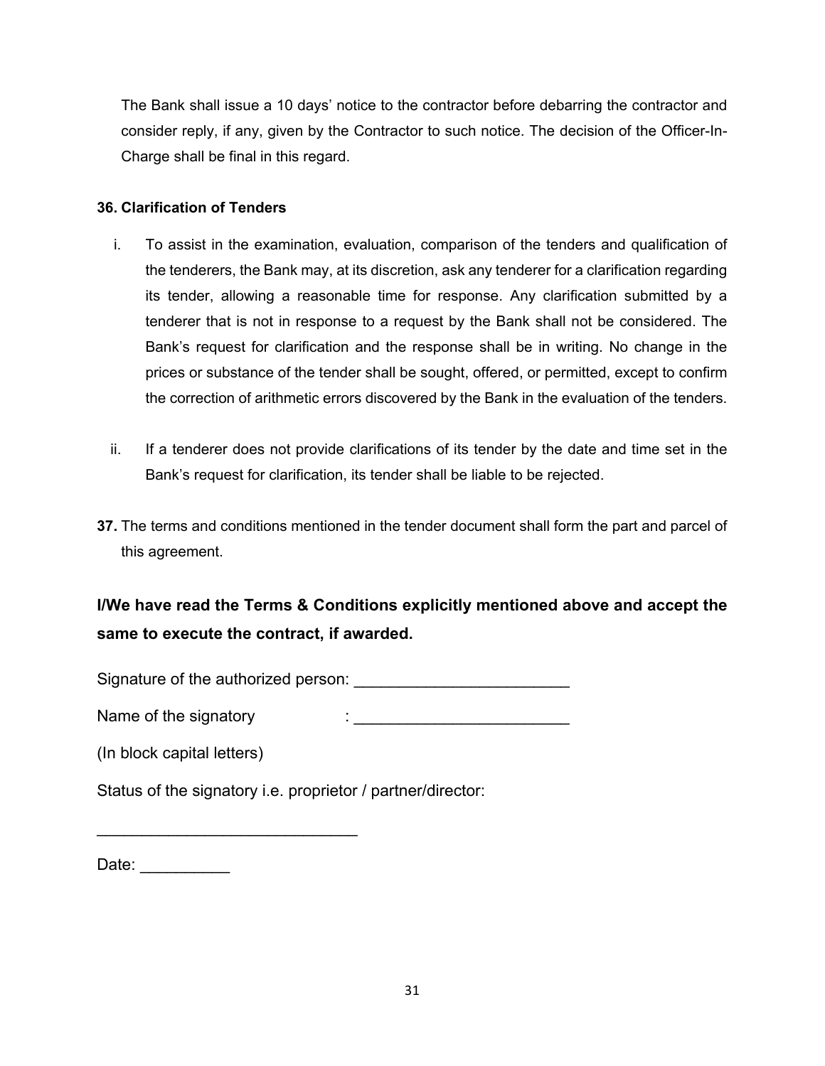The Bank shall issue a 10 days' notice to the contractor before debarring the contractor and consider reply, if any, given by the Contractor to such notice. The decision of the Officer-In-Charge shall be final in this regard.

**36. Clarification of Tenders**

i. To assist in the examination, evaluation, comparison of the tenders and qualification of the tenderers, the Bank may, at its discretion, ask any tenderer for a clarification regarding its tender, allowing a reasonable time for response. Any clarification submitted by a tenderer that is not in response to a request by the Bank shall not be considered. The Bank's request for clarification and the response shall be in writing. No change in the prices or substance of the tender shall be sought, offered, or permitted, except to confirm the correction of arithmetic errors discovered by the Bank in the evaluation of the tenders.

ii. If a tenderer does not provide clarifications of its tender by the date and time set in the Bank's request for clarification, its tender shall be liable to be rejected.

**37.** The terms and conditions mentioned in the tender document shall form the part and parcel of this agreement.

**I/We have read the Terms & Conditions explicitly mentioned above and accept the same to execute the contract, if awarded.**

Signature of the authorized person: ________________________

Name of the signatory : ________________________

(In block capital letters)

Status of the signatory i.e. proprietor / partner/director:

_____________________________

Date: __________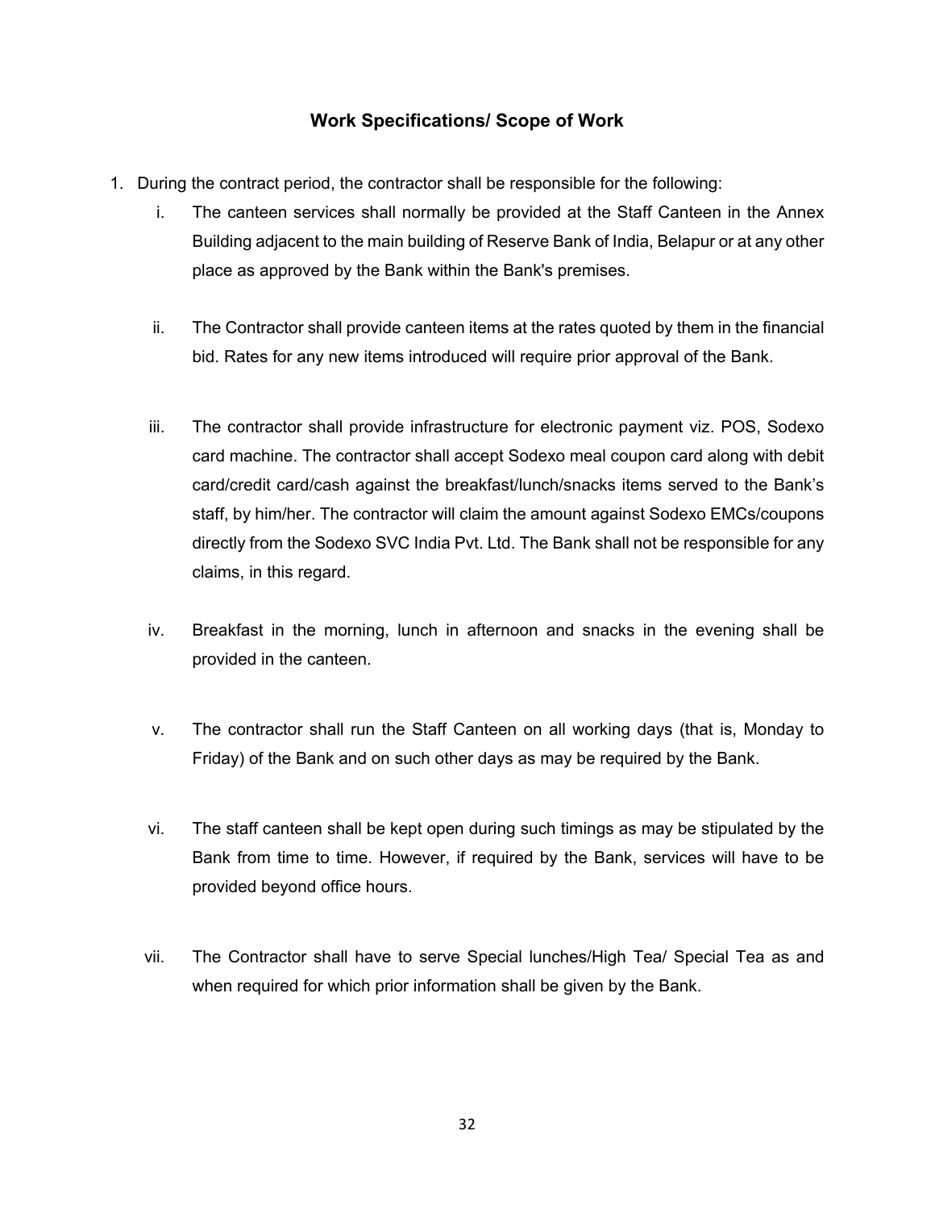## Work Specifications/ Scope of Work

1. During the contract period, the contractor shall be responsible for the following:

   i. The canteen services shall normally be provided at the Staff Canteen in the Annex Building adjacent to the main building of Reserve Bank of India, Belapur or at any other place as approved by the Bank within the Bank's premises.

   ii. The Contractor shall provide canteen items at the rates quoted by them in the financial bid. Rates for any new items introduced will require prior approval of the Bank.

   iii. The contractor shall provide infrastructure for electronic payment viz. POS, Sodexo card machine. The contractor shall accept Sodexo meal coupon card along with debit card/credit card/cash against the breakfast/lunch/snacks items served to the Bank's staff, by him/her. The contractor will claim the amount against Sodexo EMCs/coupons directly from the Sodexo SVC India Pvt. Ltd. The Bank shall not be responsible for any claims, in this regard.

   iv. Breakfast in the morning, lunch in afternoon and snacks in the evening shall be provided in the canteen.

   v. The contractor shall run the Staff Canteen on all working days (that is, Monday to Friday) of the Bank and on such other days as may be required by the Bank.

   vi. The staff canteen shall be kept open during such timings as may be stipulated by the Bank from time to time. However, if required by the Bank, services will have to be provided beyond office hours.

   vii. The Contractor shall have to serve Special lunches/High Tea/ Special Tea as and when required for which prior information shall be given by the Bank.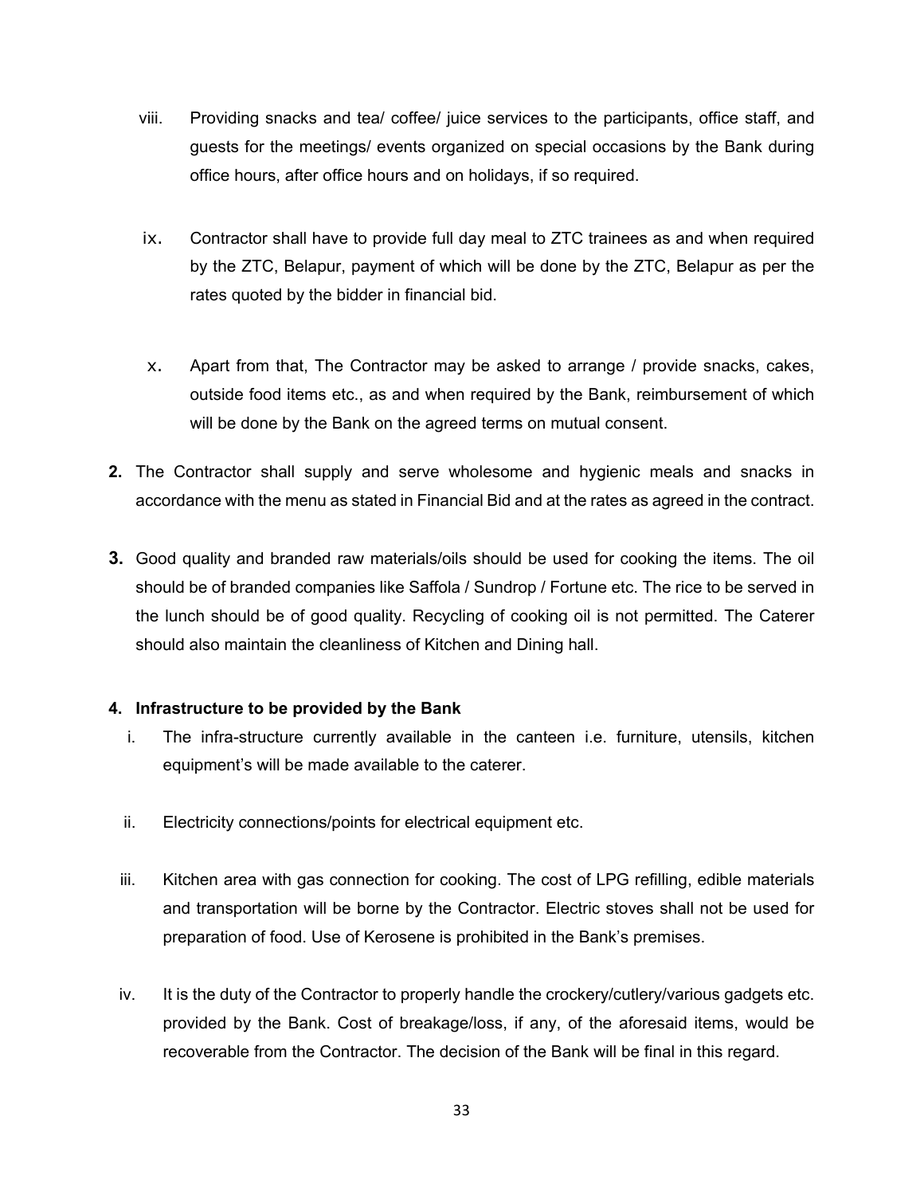viii. Providing snacks and tea/ coffee/ juice services to the participants, office staff, and guests for the meetings/ events organized on special occasions by the Bank during office hours, after office hours and on holidays, if so required.

ix. Contractor shall have to provide full day meal to ZTC trainees as and when required by the ZTC, Belapur, payment of which will be done by the ZTC, Belapur as per the rates quoted by the bidder in financial bid.

x. Apart from that, The Contractor may be asked to arrange / provide snacks, cakes, outside food items etc., as and when required by the Bank, reimbursement of which will be done by the Bank on the agreed terms on mutual consent.

**2.** The Contractor shall supply and serve wholesome and hygienic meals and snacks in accordance with the menu as stated in Financial Bid and at the rates as agreed in the contract.

**3.** Good quality and branded raw materials/oils should be used for cooking the items. The oil should be of branded companies like Saffola / Sundrop / Fortune etc. The rice to be served in the lunch should be of good quality. Recycling of cooking oil is not permitted. The Caterer should also maintain the cleanliness of Kitchen and Dining hall.

**4. Infrastructure to be provided by the Bank**

i. The infra-structure currently available in the canteen i.e. furniture, utensils, kitchen equipment's will be made available to the caterer.

ii. Electricity connections/points for electrical equipment etc.

iii. Kitchen area with gas connection for cooking. The cost of LPG refilling, edible materials and transportation will be borne by the Contractor. Electric stoves shall not be used for preparation of food. Use of Kerosene is prohibited in the Bank's premises.

iv. It is the duty of the Contractor to properly handle the crockery/cutlery/various gadgets etc. provided by the Bank. Cost of breakage/loss, if any, of the aforesaid items, would be recoverable from the Contractor. The decision of the Bank will be final in this regard.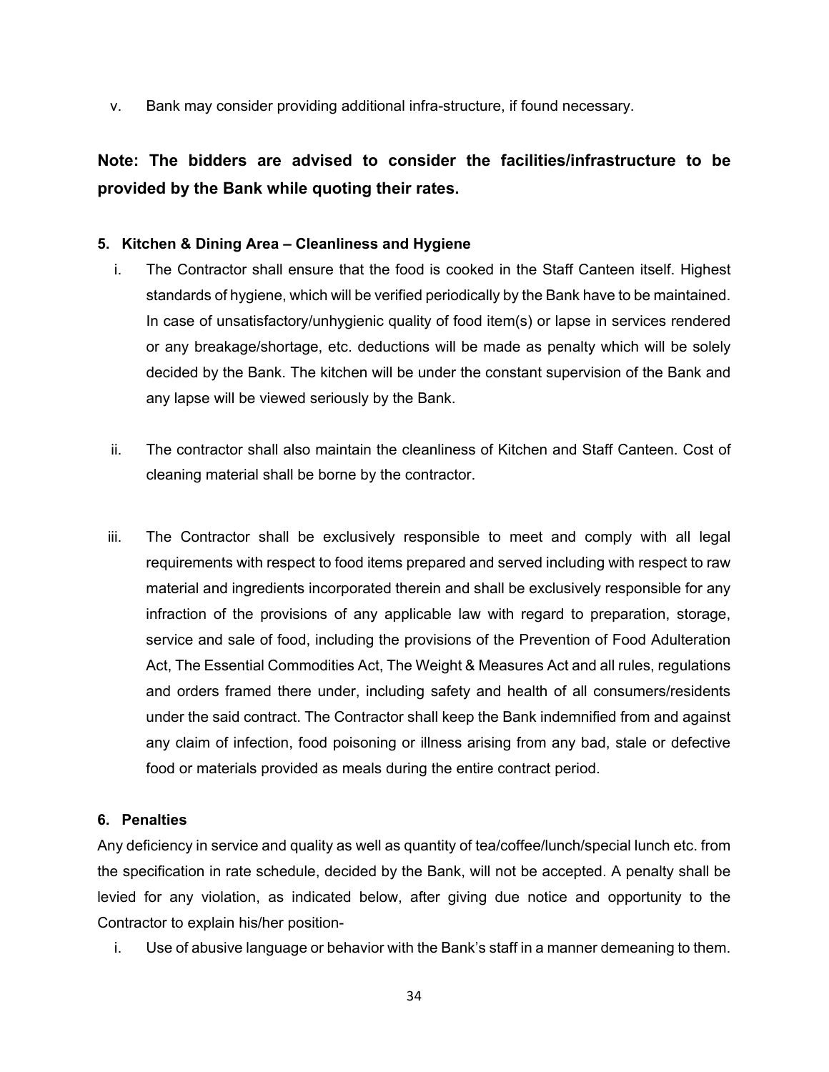v. Bank may consider providing additional infra-structure, if found necessary.

**Note: The bidders are advised to consider the facilities/infrastructure to be provided by the Bank while quoting their rates.**

**5. Kitchen & Dining Area – Cleanliness and Hygiene**

i. The Contractor shall ensure that the food is cooked in the Staff Canteen itself. Highest standards of hygiene, which will be verified periodically by the Bank have to be maintained. In case of unsatisfactory/unhygienic quality of food item(s) or lapse in services rendered or any breakage/shortage, etc. deductions will be made as penalty which will be solely decided by the Bank. The kitchen will be under the constant supervision of the Bank and any lapse will be viewed seriously by the Bank.

ii. The contractor shall also maintain the cleanliness of Kitchen and Staff Canteen. Cost of cleaning material shall be borne by the contractor.

iii. The Contractor shall be exclusively responsible to meet and comply with all legal requirements with respect to food items prepared and served including with respect to raw material and ingredients incorporated therein and shall be exclusively responsible for any infraction of the provisions of any applicable law with regard to preparation, storage, service and sale of food, including the provisions of the Prevention of Food Adulteration Act, The Essential Commodities Act, The Weight & Measures Act and all rules, regulations and orders framed there under, including safety and health of all consumers/residents under the said contract. The Contractor shall keep the Bank indemnified from and against any claim of infection, food poisoning or illness arising from any bad, stale or defective food or materials provided as meals during the entire contract period.

**6. Penalties**

Any deficiency in service and quality as well as quantity of tea/coffee/lunch/special lunch etc. from the specification in rate schedule, decided by the Bank, will not be accepted. A penalty shall be levied for any violation, as indicated below, after giving due notice and opportunity to the Contractor to explain his/her position-

i. Use of abusive language or behavior with the Bank's staff in a manner demeaning to them.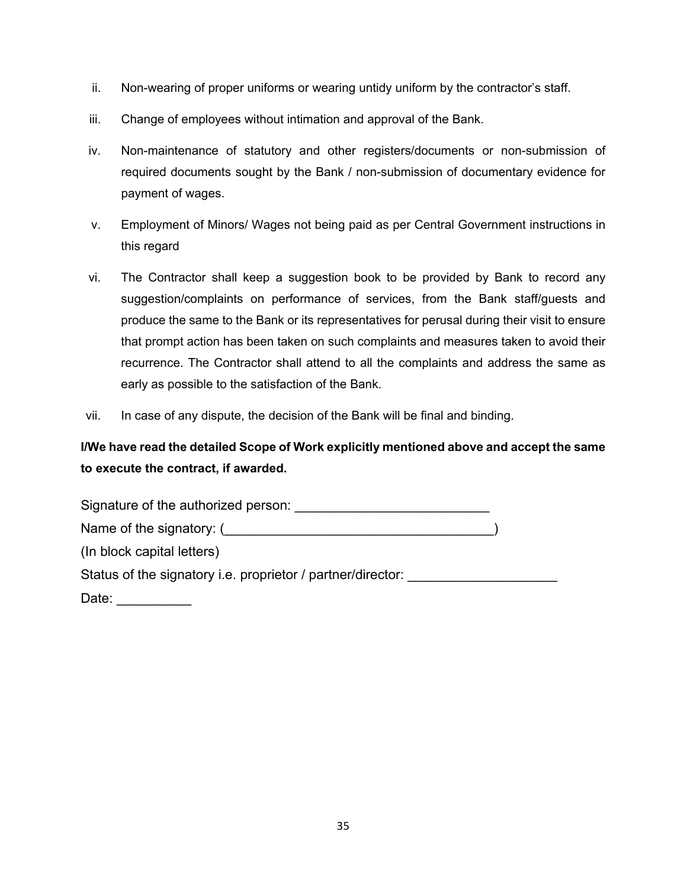ii. Non-wearing of proper uniforms or wearing untidy uniform by the contractor's staff.

iii. Change of employees without intimation and approval of the Bank.

iv. Non-maintenance of statutory and other registers/documents or non-submission of required documents sought by the Bank / non-submission of documentary evidence for payment of wages.

v. Employment of Minors/ Wages not being paid as per Central Government instructions in this regard

vi. The Contractor shall keep a suggestion book to be provided by Bank to record any suggestion/complaints on performance of services, from the Bank staff/guests and produce the same to the Bank or its representatives for perusal during their visit to ensure that prompt action has been taken on such complaints and measures taken to avoid their recurrence. The Contractor shall attend to all the complaints and address the same as early as possible to the satisfaction of the Bank.

vii. In case of any dispute, the decision of the Bank will be final and binding.

**I/We have read the detailed Scope of Work explicitly mentioned above and accept the same to execute the contract, if awarded.**

Signature of the authorized person: __________________________

Name of the signatory: (____________________________________)

(In block capital letters)

Status of the signatory i.e. proprietor / partner/director: ____________________

Date: __________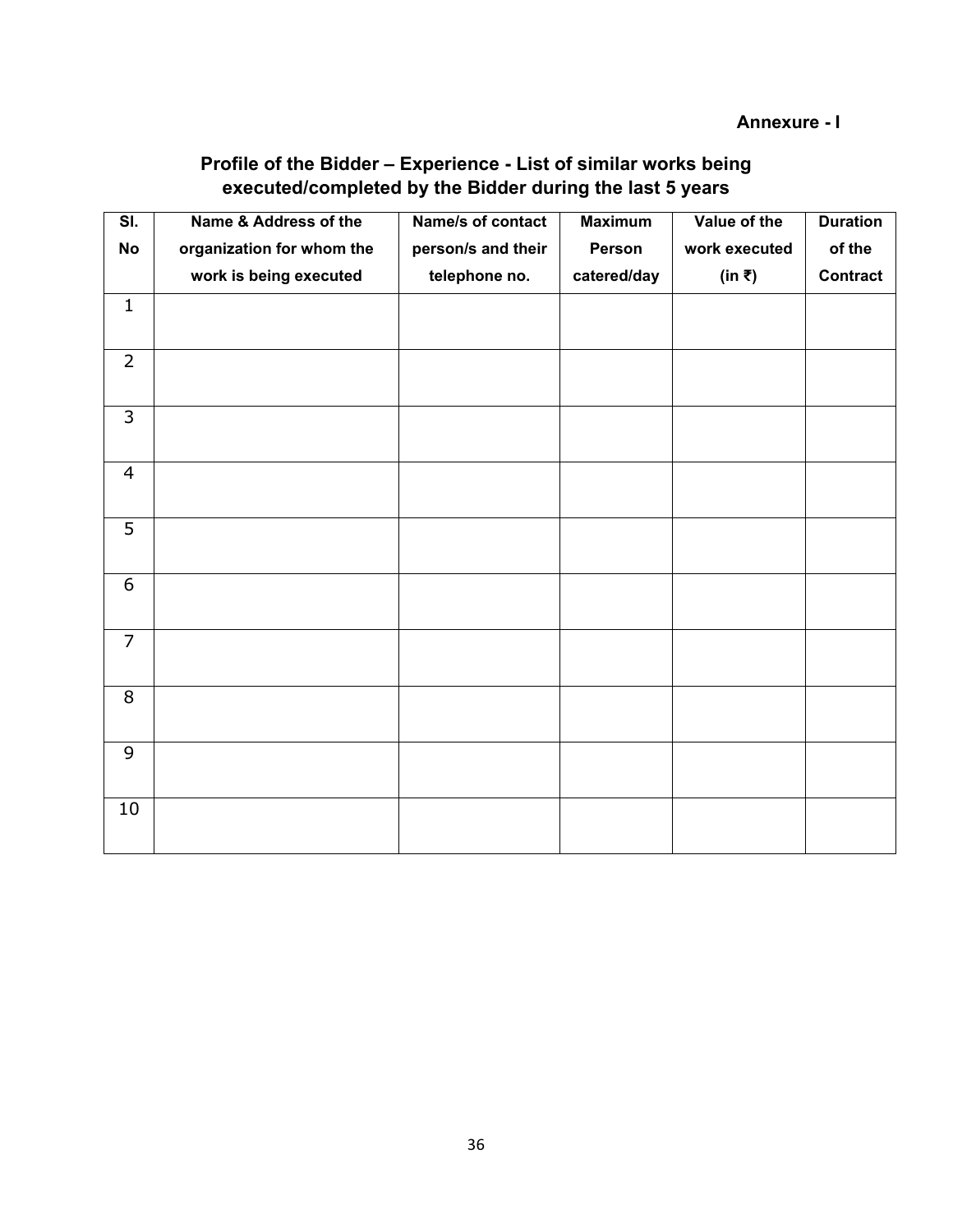**Annexure - I**

## Profile of the Bidder – Experience - List of similar works being executed/completed by the Bidder during the last 5 years

| Sl. No | Name & Address of the organization for whom the work is being executed | Name/s of contact person/s and their telephone no. | Maximum Person catered/day | Value of the work executed (in ₹) | Duration of the Contract |
|---|---|---|---|---|---|
| 1 | | | | | |
| 2 | | | | | |
| 3 | | | | | |
| 4 | | | | | |
| 5 | | | | | |
| 6 | | | | | |
| 7 | | | | | |
| 8 | | | | | |
| 9 | | | | | |
| 10 | | | | | |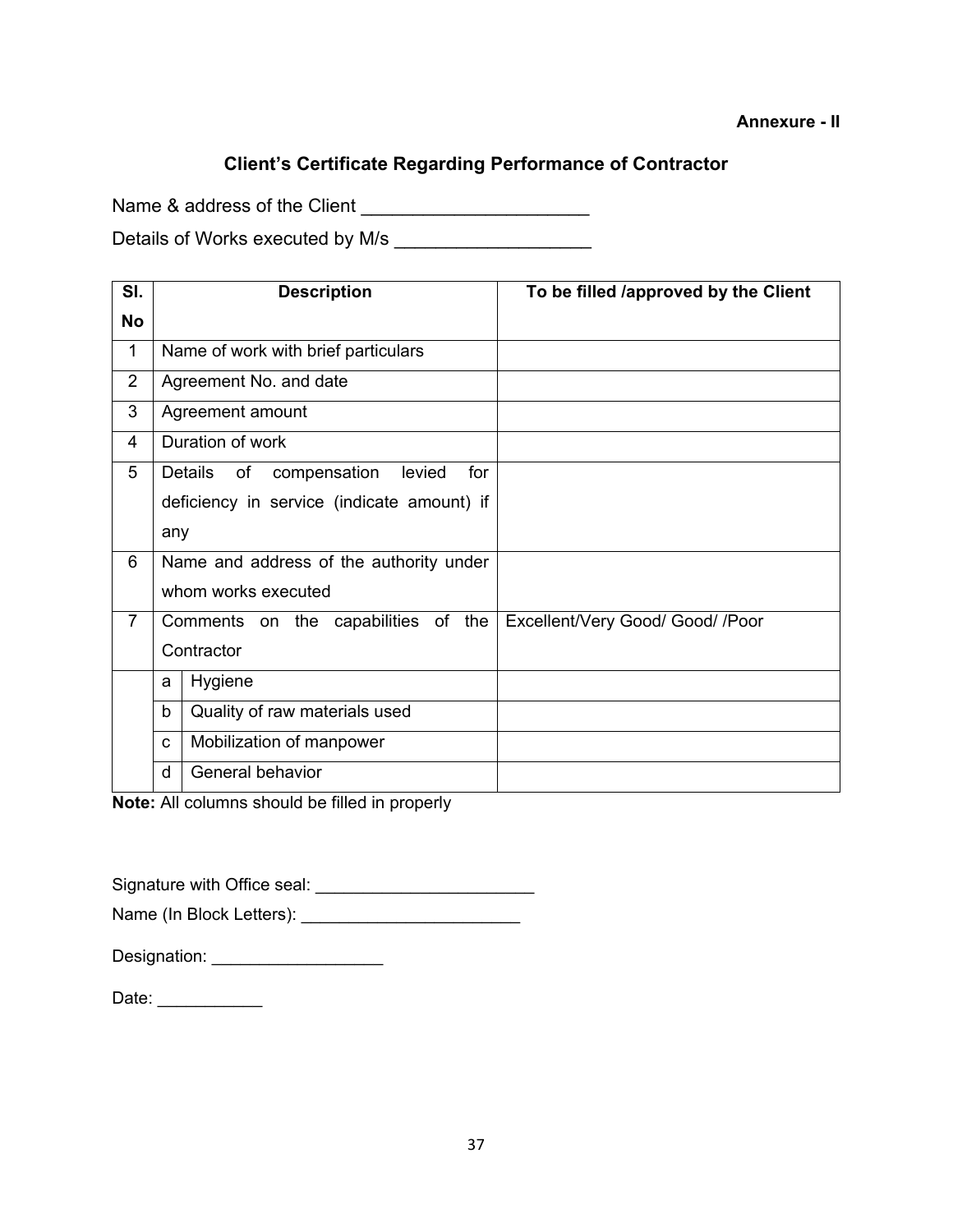**Annexure - II**

## Client's Certificate Regarding Performance of Contractor

Name & address of the Client ______________________

Details of Works executed by M/s ___________________

| Sl. No | Description | | To be filled /approved by the Client |
|---|---|---|---|
| 1 | Name of work with brief particulars | | |
| 2 | Agreement No. and date | | |
| 3 | Agreement amount | | |
| 4 | Duration of work | | |
| 5 | Details of compensation levied for deficiency in service (indicate amount) if any | | |
| 6 | Name and address of the authority under whom works executed | | |
| 7 | Comments on the capabilities of the Contractor | | Excellent/Very Good/ Good/ /Poor |
| | a | Hygiene | |
| | b | Quality of raw materials used | |
| | c | Mobilization of manpower | |
| | d | General behavior | |

**Note:** All columns should be filled in properly

Signature with Office seal: _______________________

Name (In Block Letters): _______________________

Designation: __________________

Date: ___________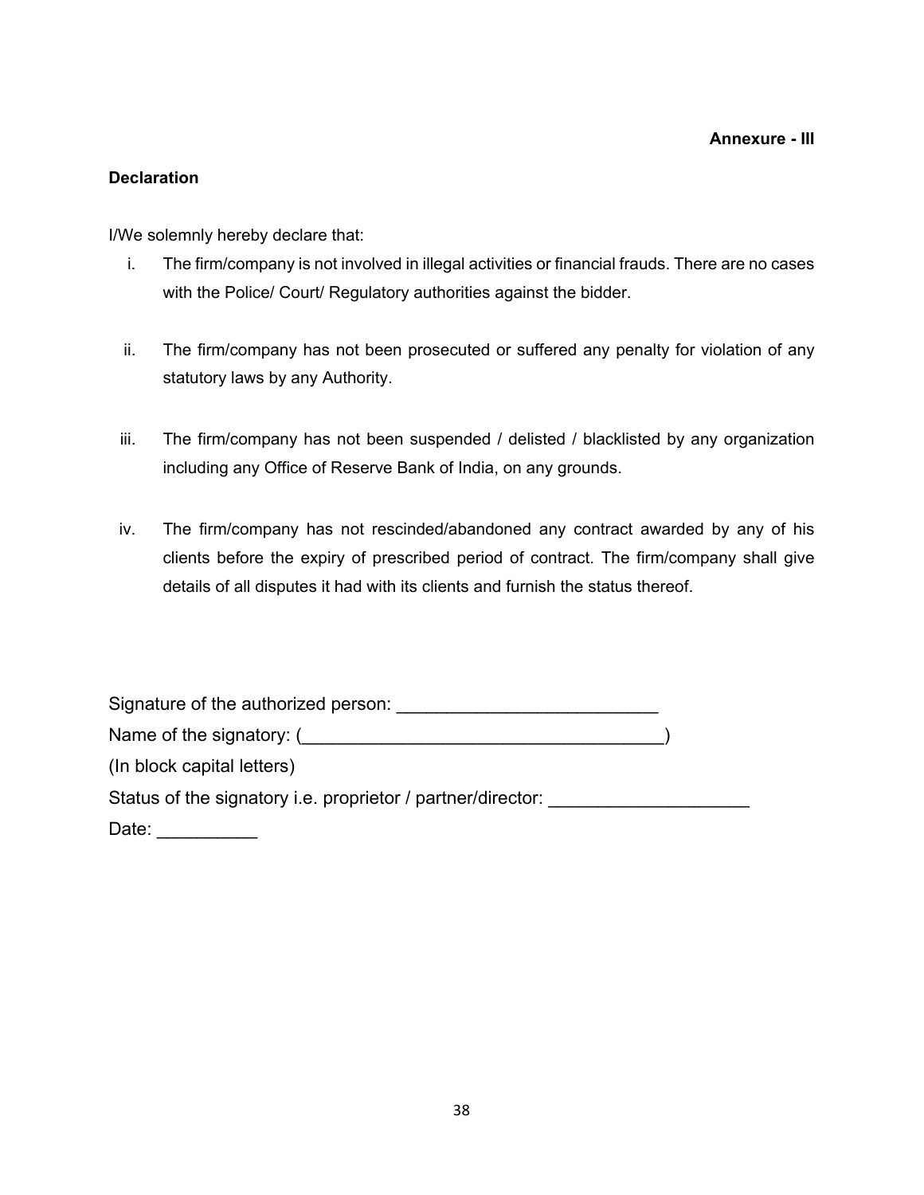**Annexure - III**

**Declaration**

I/We solemnly hereby declare that:

i. The firm/company is not involved in illegal activities or financial frauds. There are no cases with the Police/ Court/ Regulatory authorities against the bidder.

ii. The firm/company has not been prosecuted or suffered any penalty for violation of any statutory laws by any Authority.

iii. The firm/company has not been suspended / delisted / blacklisted by any organization including any Office of Reserve Bank of India, on any grounds.

iv. The firm/company has not rescinded/abandoned any contract awarded by any of his clients before the expiry of prescribed period of contract. The firm/company shall give details of all disputes it had with its clients and furnish the status thereof.

Signature of the authorized person: __________________________

Name of the signatory: (___________________________________)

(In block capital letters)

Status of the signatory i.e. proprietor / partner/director: ____________________

Date: __________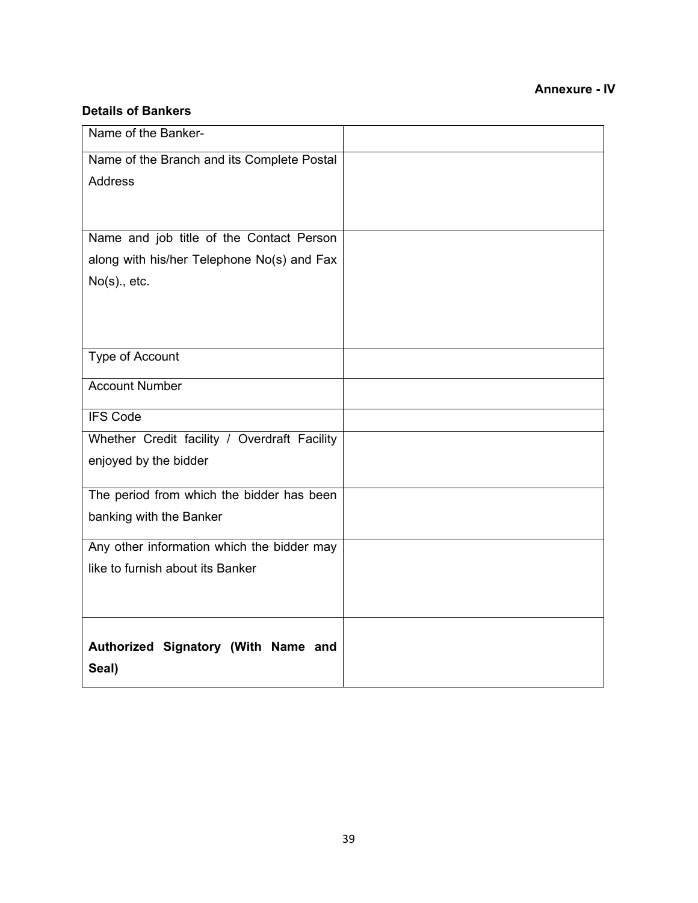**Annexure - IV**

**Details of Bankers**

| | |
|---|---|
| Name of the Banker- | |
| Name of the Branch and its Complete Postal Address | |
| Name and job title of the Contact Person along with his/her Telephone No(s) and Fax No(s)., etc. | |
| Type of Account | |
| Account Number | |
| IFS Code | |
| Whether Credit facility / Overdraft Facility enjoyed by the bidder | |
| The period from which the bidder has been banking with the Banker | |
| Any other information which the bidder may like to furnish about its Banker | |
| **Authorized Signatory (With Name and Seal)** | |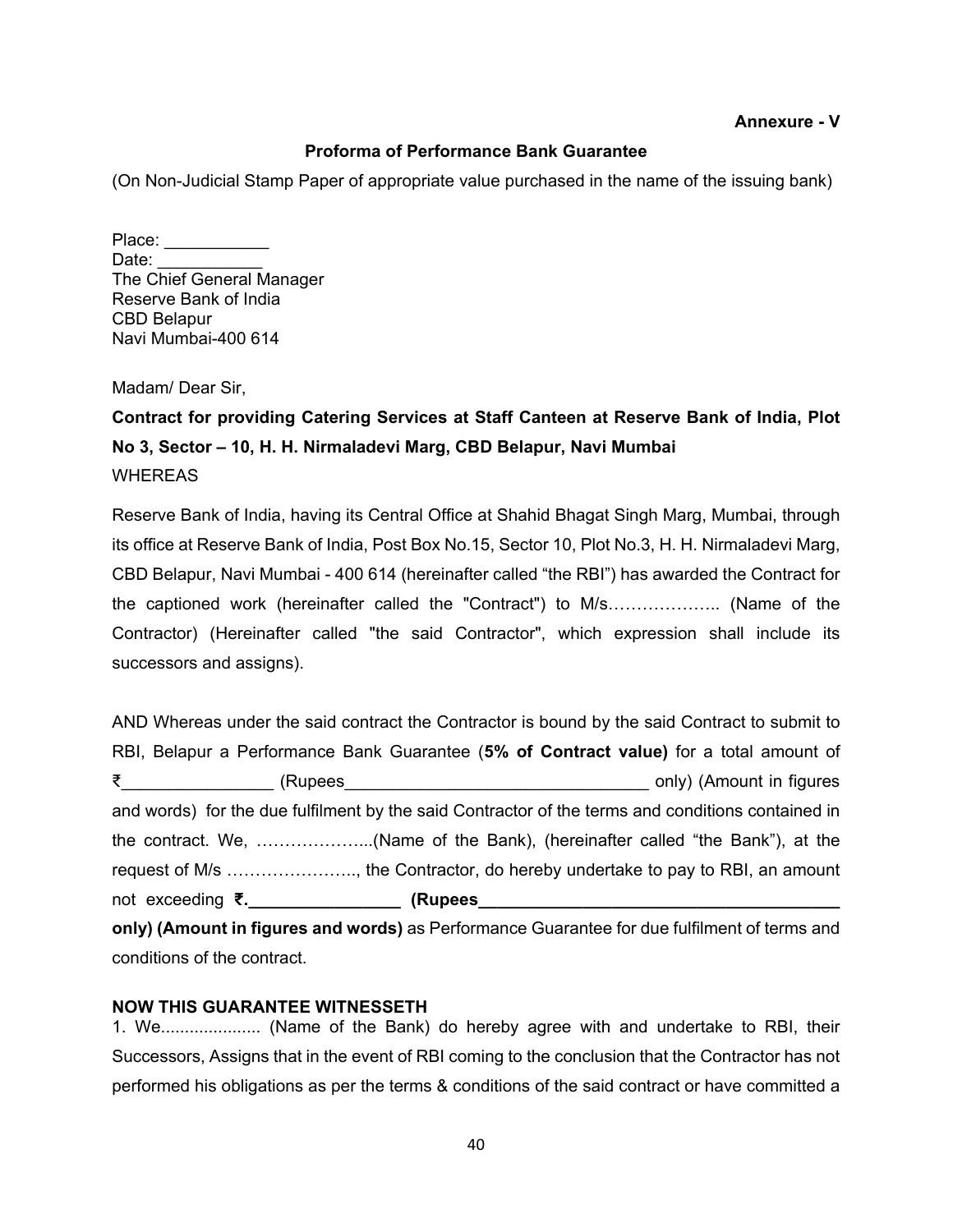**Annexure - V**

**Proforma of Performance Bank Guarantee**

(On Non-Judicial Stamp Paper of appropriate value purchased in the name of the issuing bank)

Place: ___________
Date: ___________
The Chief General Manager
Reserve Bank of India
CBD Belapur
Navi Mumbai-400 614

Madam/ Dear Sir,

**Contract for providing Catering Services at Staff Canteen at Reserve Bank of India, Plot No 3, Sector – 10, H. H. Nirmaladevi Marg, CBD Belapur, Navi Mumbai**

WHEREAS

Reserve Bank of India, having its Central Office at Shahid Bhagat Singh Marg, Mumbai, through its office at Reserve Bank of India, Post Box No.15, Sector 10, Plot No.3, H. H. Nirmaladevi Marg, CBD Belapur, Navi Mumbai - 400 614 (hereinafter called "the RBI") has awarded the Contract for the captioned work (hereinafter called the "Contract") to M/s……………….. (Name of the Contractor) (Hereinafter called "the said Contractor", which expression shall include its successors and assigns).

AND Whereas under the said contract the Contractor is bound by the said Contract to submit to RBI, Belapur a Performance Bank Guarantee (**5% of Contract value)** for a total amount of ₹________________ (Rupees________________________________ only) (Amount in figures and words) for the due fulfilment by the said Contractor of the terms and conditions contained in the contract. We, ………………...(Name of the Bank), (hereinafter called "the Bank"), at the request of M/s ………………….., the Contractor, do hereby undertake to pay to RBI, an amount not exceeding **₹.________________ (Rupees______________________________________ only) (Amount in figures and words)** as Performance Guarantee for due fulfilment of terms and conditions of the contract.

**NOW THIS GUARANTEE WITNESSETH**

1. We..................... (Name of the Bank) do hereby agree with and undertake to RBI, their Successors, Assigns that in the event of RBI coming to the conclusion that the Contractor has not performed his obligations as per the terms & conditions of the said contract or have committed a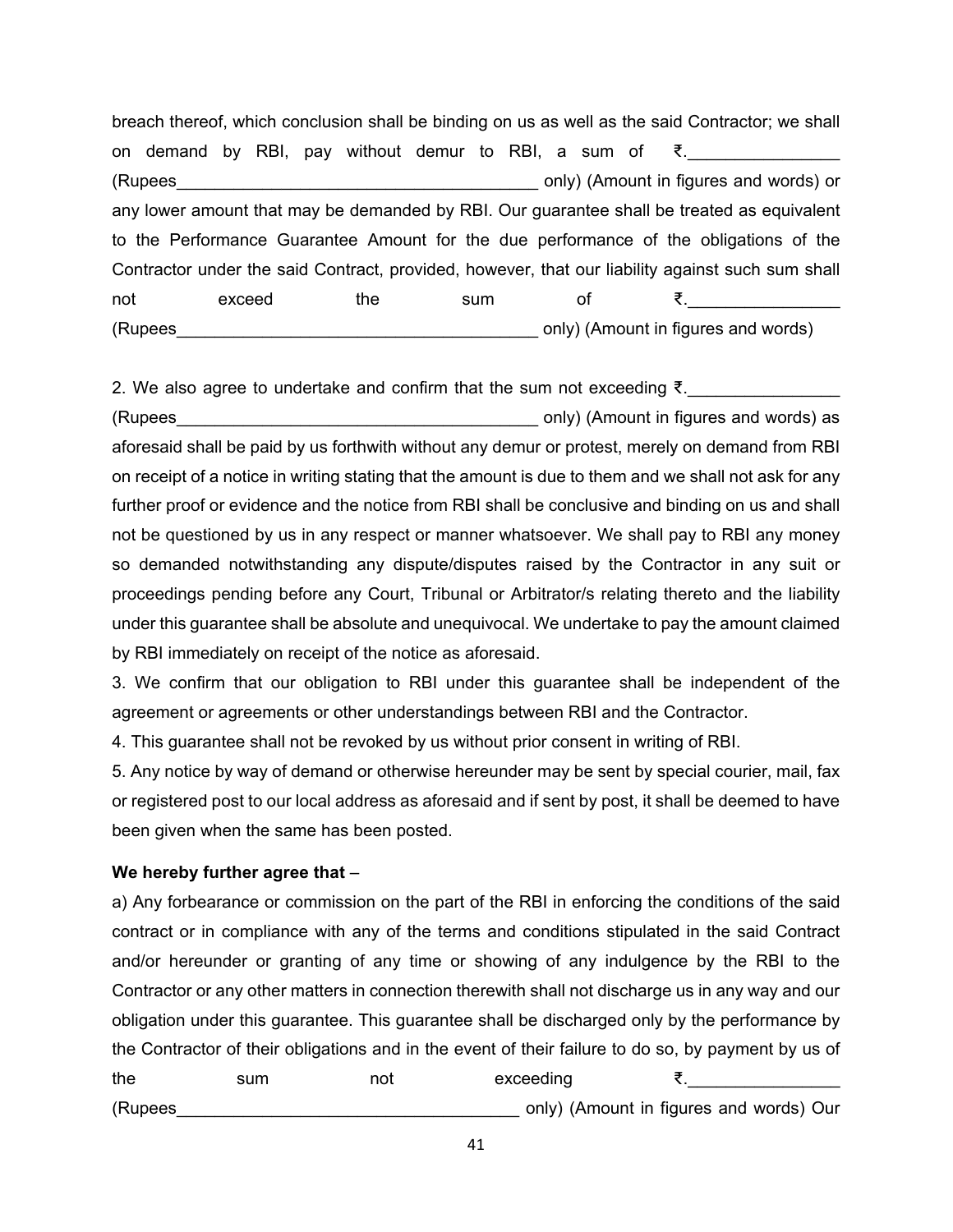breach thereof, which conclusion shall be binding on us as well as the said Contractor; we shall on demand by RBI, pay without demur to RBI, a sum of ₹.________________ (Rupees_______________________________________ only) (Amount in figures and words) or any lower amount that may be demanded by RBI. Our guarantee shall be treated as equivalent to the Performance Guarantee Amount for the due performance of the obligations of the Contractor under the said Contract, provided, however, that our liability against such sum shall not exceed the sum of ₹.________________ (Rupees_______________________________________ only) (Amount in figures and words)

2. We also agree to undertake and confirm that the sum not exceeding ₹.________________ (Rupees_______________________________________ only) (Amount in figures and words) as aforesaid shall be paid by us forthwith without any demur or protest, merely on demand from RBI on receipt of a notice in writing stating that the amount is due to them and we shall not ask for any further proof or evidence and the notice from RBI shall be conclusive and binding on us and shall not be questioned by us in any respect or manner whatsoever. We shall pay to RBI any money so demanded notwithstanding any dispute/disputes raised by the Contractor in any suit or proceedings pending before any Court, Tribunal or Arbitrator/s relating thereto and the liability under this guarantee shall be absolute and unequivocal. We undertake to pay the amount claimed by RBI immediately on receipt of the notice as aforesaid.

3. We confirm that our obligation to RBI under this guarantee shall be independent of the agreement or agreements or other understandings between RBI and the Contractor.

4. This guarantee shall not be revoked by us without prior consent in writing of RBI.

5. Any notice by way of demand or otherwise hereunder may be sent by special courier, mail, fax or registered post to our local address as aforesaid and if sent by post, it shall be deemed to have been given when the same has been posted.

**We hereby further agree that** –

a) Any forbearance or commission on the part of the RBI in enforcing the conditions of the said contract or in compliance with any of the terms and conditions stipulated in the said Contract and/or hereunder or granting of any time or showing of any indulgence by the RBI to the Contractor or any other matters in connection therewith shall not discharge us in any way and our obligation under this guarantee. This guarantee shall be discharged only by the performance by the Contractor of their obligations and in the event of their failure to do so, by payment by us of the sum not exceeding ₹.________________ (Rupees____________________________________ only) (Amount in figures and words) Our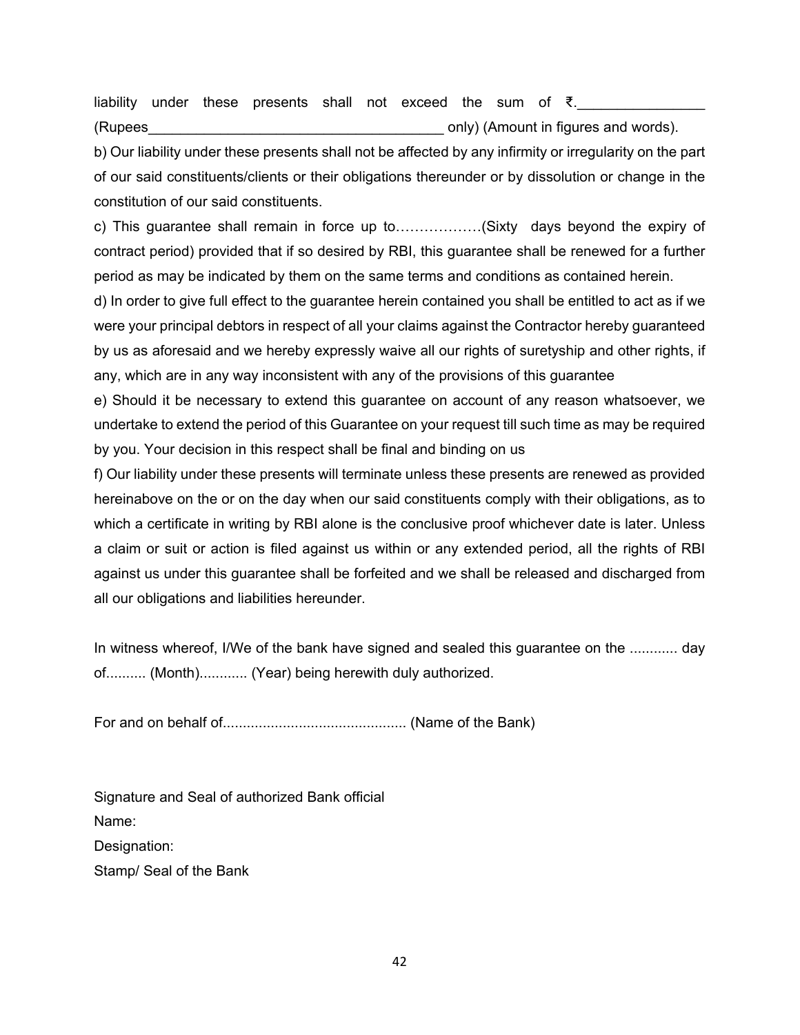liability under these presents shall not exceed the sum of ₹.________________ (Rupees_____________________________________ only) (Amount in figures and words).

b) Our liability under these presents shall not be affected by any infirmity or irregularity on the part of our said constituents/clients or their obligations thereunder or by dissolution or change in the constitution of our said constituents.

c) This guarantee shall remain in force up to………………(Sixty days beyond the expiry of contract period) provided that if so desired by RBI, this guarantee shall be renewed for a further period as may be indicated by them on the same terms and conditions as contained herein.

d) In order to give full effect to the guarantee herein contained you shall be entitled to act as if we were your principal debtors in respect of all your claims against the Contractor hereby guaranteed by us as aforesaid and we hereby expressly waive all our rights of suretyship and other rights, if any, which are in any way inconsistent with any of the provisions of this guarantee

e) Should it be necessary to extend this guarantee on account of any reason whatsoever, we undertake to extend the period of this Guarantee on your request till such time as may be required by you. Your decision in this respect shall be final and binding on us

f) Our liability under these presents will terminate unless these presents are renewed as provided hereinabove on the or on the day when our said constituents comply with their obligations, as to which a certificate in writing by RBI alone is the conclusive proof whichever date is later. Unless a claim or suit or action is filed against us within or any extended period, all the rights of RBI against us under this guarantee shall be forfeited and we shall be released and discharged from all our obligations and liabilities hereunder.

In witness whereof, I/We of the bank have signed and sealed this guarantee on the ............ day of.......... (Month)............ (Year) being herewith duly authorized.

For and on behalf of............................................. (Name of the Bank)

Signature and Seal of authorized Bank official

Name:

Designation:

Stamp/ Seal of the Bank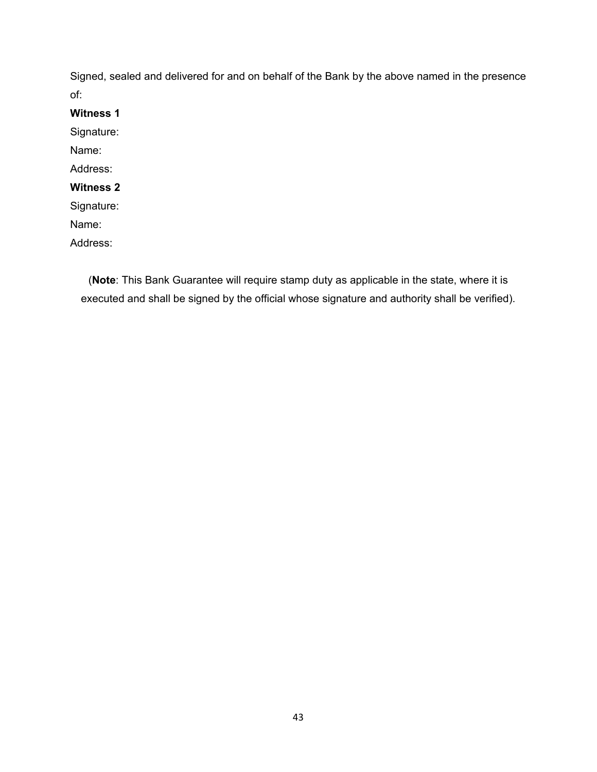Signed, sealed and delivered for and on behalf of the Bank by the above named in the presence of:

**Witness 1**

Signature:

Name:

Address:

**Witness 2**

Signature:

Name:

Address:

(**Note**: This Bank Guarantee will require stamp duty as applicable in the state, where it is executed and shall be signed by the official whose signature and authority shall be verified).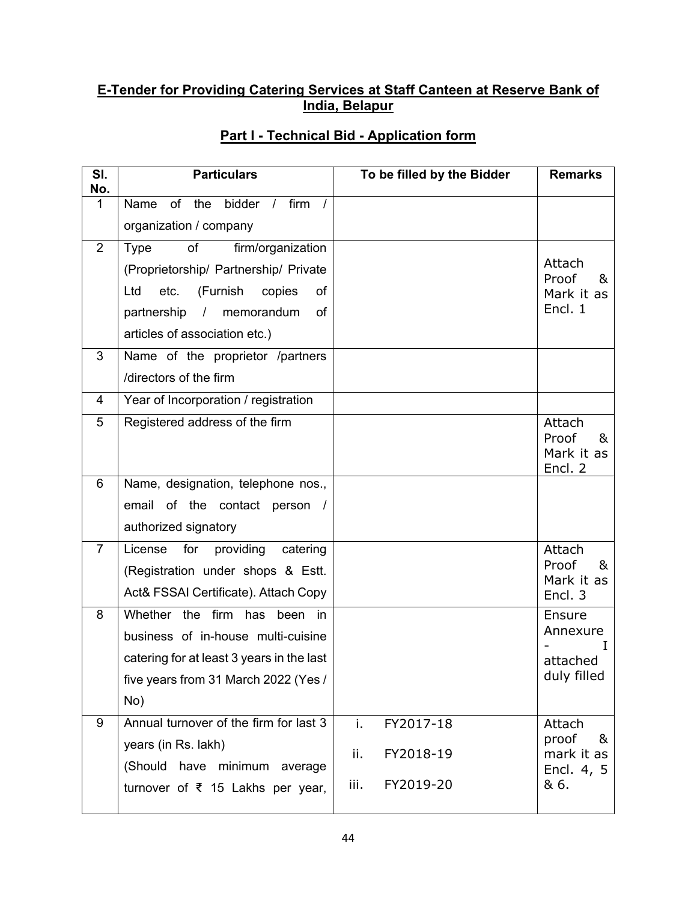## E-Tender for Providing Catering Services at Staff Canteen at Reserve Bank of India, Belapur

### Part I - Technical Bid - Application form

| Sl. No. | Particulars | To be filled by the Bidder | Remarks |
|---|---|---|---|
| 1 | Name of the bidder / firm / organization / company | | |
| 2 | Type of firm/organization (Proprietorship/ Partnership/ Private Ltd etc. (Furnish copies of partnership / memorandum of articles of association etc.) | | Attach Proof & Mark it as Encl. 1 |
| 3 | Name of the proprietor /partners /directors of the firm | | |
| 4 | Year of Incorporation / registration | | |
| 5 | Registered address of the firm | | Attach Proof & Mark it as Encl. 2 |
| 6 | Name, designation, telephone nos., email of the contact person / authorized signatory | | |
| 7 | License for providing catering (Registration under shops & Estt. Act& FSSAI Certificate). Attach Copy | | Attach Proof & Mark it as Encl. 3 |
| 8 | Whether the firm has been in business of in-house multi-cuisine catering for at least 3 years in the last five years from 31 March 2022 (Yes / No) | | Ensure Annexure - I attached duly filled |
| 9 | Annual turnover of the firm for last 3 years (in Rs. lakh) (Should have minimum average turnover of ₹ 15 Lakhs per year, | i. FY2017-18<br>ii. FY2018-19<br>iii. FY2019-20 | Attach proof & mark it as Encl. 4, 5 & 6. |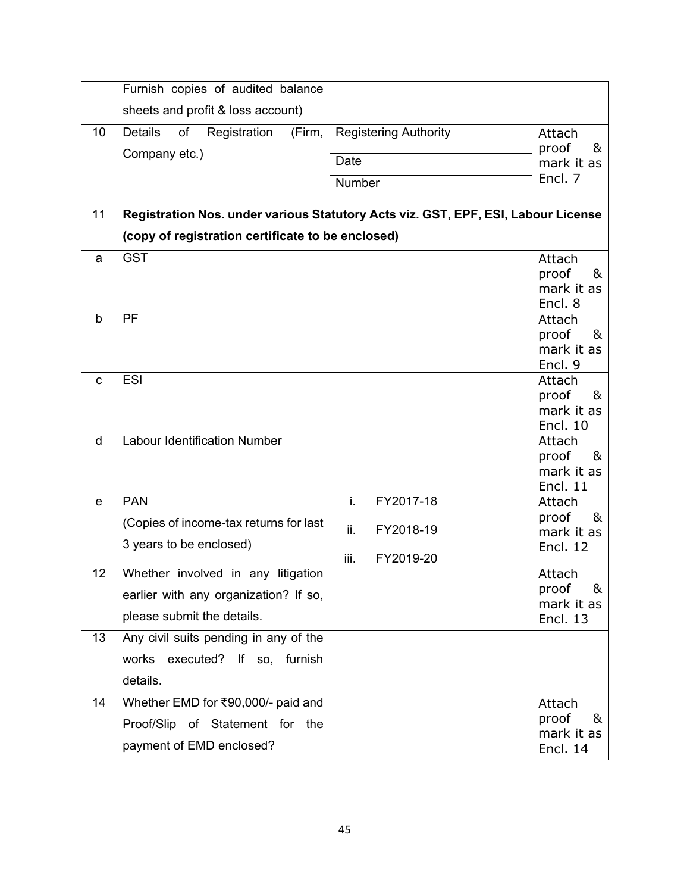|  |  |  |  |
|---|---|---|---|
|  | Furnish copies of audited balance sheets and profit & loss account) |  |  |
| 10 | Details of Registration (Firm, Company etc.) | Registering Authority<br>Date<br>Number | Attach proof & mark it as Encl. 7 |
| 11 | **Registration Nos. under various Statutory Acts viz. GST, EPF, ESI, Labour License (copy of registration certificate to be enclosed)** |  |  |
| a | GST |  | Attach proof & mark it as Encl. 8 |
| b | PF |  | Attach proof & mark it as Encl. 9 |
| c | ESI |  | Attach proof & mark it as Encl. 10 |
| d | Labour Identification Number |  | Attach proof & mark it as Encl. 11 |
| e | PAN<br>(Copies of income-tax returns for last 3 years to be enclosed) | i. FY2017-18<br>ii. FY2018-19<br>iii. FY2019-20 | Attach proof & mark it as Encl. 12 |
| 12 | Whether involved in any litigation earlier with any organization? If so, please submit the details. |  | Attach proof & mark it as Encl. 13 |
| 13 | Any civil suits pending in any of the works executed? If so, furnish details. |  |  |
| 14 | Whether EMD for ₹90,000/- paid and Proof/Slip of Statement for the payment of EMD enclosed? |  | Attach proof & mark it as Encl. 14 |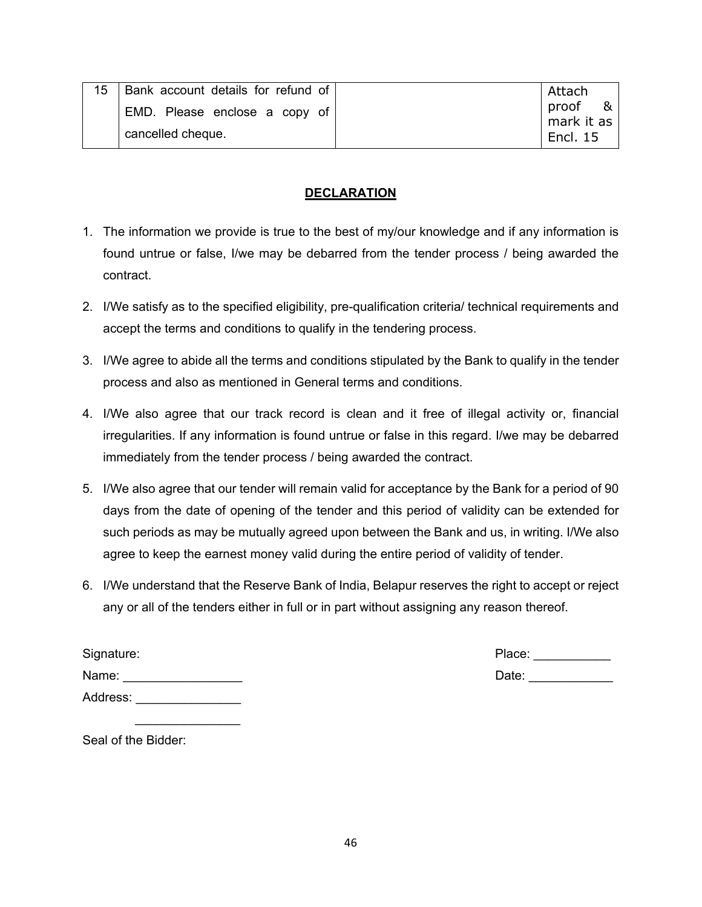| 15 | Bank account details for refund of EMD. Please enclose a copy of cancelled cheque. | | Attach proof & mark it as Encl. 15 |
|---|---|---|---|

**DECLARATION**

1. The information we provide is true to the best of my/our knowledge and if any information is found untrue or false, I/we may be debarred from the tender process / being awarded the contract.

2. I/We satisfy as to the specified eligibility, pre-qualification criteria/ technical requirements and accept the terms and conditions to qualify in the tendering process.

3. I/We agree to abide all the terms and conditions stipulated by the Bank to qualify in the tender process and also as mentioned in General terms and conditions.

4. I/We also agree that our track record is clean and it free of illegal activity or, financial irregularities. If any information is found untrue or false in this regard. I/we may be debarred immediately from the tender process / being awarded the contract.

5. I/We also agree that our tender will remain valid for acceptance by the Bank for a period of 90 days from the date of opening of the tender and this period of validity can be extended for such periods as may be mutually agreed upon between the Bank and us, in writing. I/We also agree to keep the earnest money valid during the entire period of validity of tender.

6. I/We understand that the Reserve Bank of India, Belapur reserves the right to accept or reject any or all of the tenders either in full or in part without assigning any reason thereof.

Signature:

Name: _________________

Address: _______________

_______________

Seal of the Bidder:

Place: ___________

Date: ____________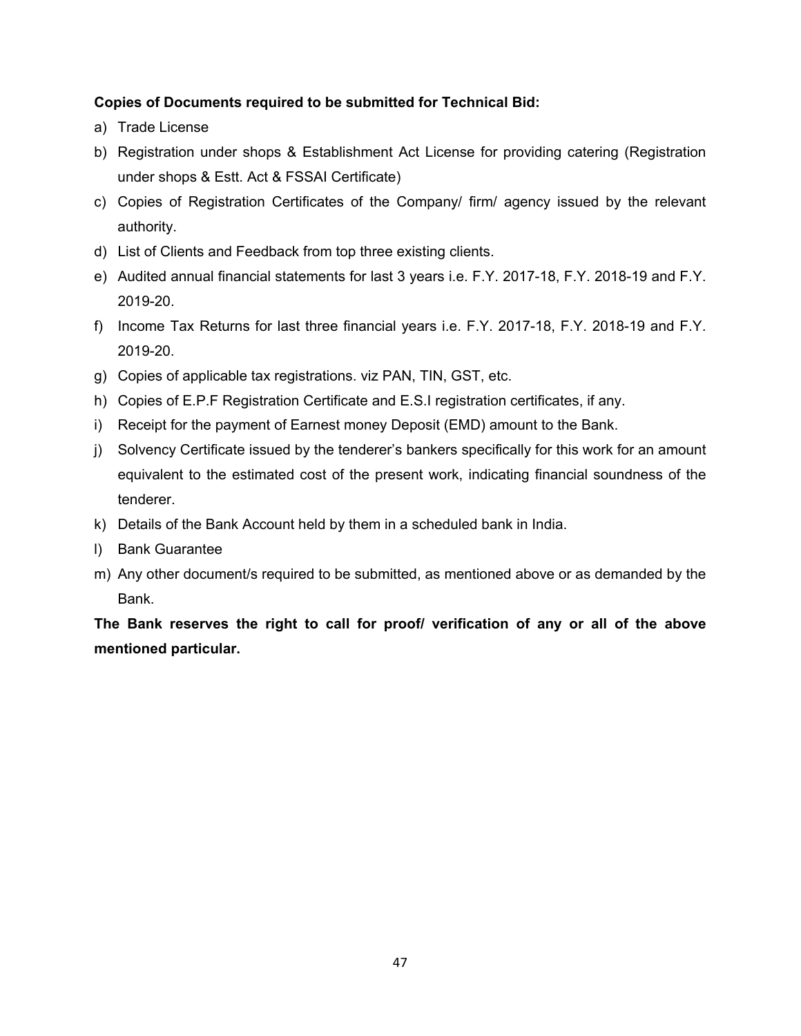**Copies of Documents required to be submitted for Technical Bid:**

a) Trade License
b) Registration under shops & Establishment Act License for providing catering (Registration under shops & Estt. Act & FSSAI Certificate)
c) Copies of Registration Certificates of the Company/ firm/ agency issued by the relevant authority.
d) List of Clients and Feedback from top three existing clients.
e) Audited annual financial statements for last 3 years i.e. F.Y. 2017-18, F.Y. 2018-19 and F.Y. 2019-20.
f) Income Tax Returns for last three financial years i.e. F.Y. 2017-18, F.Y. 2018-19 and F.Y. 2019-20.
g) Copies of applicable tax registrations. viz PAN, TIN, GST, etc.
h) Copies of E.P.F Registration Certificate and E.S.I registration certificates, if any.
i) Receipt for the payment of Earnest money Deposit (EMD) amount to the Bank.
j) Solvency Certificate issued by the tenderer's bankers specifically for this work for an amount equivalent to the estimated cost of the present work, indicating financial soundness of the tenderer.
k) Details of the Bank Account held by them in a scheduled bank in India.
l) Bank Guarantee
m) Any other document/s required to be submitted, as mentioned above or as demanded by the Bank.

**The Bank reserves the right to call for proof/ verification of any or all of the above mentioned particular.**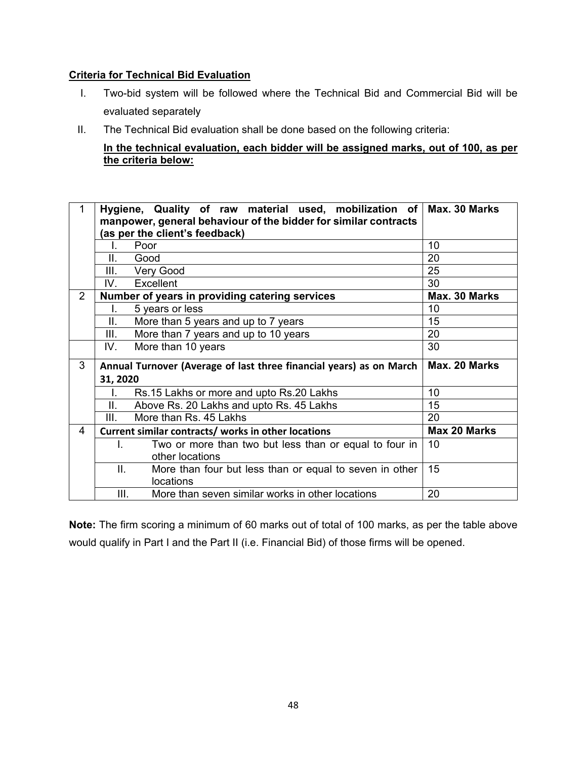**Criteria for Technical Bid Evaluation**

I. Two-bid system will be followed where the Technical Bid and Commercial Bid will be evaluated separately

II. The Technical Bid evaluation shall be done based on the following criteria:

**In the technical evaluation, each bidder will be assigned marks, out of 100, as per the criteria below:**

| | | |
|---|---|---|
| 1 | **Hygiene, Quality of raw material used, mobilization of manpower, general behaviour of the bidder for similar contracts (as per the client's feedback)** | **Max. 30 Marks** |
| | I. Poor | 10 |
| | II. Good | 20 |
| | III. Very Good | 25 |
| | IV. Excellent | 30 |
| 2 | **Number of years in providing catering services** | **Max. 30 Marks** |
| | I. 5 years or less | 10 |
| | II. More than 5 years and up to 7 years | 15 |
| | III. More than 7 years and up to 10 years | 20 |
| | IV. More than 10 years | 30 |
| 3 | **Annual Turnover (Average of last three financial years) as on March 31, 2020** | **Max. 20 Marks** |
| | I. Rs.15 Lakhs or more and upto Rs.20 Lakhs | 10 |
| | II. Above Rs. 20 Lakhs and upto Rs. 45 Lakhs | 15 |
| | III. More than Rs. 45 Lakhs | 20 |
| 4 | **Current similar contracts/ works in other locations** | **Max 20 Marks** |
| | I. Two or more than two but less than or equal to four in other locations | 10 |
| | II. More than four but less than or equal to seven in other locations | 15 |
| | III. More than seven similar works in other locations | 20 |

**Note:** The firm scoring a minimum of 60 marks out of total of 100 marks, as per the table above would qualify in Part I and the Part II (i.e. Financial Bid) of those firms will be opened.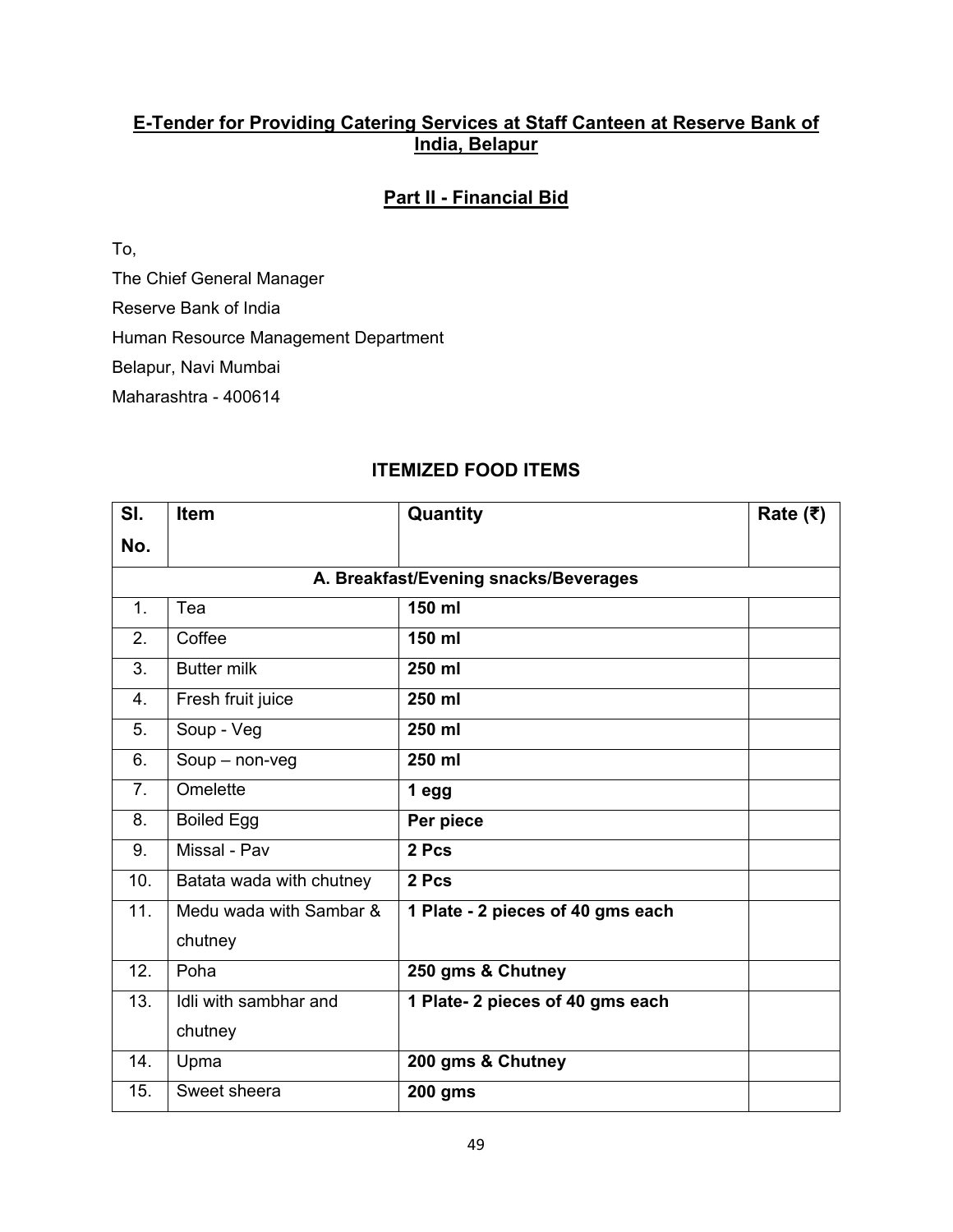**E-Tender for Providing Catering Services at Staff Canteen at Reserve Bank of India, Belapur**

**Part II - Financial Bid**

To,

The Chief General Manager

Reserve Bank of India

Human Resource Management Department

Belapur, Navi Mumbai

Maharashtra - 400614

## ITEMIZED FOOD ITEMS

| Sl. No. | Item | Quantity | Rate (₹) |
|---|---|---|---|
| **A. Breakfast/Evening snacks/Beverages** | | | |
| 1. | Tea | **150 ml** | |
| 2. | Coffee | **150 ml** | |
| 3. | Butter milk | **250 ml** | |
| 4. | Fresh fruit juice | **250 ml** | |
| 5. | Soup - Veg | **250 ml** | |
| 6. | Soup – non-veg | **250 ml** | |
| 7. | Omelette | **1 egg** | |
| 8. | Boiled Egg | **Per piece** | |
| 9. | Missal - Pav | **2 Pcs** | |
| 10. | Batata wada with chutney | **2 Pcs** | |
| 11. | Medu wada with Sambar & chutney | **1 Plate - 2 pieces of 40 gms each** | |
| 12. | Poha | **250 gms & Chutney** | |
| 13. | Idli with sambhar and chutney | **1 Plate- 2 pieces of 40 gms each** | |
| 14. | Upma | **200 gms & Chutney** | |
| 15. | Sweet sheera | **200 gms** | |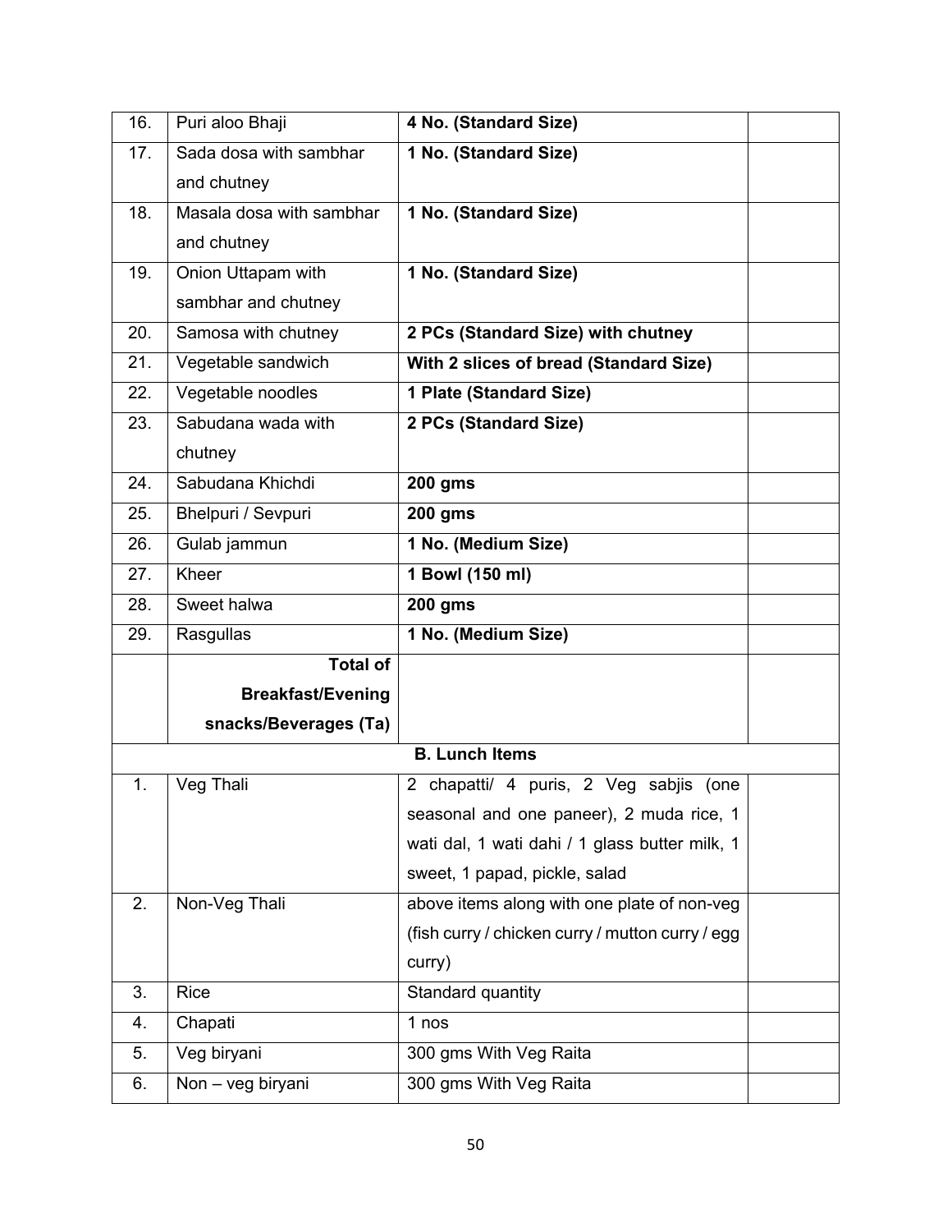| 16. | Puri aloo Bhaji | **4 No. (Standard Size)** | |
|---|---|---|---|
| 17. | Sada dosa with sambhar and chutney | **1 No. (Standard Size)** | |
| 18. | Masala dosa with sambhar and chutney | **1 No. (Standard Size)** | |
| 19. | Onion Uttapam with sambhar and chutney | **1 No. (Standard Size)** | |
| 20. | Samosa with chutney | **2 PCs (Standard Size) with chutney** | |
| 21. | Vegetable sandwich | **With 2 slices of bread (Standard Size)** | |
| 22. | Vegetable noodles | **1 Plate (Standard Size)** | |
| 23. | Sabudana wada with chutney | **2 PCs (Standard Size)** | |
| 24. | Sabudana Khichdi | **200 gms** | |
| 25. | Bhelpuri / Sevpuri | **200 gms** | |
| 26. | Gulab jammun | **1 No. (Medium Size)** | |
| 27. | Kheer | **1 Bowl (150 ml)** | |
| 28. | Sweet halwa | **200 gms** | |
| 29. | Rasgullas | **1 No. (Medium Size)** | |
| | **Total of Breakfast/Evening snacks/Beverages (Ta)** | | |
| | | **B. Lunch Items** | |
| 1. | Veg Thali | 2 chapatti/ 4 puris, 2 Veg sabjis (one seasonal and one paneer), 2 muda rice, 1 wati dal, 1 wati dahi / 1 glass butter milk, 1 sweet, 1 papad, pickle, salad | |
| 2. | Non-Veg Thali | above items along with one plate of non-veg (fish curry / chicken curry / mutton curry / egg curry) | |
| 3. | Rice | Standard quantity | |
| 4. | Chapati | 1 nos | |
| 5. | Veg biryani | 300 gms With Veg Raita | |
| 6. | Non – veg biryani | 300 gms With Veg Raita | |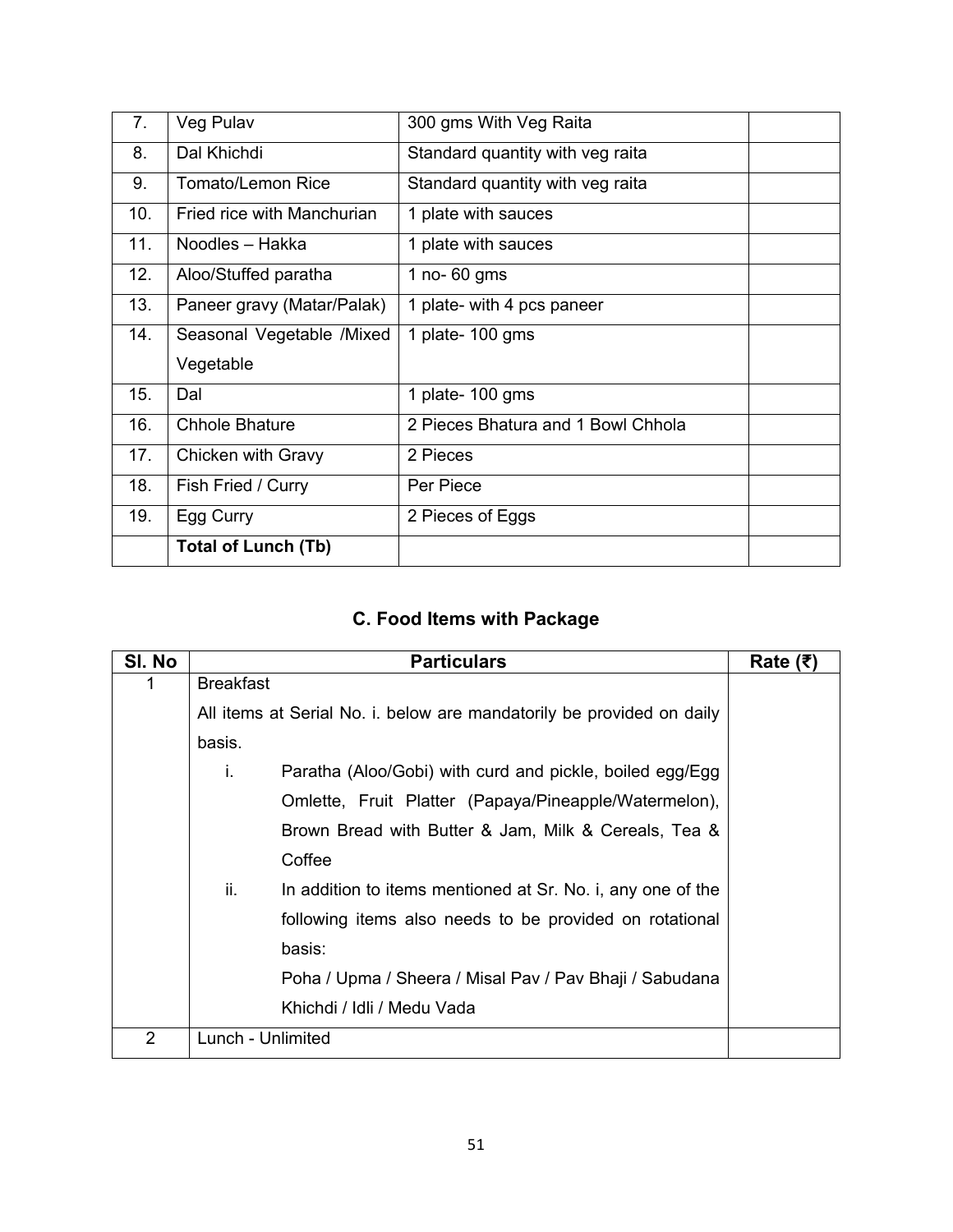| 7. | Veg Pulav | 300 gms With Veg Raita | |
|---|---|---|---|
| 8. | Dal Khichdi | Standard quantity with veg raita | |
| 9. | Tomato/Lemon Rice | Standard quantity with veg raita | |
| 10. | Fried rice with Manchurian | 1 plate with sauces | |
| 11. | Noodles – Hakka | 1 plate with sauces | |
| 12. | Aloo/Stuffed paratha | 1 no- 60 gms | |
| 13. | Paneer gravy (Matar/Palak) | 1 plate- with 4 pcs paneer | |
| 14. | Seasonal Vegetable /Mixed Vegetable | 1 plate- 100 gms | |
| 15. | Dal | 1 plate- 100 gms | |
| 16. | Chhole Bhature | 2 Pieces Bhatura and 1 Bowl Chhola | |
| 17. | Chicken with Gravy | 2 Pieces | |
| 18. | Fish Fried / Curry | Per Piece | |
| 19. | Egg Curry | 2 Pieces of Eggs | |
| | **Total of Lunch (Tb)** | | |

## C. Food Items with Package

| Sl. No | Particulars | Rate (₹) |
|---|---|---|
| 1 | Breakfast<br>All items at Serial No. i. below are mandatorily be provided on daily basis.<br>i. Paratha (Aloo/Gobi) with curd and pickle, boiled egg/Egg Omlette, Fruit Platter (Papaya/Pineapple/Watermelon), Brown Bread with Butter & Jam, Milk & Cereals, Tea & Coffee<br>ii. In addition to items mentioned at Sr. No. i, any one of the following items also needs to be provided on rotational basis:<br>Poha / Upma / Sheera / Misal Pav / Pav Bhaji / Sabudana Khichdi / Idli / Medu Vada | |
| 2 | Lunch - Unlimited | |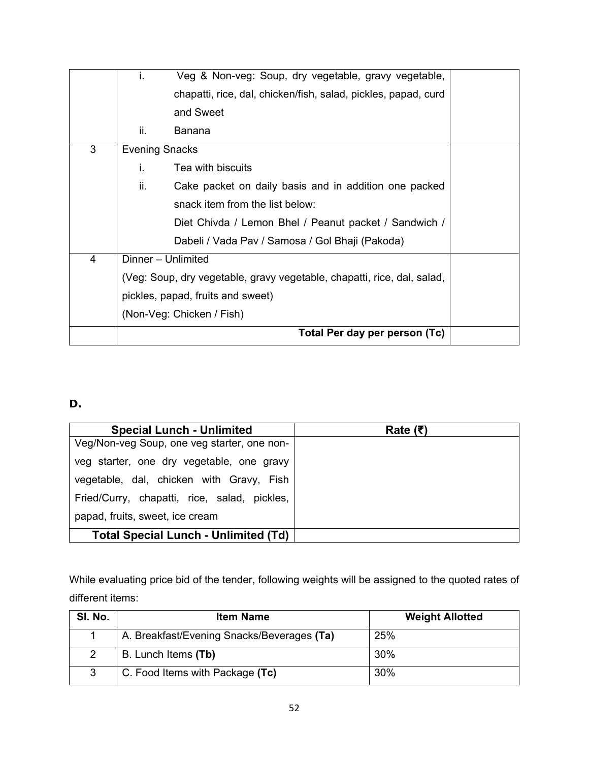| | | |
|---|---|---|
| | i. Veg & Non-veg: Soup, dry vegetable, gravy vegetable, chapatti, rice, dal, chicken/fish, salad, pickles, papad, curd and Sweet<br>ii. Banana | |
| 3 | Evening Snacks<br>i. Tea with biscuits<br>ii. Cake packet on daily basis and in addition one packed snack item from the list below:<br>Diet Chivda / Lemon Bhel / Peanut packet / Sandwich / Dabeli / Vada Pav / Samosa / Gol Bhaji (Pakoda) | |
| 4 | Dinner – Unlimited<br>(Veg: Soup, dry vegetable, gravy vegetable, chapatti, rice, dal, salad, pickles, papad, fruits and sweet)<br>(Non-Veg: Chicken / Fish) | |
| | **Total Per day per person (Tc)** | |

**D.**

| Special Lunch - Unlimited | Rate (₹) |
|---|---|
| Veg/Non-veg Soup, one veg starter, one non-veg starter, one dry vegetable, one gravy vegetable, dal, chicken with Gravy, Fish Fried/Curry, chapatti, rice, salad, pickles, papad, fruits, sweet, ice cream | |
| **Total Special Lunch - Unlimited (Td)** | |

While evaluating price bid of the tender, following weights will be assigned to the quoted rates of different items:

| Sl. No. | Item Name | Weight Allotted |
|---|---|---|
| 1 | A. Breakfast/Evening Snacks/Beverages **(Ta)** | 25% |
| 2 | B. Lunch Items **(Tb)** | 30% |
| 3 | C. Food Items with Package **(Tc)** | 30% |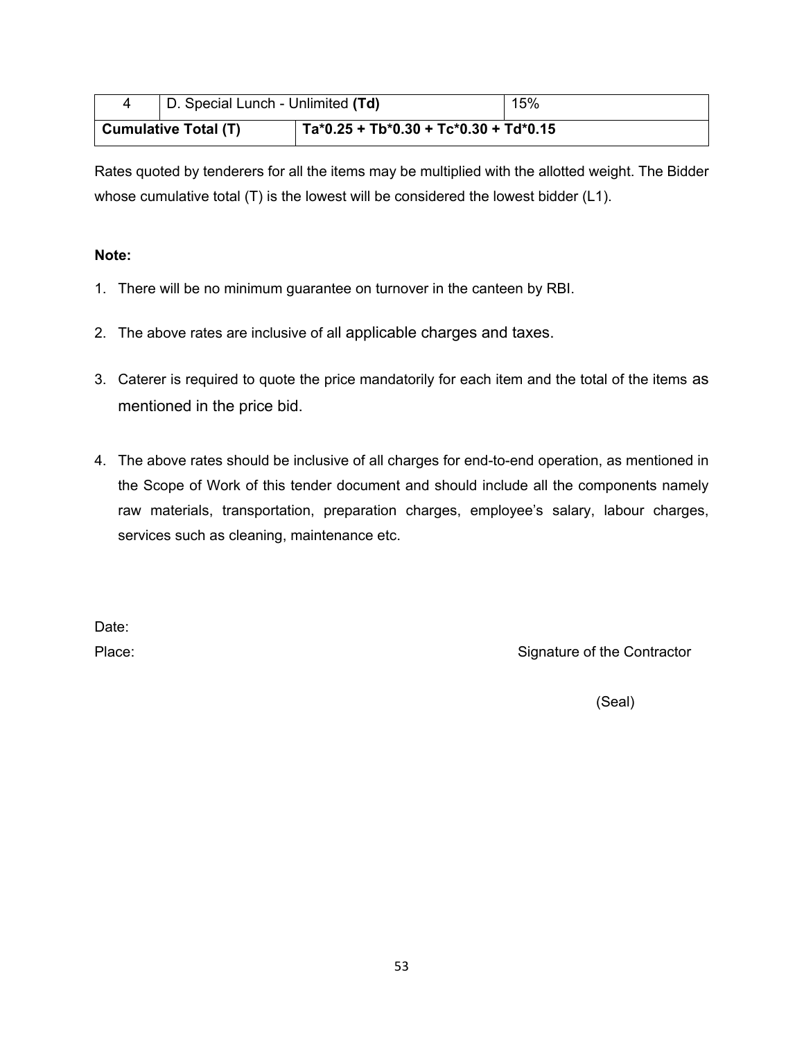| | | |
|---|---|---|
| 4 | D. Special Lunch - Unlimited **(Td)** | 15% |
| **Cumulative Total (T)** | **Ta*0.25 + Tb*0.30 + Tc*0.30 + Td*0.15** | |

Rates quoted by tenderers for all the items may be multiplied with the allotted weight. The Bidder whose cumulative total (T) is the lowest will be considered the lowest bidder (L1).

**Note:**

1. There will be no minimum guarantee on turnover in the canteen by RBI.
2. The above rates are inclusive of all applicable charges and taxes.
3. Caterer is required to quote the price mandatorily for each item and the total of the items as mentioned in the price bid.
4. The above rates should be inclusive of all charges for end-to-end operation, as mentioned in the Scope of Work of this tender document and should include all the components namely raw materials, transportation, preparation charges, employee's salary, labour charges, services such as cleaning, maintenance etc.

Date:

Place: Signature of the Contractor

(Seal)